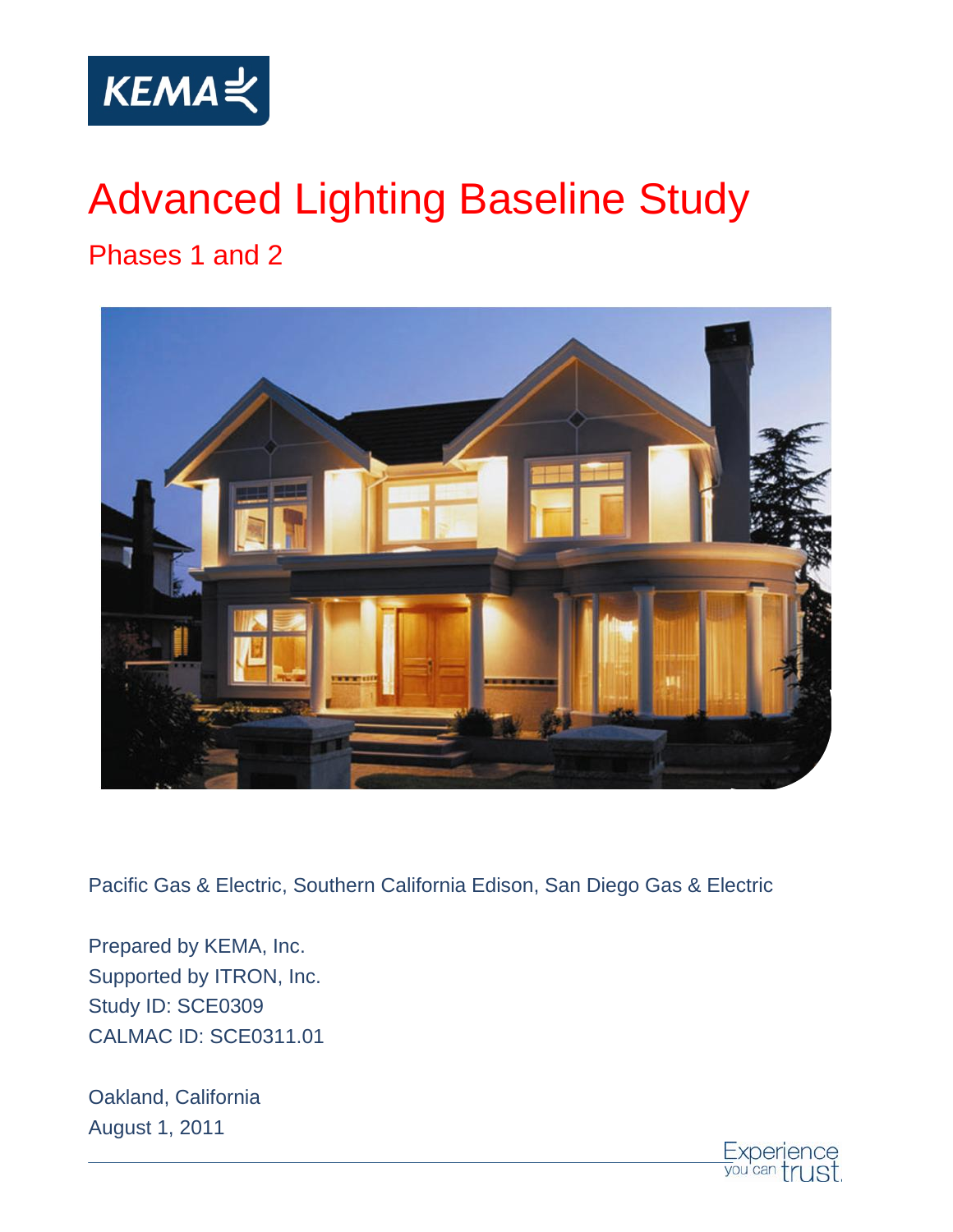KEMA

# Advanced Lighting Baseline Study

## Phases 1 and 2

Pacific Gas & Electric, Southern California Edison, San Diego Gas & Electric

Prepared by KEMA, Inc.
Supported by ITRON, Inc.
Study ID: SCE0309
CALMAC ID: SCE0311.01

Oakland, California
August 1, 2011

Experience you can trust.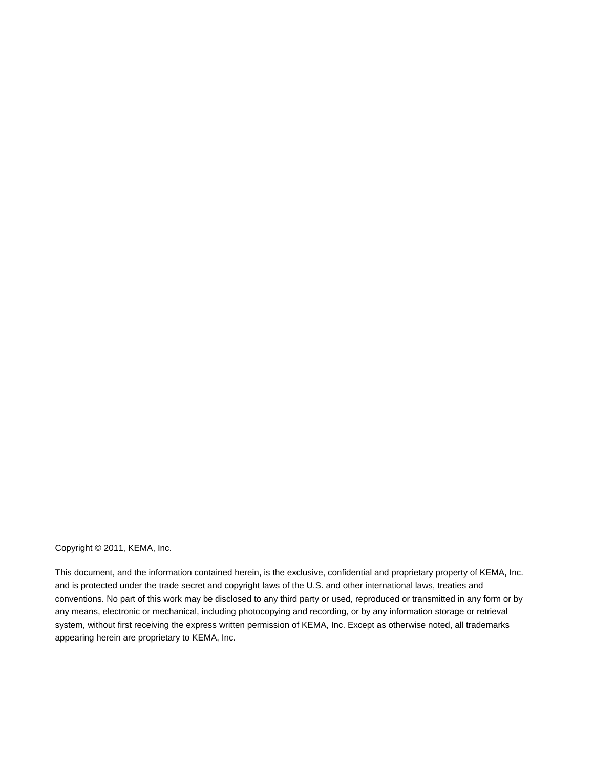Copyright © 2011, KEMA, Inc.

This document, and the information contained herein, is the exclusive, confidential and proprietary property of KEMA, Inc. and is protected under the trade secret and copyright laws of the U.S. and other international laws, treaties and conventions. No part of this work may be disclosed to any third party or used, reproduced or transmitted in any form or by any means, electronic or mechanical, including photocopying and recording, or by any information storage or retrieval system, without first receiving the express written permission of KEMA, Inc. Except as otherwise noted, all trademarks appearing herein are proprietary to KEMA, Inc.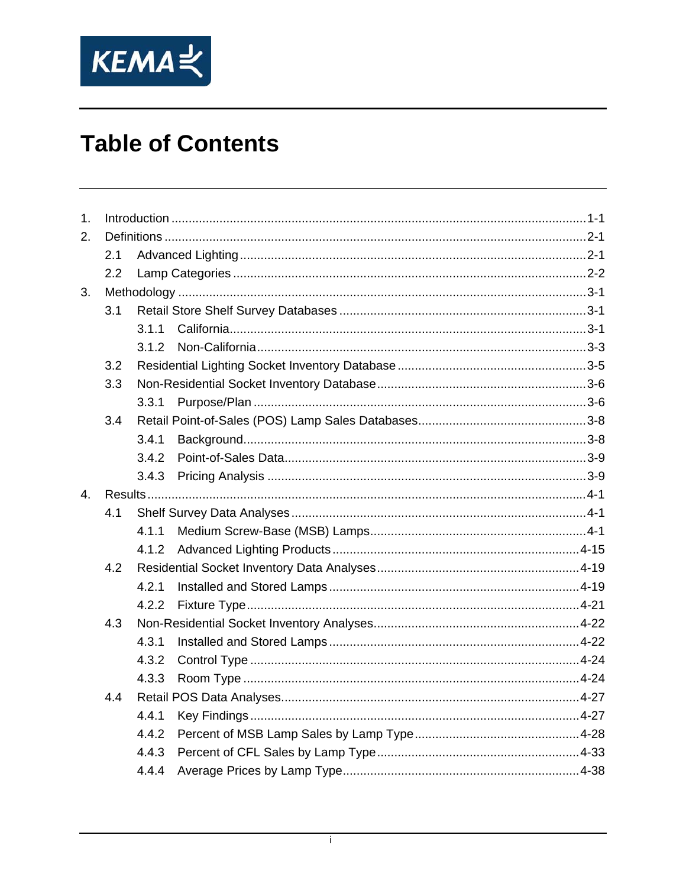# Table of Contents

1. Introduction ........................................................................................................ 1-1
2. Definitions .......................................................................................................... 2-1
   - 2.1 Advanced Lighting ...................................................................................... 2-1
   - 2.2 Lamp Categories ......................................................................................... 2-2
3. Methodology ....................................................................................................... 3-1
   - 3.1 Retail Store Shelf Survey Databases ......................................................... 3-1
     - 3.1.1 California .............................................................................................. 3-1
     - 3.1.2 Non-California ....................................................................................... 3-3
   - 3.2 Residential Lighting Socket Inventory Database ......................................... 3-5
   - 3.3 Non-Residential Socket Inventory Database ............................................... 3-6
     - 3.3.1 Purpose/Plan ......................................................................................... 3-6
   - 3.4 Retail Point-of-Sales (POS) Lamp Sales Databases .................................... 3-8
     - 3.4.1 Background ........................................................................................... 3-8
     - 3.4.2 Point-of-Sales Data ................................................................................ 3-9
     - 3.4.3 Pricing Analysis ..................................................................................... 3-9
4. Results ................................................................................................................ 4-1
   - 4.1 Shelf Survey Data Analyses ....................................................................... 4-1
     - 4.1.1 Medium Screw-Base (MSB) Lamps ........................................................ 4-1
     - 4.1.2 Advanced Lighting Products ................................................................ 4-15
   - 4.2 Residential Socket Inventory Data Analyses ............................................. 4-19
     - 4.2.1 Installed and Stored Lamps ................................................................. 4-19
     - 4.2.2 Fixture Type ........................................................................................ 4-21
   - 4.3 Non-Residential Socket Inventory Analyses .............................................. 4-22
     - 4.3.1 Installed and Stored Lamps ................................................................. 4-22
     - 4.3.2 Control Type ........................................................................................ 4-24
     - 4.3.3 Room Type .......................................................................................... 4-24
   - 4.4 Retail POS Data Analyses ......................................................................... 4-27
     - 4.4.1 Key Findings ........................................................................................ 4-27
     - 4.4.2 Percent of MSB Lamp Sales by Lamp Type ......................................... 4-28
     - 4.4.3 Percent of CFL Sales by Lamp Type .................................................... 4-33
     - 4.4.4 Average Prices by Lamp Type ............................................................. 4-38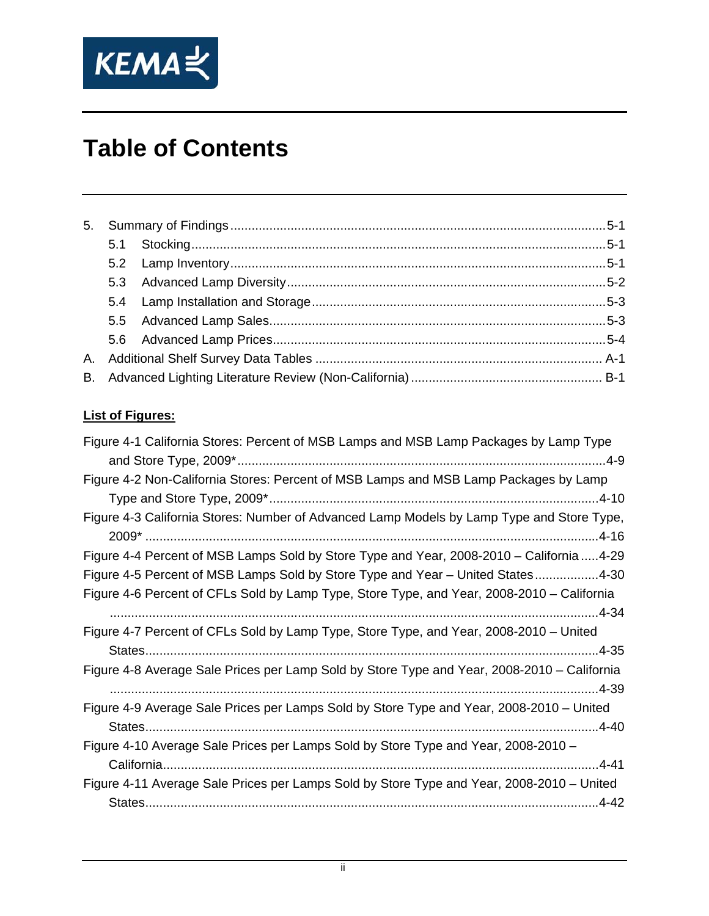# Table of Contents

5. Summary of Findings ........................................................................................................5-1
    - 5.1 Stocking ...................................................................................................................5-1
    - 5.2 Lamp Inventory ........................................................................................................5-1
    - 5.3 Advanced Lamp Diversity ........................................................................................5-2
    - 5.4 Lamp Installation and Storage .................................................................................5-3
    - 5.5 Advanced Lamp Sales .............................................................................................5-3
    - 5.6 Advanced Lamp Prices ............................................................................................5-4

A. Additional Shelf Survey Data Tables ................................................................................ A-1

B. Advanced Lighting Literature Review (Non-California) ..................................................... B-1

**List of Figures:**

Figure 4-1 California Stores: Percent of MSB Lamps and MSB Lamp Packages by Lamp Type and Store Type, 2009* ......................................................................................................4-9

Figure 4-2 Non-California Stores: Percent of MSB Lamps and MSB Lamp Packages by Lamp Type and Store Type, 2009* ............................................................................................4-10

Figure 4-3 California Stores: Number of Advanced Lamp Models by Lamp Type and Store Type, 2009* ..............................................................................................................................4-16

Figure 4-4 Percent of MSB Lamps Sold by Store Type and Year, 2008-2010 – California .....4-29

Figure 4-5 Percent of MSB Lamps Sold by Store Type and Year – United States ..................4-30

Figure 4-6 Percent of CFLs Sold by Lamp Type, Store Type, and Year, 2008-2010 – California .........................................................................................................................................4-34

Figure 4-7 Percent of CFLs Sold by Lamp Type, Store Type, and Year, 2008-2010 – United States..............................................................................................................................4-35

Figure 4-8 Average Sale Prices per Lamp Sold by Store Type and Year, 2008-2010 – California .........................................................................................................................................4-39

Figure 4-9 Average Sale Prices per Lamps Sold by Store Type and Year, 2008-2010 – United States..............................................................................................................................4-40

Figure 4-10 Average Sale Prices per Lamps Sold by Store Type and Year, 2008-2010 – California..........................................................................................................................4-41

Figure 4-11 Average Sale Prices per Lamps Sold by Store Type and Year, 2008-2010 – United States..............................................................................................................................4-42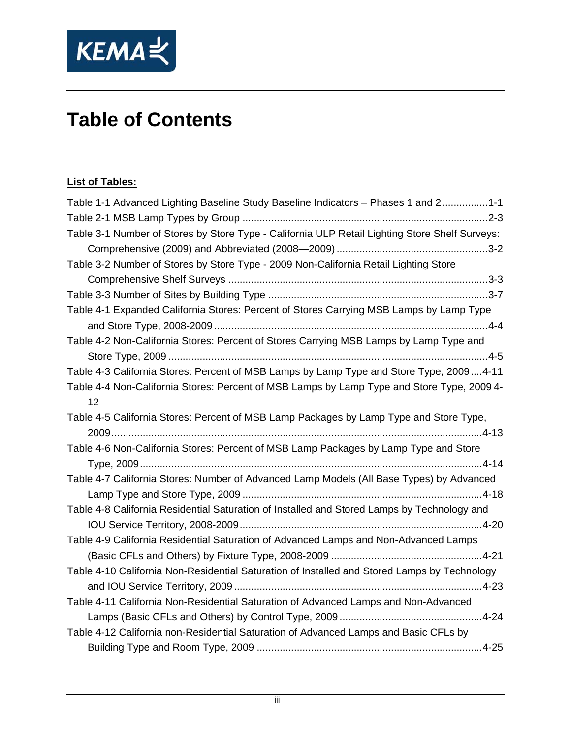# Table of Contents

**List of Tables:**

Table 1-1 Advanced Lighting Baseline Study Baseline Indicators – Phases 1 and 2 ................1-1

Table 2-1 MSB Lamp Types by Group ......................................................................................2-3

Table 3-1 Number of Stores by Store Type - California ULP Retail Lighting Store Shelf Surveys: Comprehensive (2009) and Abbreviated (2008—2009) ....................................................3-2

Table 3-2 Number of Stores by Store Type - 2009 Non-California Retail Lighting Store Comprehensive Shelf Surveys ..........................................................................................3-3

Table 3-3 Number of Sites by Building Type ............................................................................3-7

Table 4-1 Expanded California Stores: Percent of Stores Carrying MSB Lamps by Lamp Type and Store Type, 2008-2009 ...............................................................................................4-4

Table 4-2 Non-California Stores: Percent of Stores Carrying MSB Lamps by Lamp Type and Store Type, 2009 ...............................................................................................................4-5

Table 4-3 California Stores: Percent of MSB Lamps by Lamp Type and Store Type, 2009....4-11

Table 4-4 Non-California Stores: Percent of MSB Lamps by Lamp Type and Store Type, 2009 4-12

Table 4-5 California Stores: Percent of MSB Lamp Packages by Lamp Type and Store Type, 2009................................................................................................................................4-13

Table 4-6 Non-California Stores: Percent of MSB Lamp Packages by Lamp Type and Store Type, 2009.......................................................................................................................4-14

Table 4-7 California Stores: Number of Advanced Lamp Models (All Base Types) by Advanced Lamp Type and Store Type, 2009 ...................................................................................4-18

Table 4-8 California Residential Saturation of Installed and Stored Lamps by Technology and IOU Service Territory, 2008-2009....................................................................................4-20

Table 4-9 California Residential Saturation of Advanced Lamps and Non-Advanced Lamps (Basic CFLs and Others) by Fixture Type, 2008-2009 .....................................................4-21

Table 4-10 California Non-Residential Saturation of Installed and Stored Lamps by Technology and IOU Service Territory, 2009 ......................................................................................4-23

Table 4-11 California Non-Residential Saturation of Advanced Lamps and Non-Advanced Lamps (Basic CFLs and Others) by Control Type, 2009 .................................................4-24

Table 4-12 California non-Residential Saturation of Advanced Lamps and Basic CFLs by Building Type and Room Type, 2009 ..............................................................................4-25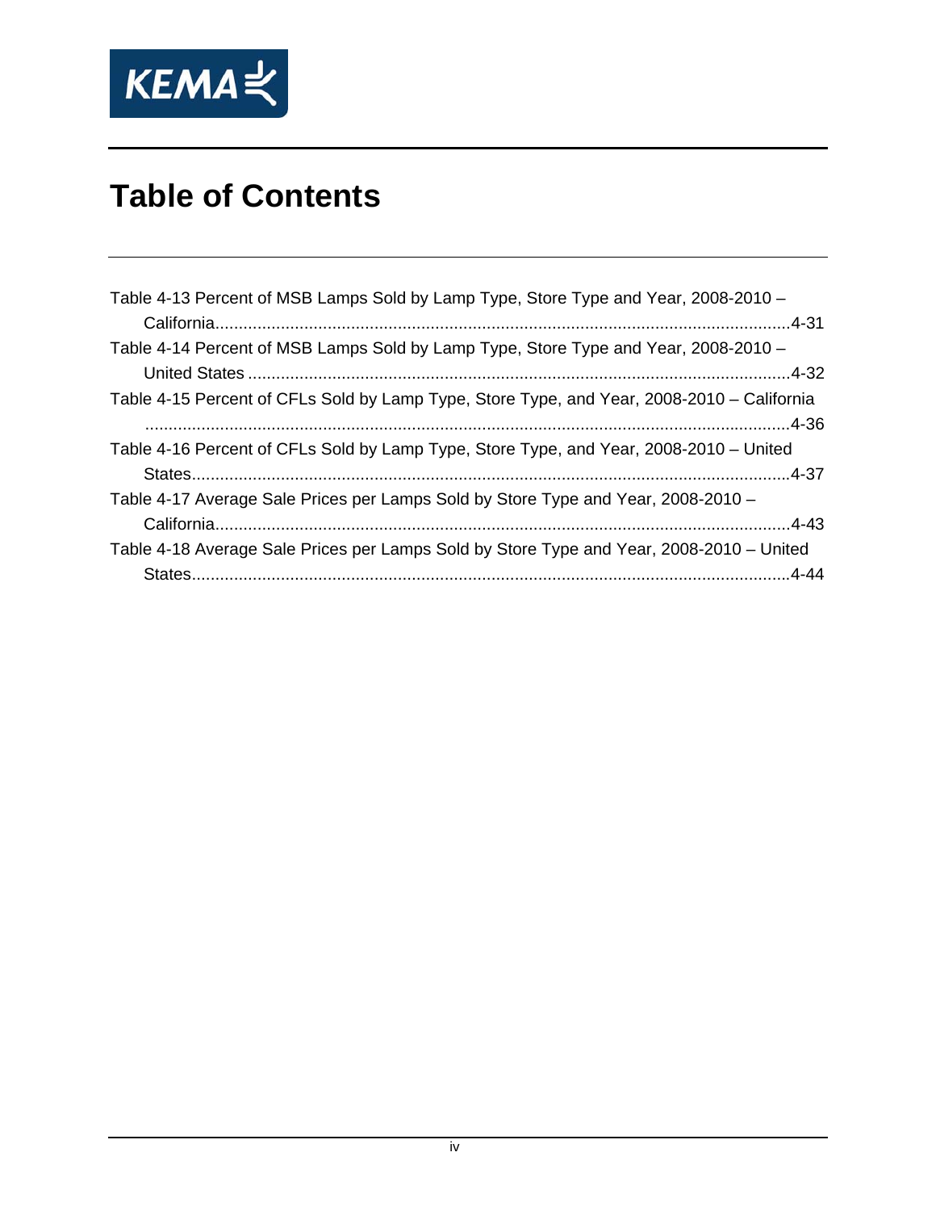# Table of Contents

Table 4-13 Percent of MSB Lamps Sold by Lamp Type, Store Type and Year, 2008-2010 – California........................................................................................................................4-31

Table 4-14 Percent of MSB Lamps Sold by Lamp Type, Store Type and Year, 2008-2010 – United States ..................................................................................................................4-32

Table 4-15 Percent of CFLs Sold by Lamp Type, Store Type, and Year, 2008-2010 – California ..........................................................................................................................4-36

Table 4-16 Percent of CFLs Sold by Lamp Type, Store Type, and Year, 2008-2010 – United States..............................................................................................................................4-37

Table 4-17 Average Sale Prices per Lamps Sold by Store Type and Year, 2008-2010 – California........................................................................................................................4-43

Table 4-18 Average Sale Prices per Lamps Sold by Store Type and Year, 2008-2010 – United States..............................................................................................................................4-44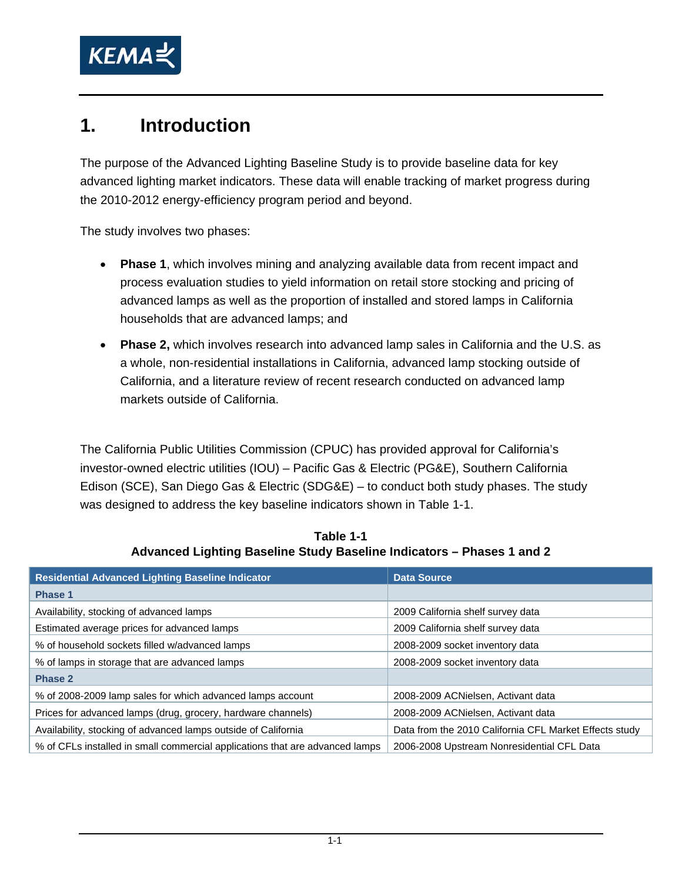# 1. Introduction

The purpose of the Advanced Lighting Baseline Study is to provide baseline data for key advanced lighting market indicators. These data will enable tracking of market progress during the 2010-2012 energy-efficiency program period and beyond.

The study involves two phases:

- **Phase 1**, which involves mining and analyzing available data from recent impact and process evaluation studies to yield information on retail store stocking and pricing of advanced lamps as well as the proportion of installed and stored lamps in California households that are advanced lamps; and
- **Phase 2,** which involves research into advanced lamp sales in California and the U.S. as a whole, non-residential installations in California, advanced lamp stocking outside of California, and a literature review of recent research conducted on advanced lamp markets outside of California.

The California Public Utilities Commission (CPUC) has provided approval for California's investor-owned electric utilities (IOU) – Pacific Gas & Electric (PG&E), Southern California Edison (SCE), San Diego Gas & Electric (SDG&E) – to conduct both study phases. The study was designed to address the key baseline indicators shown in Table 1-1.

**Table 1-1**
**Advanced Lighting Baseline Study Baseline Indicators – Phases 1 and 2**

| Residential Advanced Lighting Baseline Indicator | Data Source |
|---|---|
| **Phase 1** | |
| Availability, stocking of advanced lamps | 2009 California shelf survey data |
| Estimated average prices for advanced lamps | 2009 California shelf survey data |
| % of household sockets filled w/advanced lamps | 2008-2009 socket inventory data |
| % of lamps in storage that are advanced lamps | 2008-2009 socket inventory data |
| **Phase 2** | |
| % of 2008-2009 lamp sales for which advanced lamps account | 2008-2009 ACNielsen, Activant data |
| Prices for advanced lamps (drug, grocery, hardware channels) | 2008-2009 ACNielsen, Activant data |
| Availability, stocking of advanced lamps outside of California | Data from the 2010 California CFL Market Effects study |
| % of CFLs installed in small commercial applications that are advanced lamps | 2006-2008 Upstream Nonresidential CFL Data |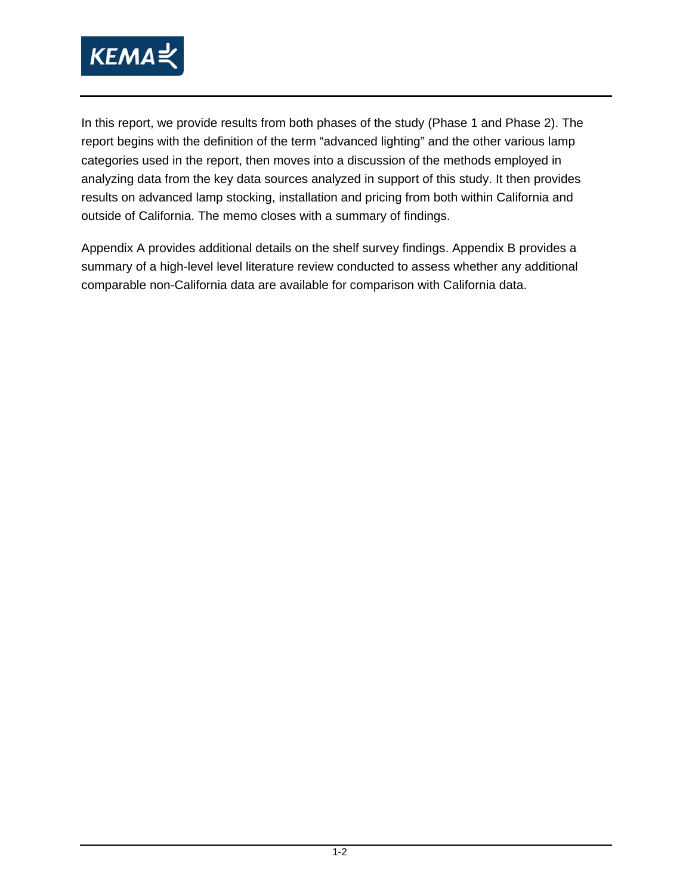In this report, we provide results from both phases of the study (Phase 1 and Phase 2). The report begins with the definition of the term "advanced lighting" and the other various lamp categories used in the report, then moves into a discussion of the methods employed in analyzing data from the key data sources analyzed in support of this study. It then provides results on advanced lamp stocking, installation and pricing from both within California and outside of California. The memo closes with a summary of findings.

Appendix A provides additional details on the shelf survey findings. Appendix B provides a summary of a high-level level literature review conducted to assess whether any additional comparable non-California data are available for comparison with California data.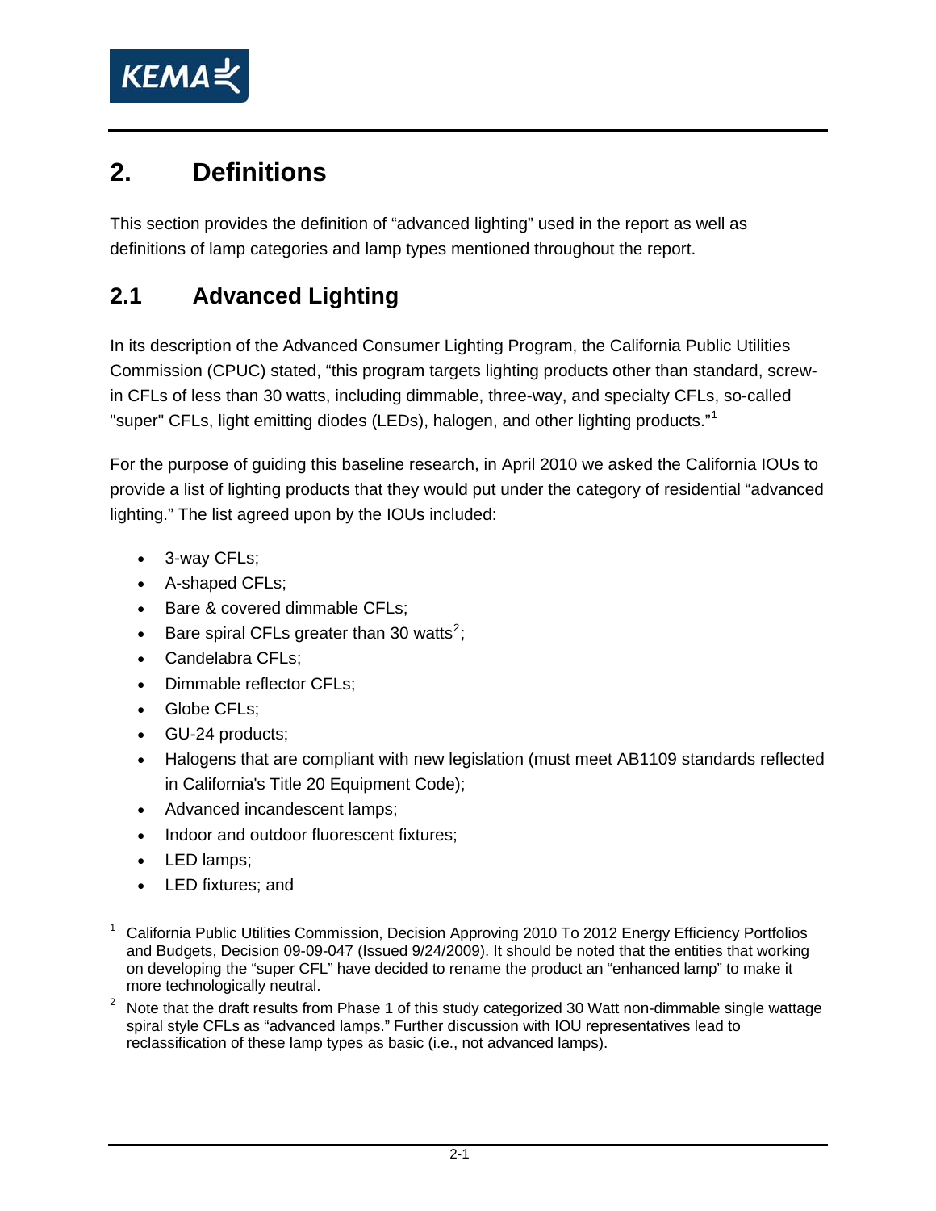# 2. Definitions

This section provides the definition of "advanced lighting" used in the report as well as definitions of lamp categories and lamp types mentioned throughout the report.

## 2.1 Advanced Lighting

In its description of the Advanced Consumer Lighting Program, the California Public Utilities Commission (CPUC) stated, "this program targets lighting products other than standard, screw-in CFLs of less than 30 watts, including dimmable, three-way, and specialty CFLs, so-called "super" CFLs, light emitting diodes (LEDs), halogen, and other lighting products."[1]

For the purpose of guiding this baseline research, in April 2010 we asked the California IOUs to provide a list of lighting products that they would put under the category of residential "advanced lighting." The list agreed upon by the IOUs included:

- 3-way CFLs;
- A-shaped CFLs;
- Bare & covered dimmable CFLs;
- Bare spiral CFLs greater than 30 watts[2];
- Candelabra CFLs;
- Dimmable reflector CFLs;
- Globe CFLs;
- GU-24 products;
- Halogens that are compliant with new legislation (must meet AB1109 standards reflected in California's Title 20 Equipment Code);
- Advanced incandescent lamps;
- Indoor and outdoor fluorescent fixtures;
- LED lamps;
- LED fixtures; and

---

[1] California Public Utilities Commission, Decision Approving 2010 To 2012 Energy Efficiency Portfolios and Budgets, Decision 09-09-047 (Issued 9/24/2009). It should be noted that the entities that working on developing the "super CFL" have decided to rename the product an "enhanced lamp" to make it more technologically neutral.

[2] Note that the draft results from Phase 1 of this study categorized 30 Watt non-dimmable single wattage spiral style CFLs as "advanced lamps." Further discussion with IOU representatives lead to reclassification of these lamp types as basic (i.e., not advanced lamps).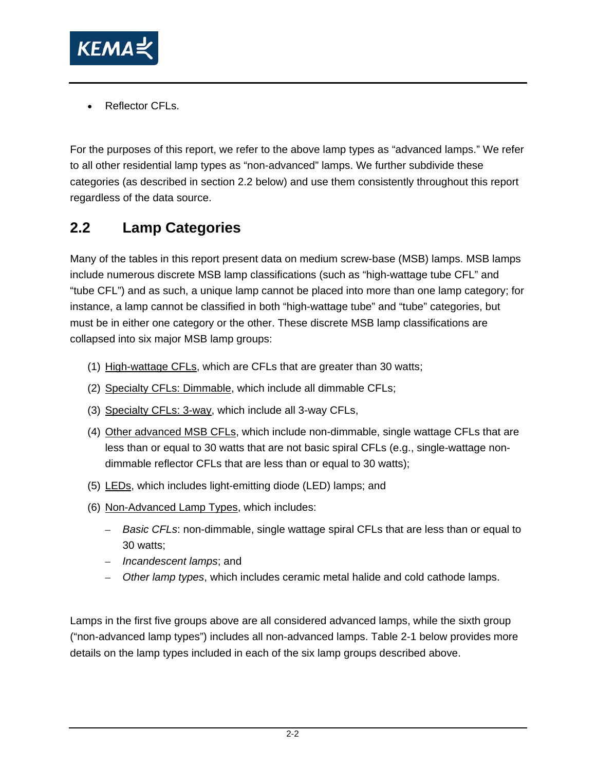- Reflector CFLs.

For the purposes of this report, we refer to the above lamp types as "advanced lamps." We refer to all other residential lamp types as "non-advanced" lamps. We further subdivide these categories (as described in section 2.2 below) and use them consistently throughout this report regardless of the data source.

## 2.2 Lamp Categories

Many of the tables in this report present data on medium screw-base (MSB) lamps. MSB lamps include numerous discrete MSB lamp classifications (such as "high-wattage tube CFL" and "tube CFL") and as such, a unique lamp cannot be placed into more than one lamp category; for instance, a lamp cannot be classified in both "high-wattage tube" and "tube" categories, but must be in either one category or the other. These discrete MSB lamp classifications are collapsed into six major MSB lamp groups:

(1) High-wattage CFLs, which are CFLs that are greater than 30 watts;

(2) Specialty CFLs: Dimmable, which include all dimmable CFLs;

(3) Specialty CFLs: 3-way, which include all 3-way CFLs,

(4) Other advanced MSB CFLs, which include non-dimmable, single wattage CFLs that are less than or equal to 30 watts that are not basic spiral CFLs (e.g., single-wattage non-dimmable reflector CFLs that are less than or equal to 30 watts);

(5) LEDs, which includes light-emitting diode (LED) lamps; and

(6) Non-Advanced Lamp Types, which includes:

   - *Basic CFLs*: non-dimmable, single wattage spiral CFLs that are less than or equal to 30 watts;
   - *Incandescent lamps*; and
   - *Other lamp types*, which includes ceramic metal halide and cold cathode lamps.

Lamps in the first five groups above are all considered advanced lamps, while the sixth group ("non-advanced lamp types") includes all non-advanced lamps. Table 2-1 below provides more details on the lamp types included in each of the six lamp groups described above.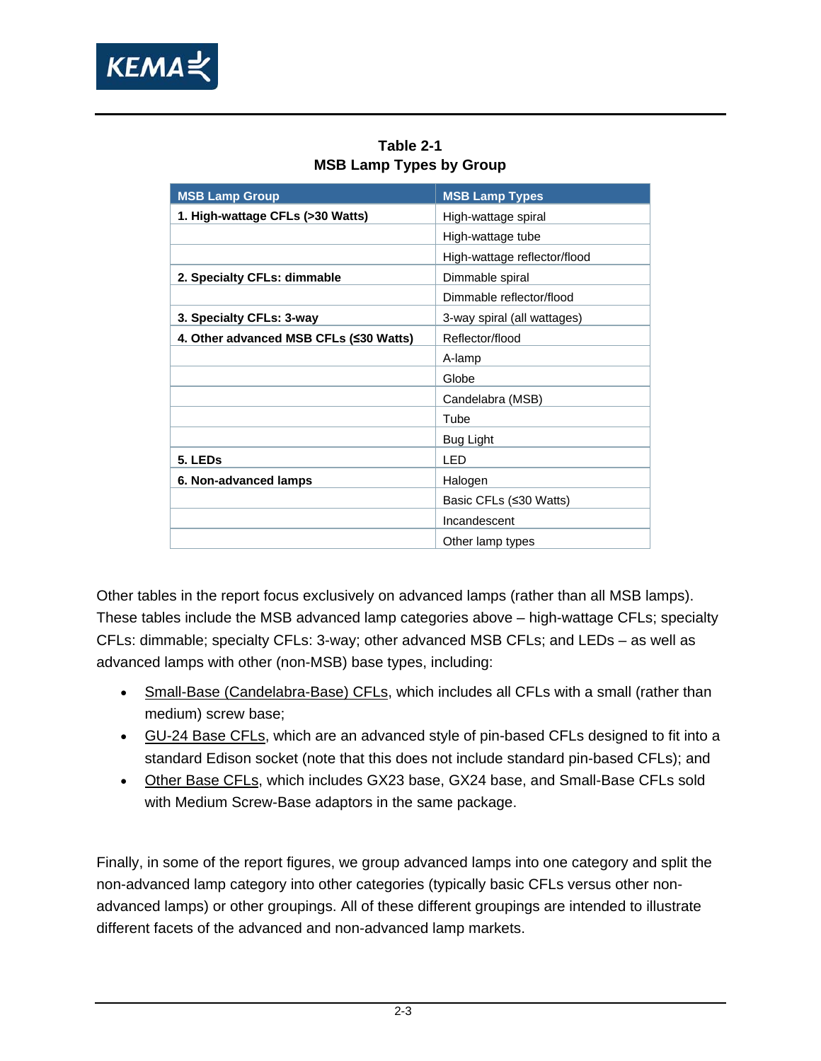**Table 2-1**
**MSB Lamp Types by Group**

| MSB Lamp Group | MSB Lamp Types |
|---|---|
| **1. High-wattage CFLs (>30 Watts)** | High-wattage spiral |
| | High-wattage tube |
| | High-wattage reflector/flood |
| **2. Specialty CFLs: dimmable** | Dimmable spiral |
| | Dimmable reflector/flood |
| **3. Specialty CFLs: 3-way** | 3-way spiral (all wattages) |
| **4. Other advanced MSB CFLs (≤30 Watts)** | Reflector/flood |
| | A-lamp |
| | Globe |
| | Candelabra (MSB) |
| | Tube |
| | Bug Light |
| **5. LEDs** | LED |
| **6. Non-advanced lamps** | Halogen |
| | Basic CFLs (≤30 Watts) |
| | Incandescent |
| | Other lamp types |

Other tables in the report focus exclusively on advanced lamps (rather than all MSB lamps). These tables include the MSB advanced lamp categories above – high-wattage CFLs; specialty CFLs: dimmable; specialty CFLs: 3-way; other advanced MSB CFLs; and LEDs – as well as advanced lamps with other (non-MSB) base types, including:

- Small-Base (Candelabra-Base) CFLs, which includes all CFLs with a small (rather than medium) screw base;
- GU-24 Base CFLs, which are an advanced style of pin-based CFLs designed to fit into a standard Edison socket (note that this does not include standard pin-based CFLs); and
- Other Base CFLs, which includes GX23 base, GX24 base, and Small-Base CFLs sold with Medium Screw-Base adaptors in the same package.

Finally, in some of the report figures, we group advanced lamps into one category and split the non-advanced lamp category into other categories (typically basic CFLs versus other non-advanced lamps) or other groupings. All of these different groupings are intended to illustrate different facets of the advanced and non-advanced lamp markets.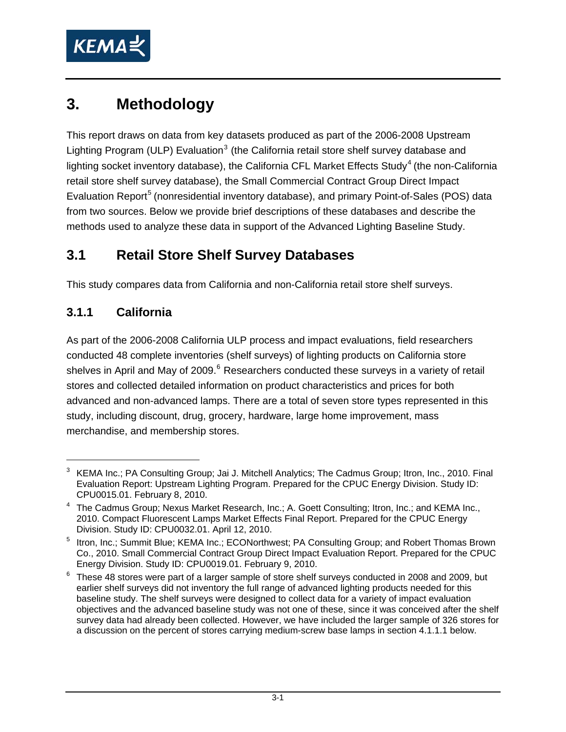# 3. Methodology

This report draws on data from key datasets produced as part of the 2006-2008 Upstream Lighting Program (ULP) Evaluation[3] (the California retail store shelf survey database and lighting socket inventory database), the California CFL Market Effects Study[4] (the non-California retail store shelf survey database), the Small Commercial Contract Group Direct Impact Evaluation Report[5] (nonresidential inventory database), and primary Point-of-Sales (POS) data from two sources. Below we provide brief descriptions of these databases and describe the methods used to analyze these data in support of the Advanced Lighting Baseline Study.

## 3.1 Retail Store Shelf Survey Databases

This study compares data from California and non-California retail store shelf surveys.

### 3.1.1 California

As part of the 2006-2008 California ULP process and impact evaluations, field researchers conducted 48 complete inventories (shelf surveys) of lighting products on California store shelves in April and May of 2009.[6] Researchers conducted these surveys in a variety of retail stores and collected detailed information on product characteristics and prices for both advanced and non-advanced lamps. There are a total of seven store types represented in this study, including discount, drug, grocery, hardware, large home improvement, mass merchandise, and membership stores.

---

[3] KEMA Inc.; PA Consulting Group; Jai J. Mitchell Analytics; The Cadmus Group; Itron, Inc., 2010. Final Evaluation Report: Upstream Lighting Program. Prepared for the CPUC Energy Division. Study ID: CPU0015.01. February 8, 2010.

[4] The Cadmus Group; Nexus Market Research, Inc.; A. Goett Consulting; Itron, Inc.; and KEMA Inc., 2010. Compact Fluorescent Lamps Market Effects Final Report. Prepared for the CPUC Energy Division. Study ID: CPU0032.01. April 12, 2010.

[5] Itron, Inc.; Summit Blue; KEMA Inc.; ECONorthwest; PA Consulting Group; and Robert Thomas Brown Co., 2010. Small Commercial Contract Group Direct Impact Evaluation Report. Prepared for the CPUC Energy Division. Study ID: CPU0019.01. February 9, 2010.

[6] These 48 stores were part of a larger sample of store shelf surveys conducted in 2008 and 2009, but earlier shelf surveys did not inventory the full range of advanced lighting products needed for this baseline study. The shelf surveys were designed to collect data for a variety of impact evaluation objectives and the advanced baseline study was not one of these, since it was conceived after the shelf survey data had already been collected. However, we have included the larger sample of 326 stores for a discussion on the percent of stores carrying medium-screw base lamps in section 4.1.1.1 below.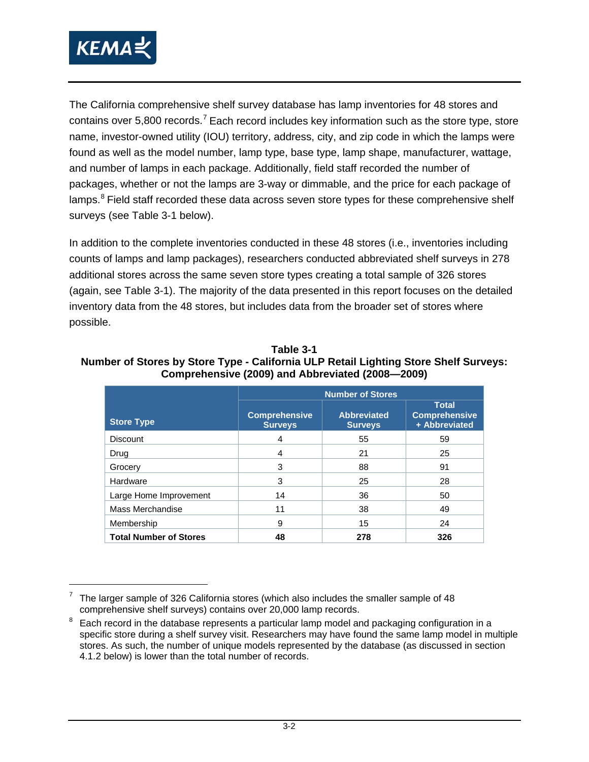The California comprehensive shelf survey database has lamp inventories for 48 stores and contains over 5,800 records.[7] Each record includes key information such as the store type, store name, investor-owned utility (IOU) territory, address, city, and zip code in which the lamps were found as well as the model number, lamp type, base type, lamp shape, manufacturer, wattage, and number of lamps in each package. Additionally, field staff recorded the number of packages, whether or not the lamps are 3-way or dimmable, and the price for each package of lamps.[8] Field staff recorded these data across seven store types for these comprehensive shelf surveys (see Table 3-1 below).

In addition to the complete inventories conducted in these 48 stores (i.e., inventories including counts of lamps and lamp packages), researchers conducted abbreviated shelf surveys in 278 additional stores across the same seven store types creating a total sample of 326 stores (again, see Table 3-1). The majority of the data presented in this report focuses on the detailed inventory data from the 48 stores, but includes data from the broader set of stores where possible.

**Table 3-1**
**Number of Stores by Store Type - California ULP Retail Lighting Store Shelf Surveys: Comprehensive (2009) and Abbreviated (2008—2009)**

| Store Type | Number of Stores | | |
|---|---|---|---|
| | Comprehensive Surveys | Abbreviated Surveys | Total Comprehensive + Abbreviated |
| Discount | 4 | 55 | 59 |
| Drug | 4 | 21 | 25 |
| Grocery | 3 | 88 | 91 |
| Hardware | 3 | 25 | 28 |
| Large Home Improvement | 14 | 36 | 50 |
| Mass Merchandise | 11 | 38 | 49 |
| Membership | 9 | 15 | 24 |
| **Total Number of Stores** | **48** | **278** | **326** |

[7] The larger sample of 326 California stores (which also includes the smaller sample of 48 comprehensive shelf surveys) contains over 20,000 lamp records.

[8] Each record in the database represents a particular lamp model and packaging configuration in a specific store during a shelf survey visit. Researchers may have found the same lamp model in multiple stores. As such, the number of unique models represented by the database (as discussed in section 4.1.2 below) is lower than the total number of records.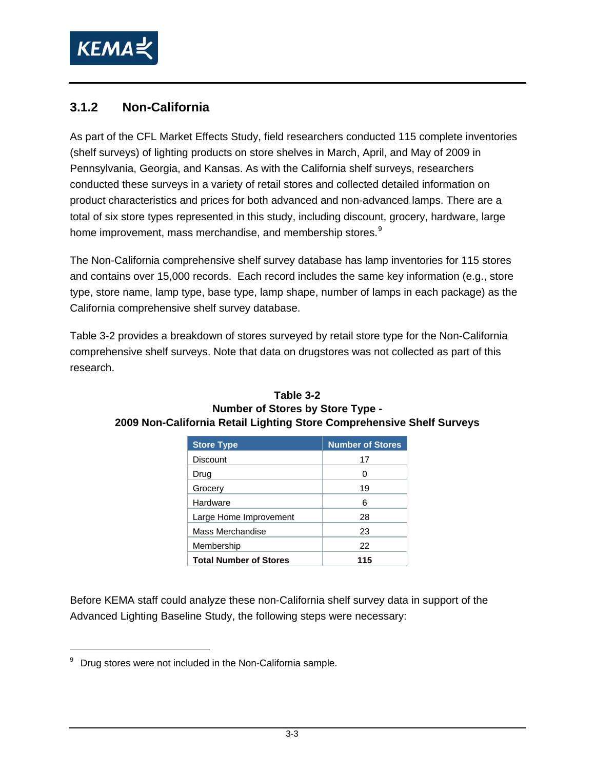### 3.1.2 Non-California

As part of the CFL Market Effects Study, field researchers conducted 115 complete inventories (shelf surveys) of lighting products on store shelves in March, April, and May of 2009 in Pennsylvania, Georgia, and Kansas. As with the California shelf surveys, researchers conducted these surveys in a variety of retail stores and collected detailed information on product characteristics and prices for both advanced and non-advanced lamps. There are a total of six store types represented in this study, including discount, grocery, hardware, large home improvement, mass merchandise, and membership stores.[9]

The Non-California comprehensive shelf survey database has lamp inventories for 115 stores and contains over 15,000 records. Each record includes the same key information (e.g., store type, store name, lamp type, base type, lamp shape, number of lamps in each package) as the California comprehensive shelf survey database.

Table 3-2 provides a breakdown of stores surveyed by retail store type for the Non-California comprehensive shelf surveys. Note that data on drugstores was not collected as part of this research.

**Table 3-2**
**Number of Stores by Store Type -**
**2009 Non-California Retail Lighting Store Comprehensive Shelf Surveys**

| Store Type | Number of Stores |
|---|---|
| Discount | 17 |
| Drug | 0 |
| Grocery | 19 |
| Hardware | 6 |
| Large Home Improvement | 28 |
| Mass Merchandise | 23 |
| Membership | 22 |
| **Total Number of Stores** | **115** |

Before KEMA staff could analyze these non-California shelf survey data in support of the Advanced Lighting Baseline Study, the following steps were necessary:

[9] Drug stores were not included in the Non-California sample.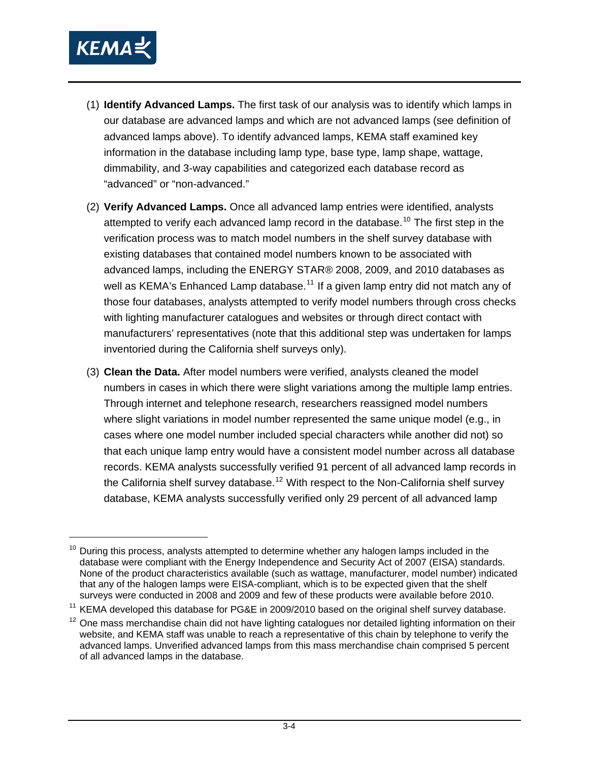(1) **Identify Advanced Lamps.** The first task of our analysis was to identify which lamps in our database are advanced lamps and which are not advanced lamps (see definition of advanced lamps above). To identify advanced lamps, KEMA staff examined key information in the database including lamp type, base type, lamp shape, wattage, dimmability, and 3-way capabilities and categorized each database record as "advanced" or "non-advanced."

(2) **Verify Advanced Lamps.** Once all advanced lamp entries were identified, analysts attempted to verify each advanced lamp record in the database.[10] The first step in the verification process was to match model numbers in the shelf survey database with existing databases that contained model numbers known to be associated with advanced lamps, including the ENERGY STAR® 2008, 2009, and 2010 databases as well as KEMA's Enhanced Lamp database.[11] If a given lamp entry did not match any of those four databases, analysts attempted to verify model numbers through cross checks with lighting manufacturer catalogues and websites or through direct contact with manufacturers' representatives (note that this additional step was undertaken for lamps inventoried during the California shelf surveys only).

(3) **Clean the Data.** After model numbers were verified, analysts cleaned the model numbers in cases in which there were slight variations among the multiple lamp entries. Through internet and telephone research, researchers reassigned model numbers where slight variations in model number represented the same unique model (e.g., in cases where one model number included special characters while another did not) so that each unique lamp entry would have a consistent model number across all database records. KEMA analysts successfully verified 91 percent of all advanced lamp records in the California shelf survey database.[12] With respect to the Non-California shelf survey database, KEMA analysts successfully verified only 29 percent of all advanced lamp

---

[10] During this process, analysts attempted to determine whether any halogen lamps included in the database were compliant with the Energy Independence and Security Act of 2007 (EISA) standards. None of the product characteristics available (such as wattage, manufacturer, model number) indicated that any of the halogen lamps were EISA-compliant, which is to be expected given that the shelf surveys were conducted in 2008 and 2009 and few of these products were available before 2010.

[11] KEMA developed this database for PG&E in 2009/2010 based on the original shelf survey database.

[12] One mass merchandise chain did not have lighting catalogues nor detailed lighting information on their website, and KEMA staff was unable to reach a representative of this chain by telephone to verify the advanced lamps. Unverified advanced lamps from this mass merchandise chain comprised 5 percent of all advanced lamps in the database.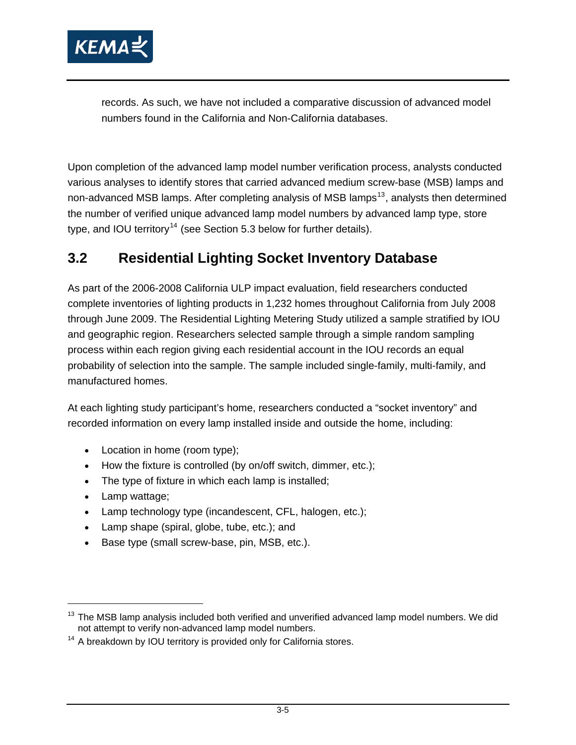records. As such, we have not included a comparative discussion of advanced model numbers found in the California and Non-California databases.

Upon completion of the advanced lamp model number verification process, analysts conducted various analyses to identify stores that carried advanced medium screw-base (MSB) lamps and non-advanced MSB lamps. After completing analysis of MSB lamps[13], analysts then determined the number of verified unique advanced lamp model numbers by advanced lamp type, store type, and IOU territory[14] (see Section 5.3 below for further details).

## 3.2 Residential Lighting Socket Inventory Database

As part of the 2006-2008 California ULP impact evaluation, field researchers conducted complete inventories of lighting products in 1,232 homes throughout California from July 2008 through June 2009. The Residential Lighting Metering Study utilized a sample stratified by IOU and geographic region. Researchers selected sample through a simple random sampling process within each region giving each residential account in the IOU records an equal probability of selection into the sample. The sample included single-family, multi-family, and manufactured homes.

At each lighting study participant's home, researchers conducted a "socket inventory" and recorded information on every lamp installed inside and outside the home, including:

- Location in home (room type);
- How the fixture is controlled (by on/off switch, dimmer, etc.);
- The type of fixture in which each lamp is installed;
- Lamp wattage;
- Lamp technology type (incandescent, CFL, halogen, etc.);
- Lamp shape (spiral, globe, tube, etc.); and
- Base type (small screw-base, pin, MSB, etc.).

---

[13] The MSB lamp analysis included both verified and unverified advanced lamp model numbers. We did not attempt to verify non-advanced lamp model numbers.

[14] A breakdown by IOU territory is provided only for California stores.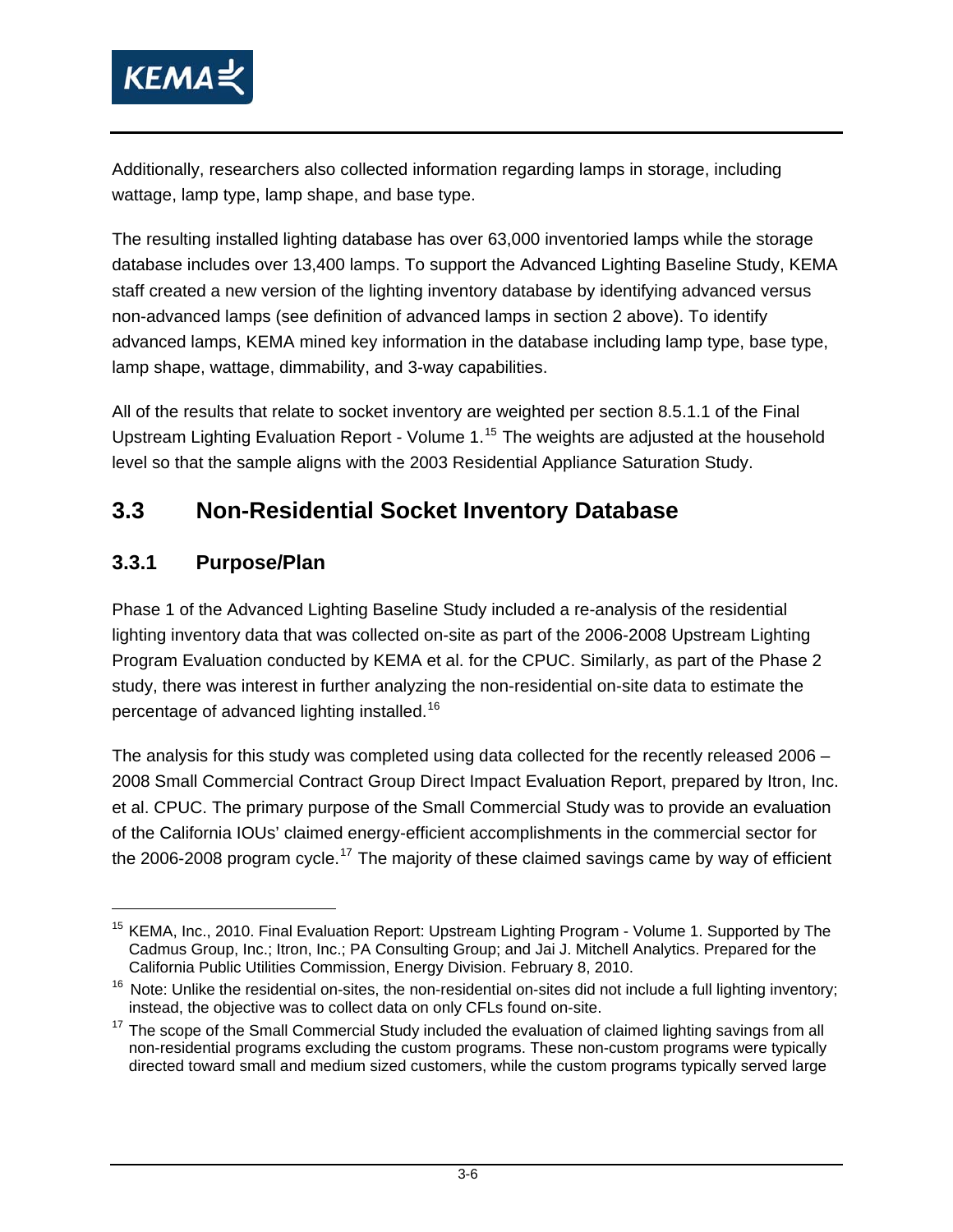Additionally, researchers also collected information regarding lamps in storage, including wattage, lamp type, lamp shape, and base type.

The resulting installed lighting database has over 63,000 inventoried lamps while the storage database includes over 13,400 lamps. To support the Advanced Lighting Baseline Study, KEMA staff created a new version of the lighting inventory database by identifying advanced versus non-advanced lamps (see definition of advanced lamps in section 2 above). To identify advanced lamps, KEMA mined key information in the database including lamp type, base type, lamp shape, wattage, dimmability, and 3-way capabilities.

All of the results that relate to socket inventory are weighted per section 8.5.1.1 of the Final Upstream Lighting Evaluation Report - Volume 1.[15] The weights are adjusted at the household level so that the sample aligns with the 2003 Residential Appliance Saturation Study.

## 3.3 Non-Residential Socket Inventory Database

### 3.3.1 Purpose/Plan

Phase 1 of the Advanced Lighting Baseline Study included a re-analysis of the residential lighting inventory data that was collected on-site as part of the 2006-2008 Upstream Lighting Program Evaluation conducted by KEMA et al. for the CPUC. Similarly, as part of the Phase 2 study, there was interest in further analyzing the non-residential on-site data to estimate the percentage of advanced lighting installed.[16]

The analysis for this study was completed using data collected for the recently released 2006 – 2008 Small Commercial Contract Group Direct Impact Evaluation Report, prepared by Itron, Inc. et al. CPUC. The primary purpose of the Small Commercial Study was to provide an evaluation of the California IOUs' claimed energy-efficient accomplishments in the commercial sector for the 2006-2008 program cycle.[17] The majority of these claimed savings came by way of efficient

---

[15] KEMA, Inc., 2010. Final Evaluation Report: Upstream Lighting Program - Volume 1. Supported by The Cadmus Group, Inc.; Itron, Inc.; PA Consulting Group; and Jai J. Mitchell Analytics. Prepared for the California Public Utilities Commission, Energy Division. February 8, 2010.

[16] Note: Unlike the residential on-sites, the non-residential on-sites did not include a full lighting inventory; instead, the objective was to collect data on only CFLs found on-site.

[17] The scope of the Small Commercial Study included the evaluation of claimed lighting savings from all non-residential programs excluding the custom programs. These non-custom programs were typically directed toward small and medium sized customers, while the custom programs typically served large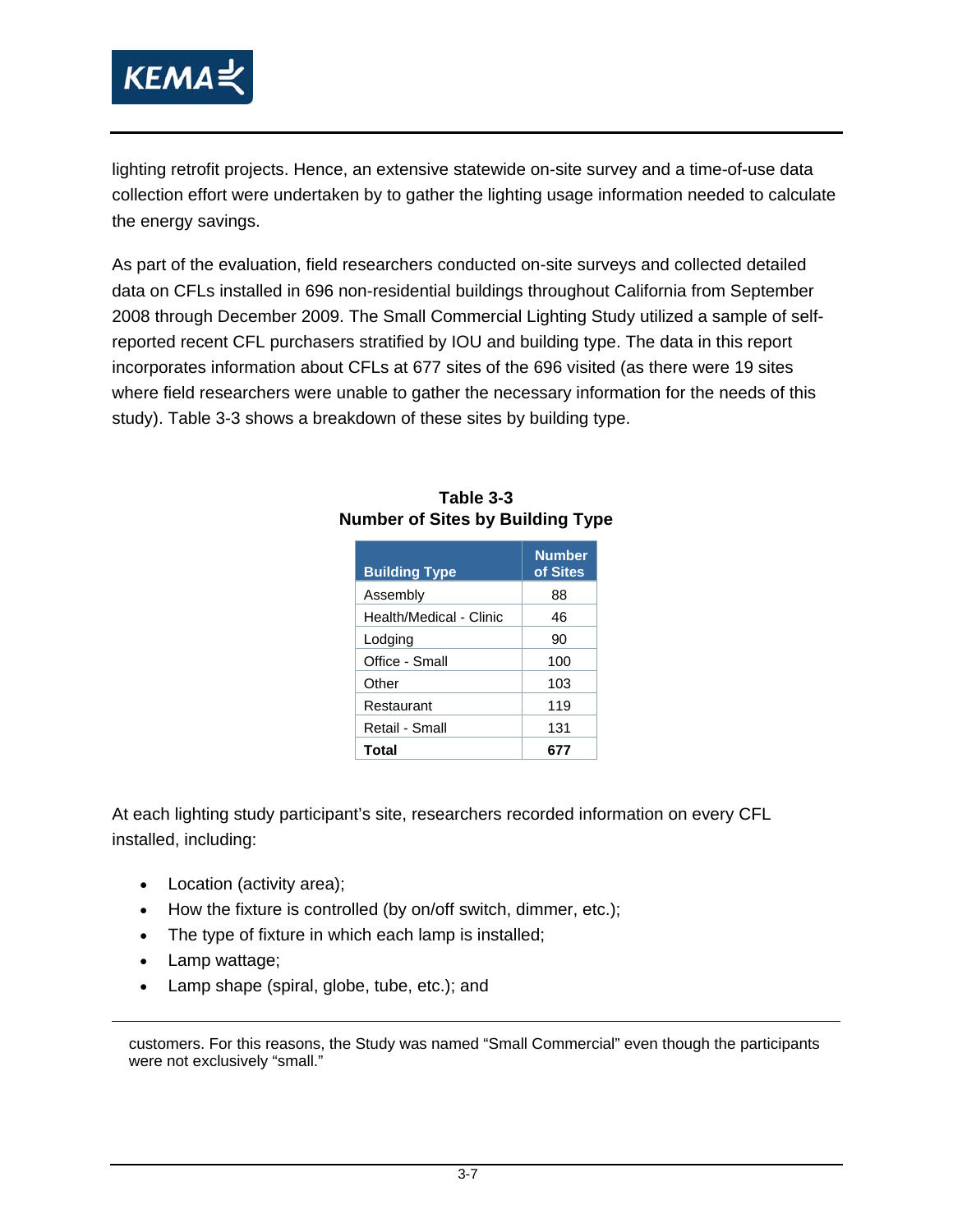lighting retrofit projects. Hence, an extensive statewide on-site survey and a time-of-use data collection effort were undertaken by to gather the lighting usage information needed to calculate the energy savings.

As part of the evaluation, field researchers conducted on-site surveys and collected detailed data on CFLs installed in 696 non-residential buildings throughout California from September 2008 through December 2009. The Small Commercial Lighting Study utilized a sample of self-reported recent CFL purchasers stratified by IOU and building type. The data in this report incorporates information about CFLs at 677 sites of the 696 visited (as there were 19 sites where field researchers were unable to gather the necessary information for the needs of this study). Table 3-3 shows a breakdown of these sites by building type.

**Table 3-3**
**Number of Sites by Building Type**

| Building Type | Number of Sites |
|---|---|
| Assembly | 88 |
| Health/Medical - Clinic | 46 |
| Lodging | 90 |
| Office - Small | 100 |
| Other | 103 |
| Restaurant | 119 |
| Retail - Small | 131 |
| **Total** | **677** |

At each lighting study participant's site, researchers recorded information on every CFL installed, including:

- Location (activity area);
- How the fixture is controlled (by on/off switch, dimmer, etc.);
- The type of fixture in which each lamp is installed;
- Lamp wattage;
- Lamp shape (spiral, globe, tube, etc.); and

customers. For this reasons, the Study was named "Small Commercial" even though the participants were not exclusively "small."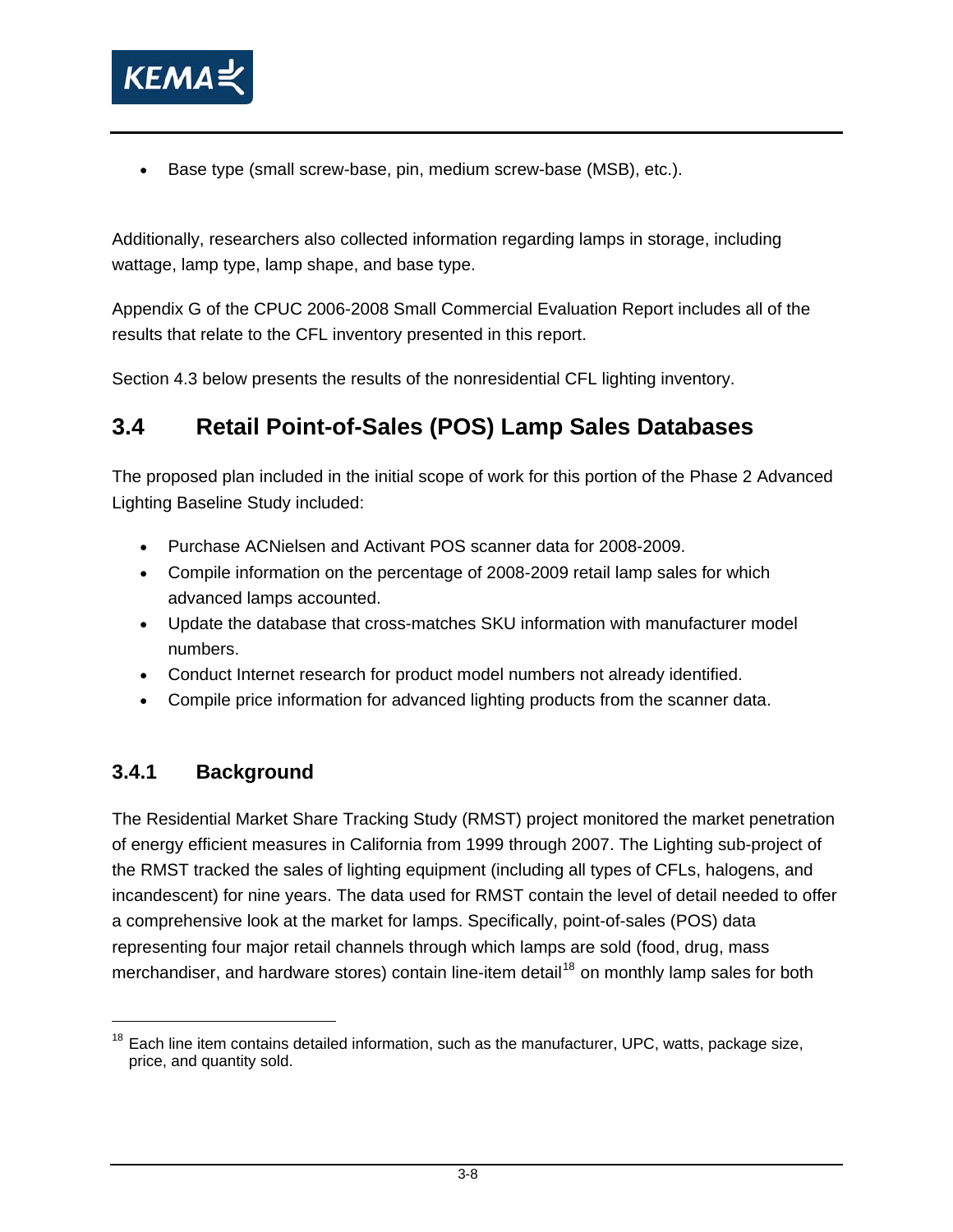- Base type (small screw-base, pin, medium screw-base (MSB), etc.).

Additionally, researchers also collected information regarding lamps in storage, including wattage, lamp type, lamp shape, and base type.

Appendix G of the CPUC 2006-2008 Small Commercial Evaluation Report includes all of the results that relate to the CFL inventory presented in this report.

Section 4.3 below presents the results of the nonresidential CFL lighting inventory.

## 3.4 Retail Point-of-Sales (POS) Lamp Sales Databases

The proposed plan included in the initial scope of work for this portion of the Phase 2 Advanced Lighting Baseline Study included:

- Purchase ACNielsen and Activant POS scanner data for 2008-2009.
- Compile information on the percentage of 2008-2009 retail lamp sales for which advanced lamps accounted.
- Update the database that cross-matches SKU information with manufacturer model numbers.
- Conduct Internet research for product model numbers not already identified.
- Compile price information for advanced lighting products from the scanner data.

### 3.4.1 Background

The Residential Market Share Tracking Study (RMST) project monitored the market penetration of energy efficient measures in California from 1999 through 2007. The Lighting sub-project of the RMST tracked the sales of lighting equipment (including all types of CFLs, halogens, and incandescent) for nine years. The data used for RMST contain the level of detail needed to offer a comprehensive look at the market for lamps. Specifically, point-of-sales (POS) data representing four major retail channels through which lamps are sold (food, drug, mass merchandiser, and hardware stores) contain line-item detail[18] on monthly lamp sales for both

[18] Each line item contains detailed information, such as the manufacturer, UPC, watts, package size, price, and quantity sold.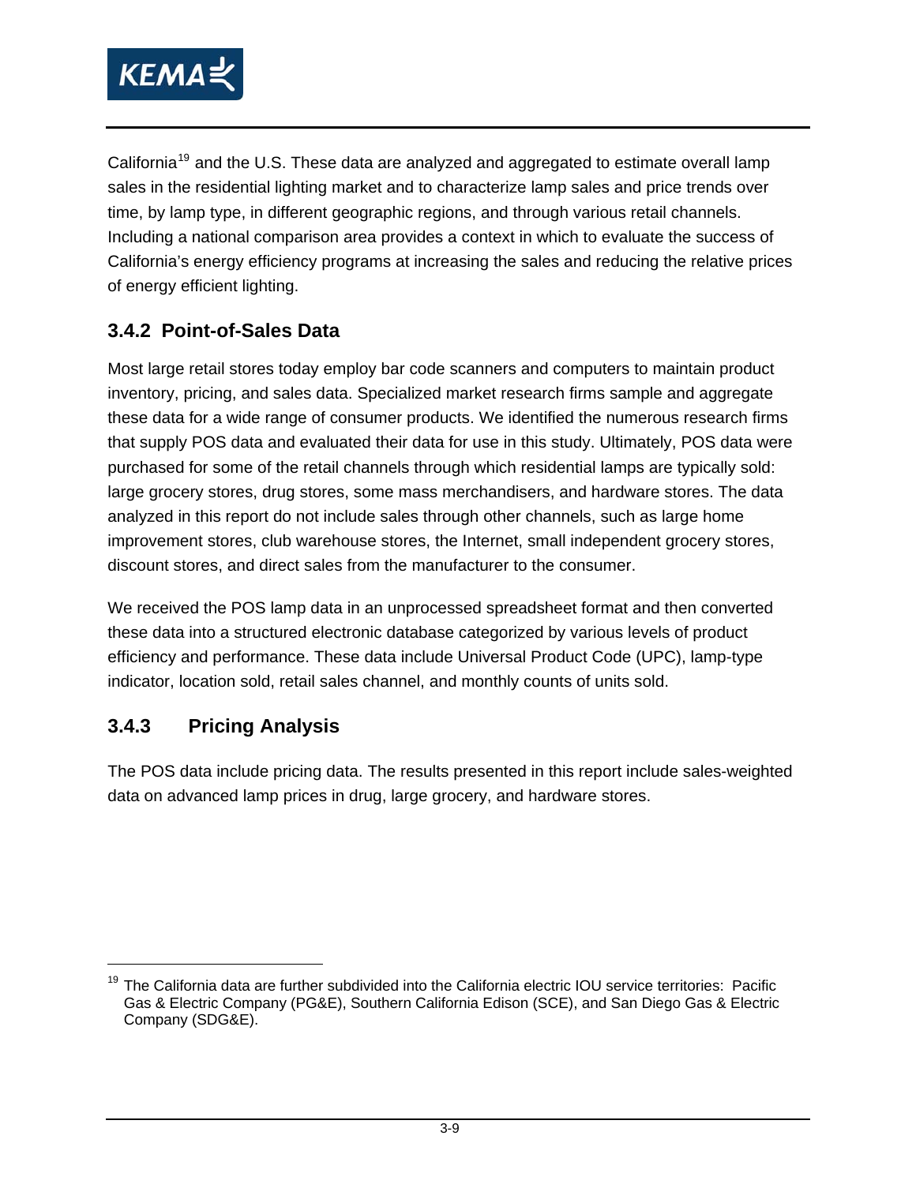California[19] and the U.S. These data are analyzed and aggregated to estimate overall lamp sales in the residential lighting market and to characterize lamp sales and price trends over time, by lamp type, in different geographic regions, and through various retail channels. Including a national comparison area provides a context in which to evaluate the success of California's energy efficiency programs at increasing the sales and reducing the relative prices of energy efficient lighting.

### 3.4.2 Point-of-Sales Data

Most large retail stores today employ bar code scanners and computers to maintain product inventory, pricing, and sales data. Specialized market research firms sample and aggregate these data for a wide range of consumer products. We identified the numerous research firms that supply POS data and evaluated their data for use in this study. Ultimately, POS data were purchased for some of the retail channels through which residential lamps are typically sold: large grocery stores, drug stores, some mass merchandisers, and hardware stores. The data analyzed in this report do not include sales through other channels, such as large home improvement stores, club warehouse stores, the Internet, small independent grocery stores, discount stores, and direct sales from the manufacturer to the consumer.

We received the POS lamp data in an unprocessed spreadsheet format and then converted these data into a structured electronic database categorized by various levels of product efficiency and performance. These data include Universal Product Code (UPC), lamp-type indicator, location sold, retail sales channel, and monthly counts of units sold.

### 3.4.3 Pricing Analysis

The POS data include pricing data. The results presented in this report include sales-weighted data on advanced lamp prices in drug, large grocery, and hardware stores.

[19] The California data are further subdivided into the California electric IOU service territories: Pacific Gas & Electric Company (PG&E), Southern California Edison (SCE), and San Diego Gas & Electric Company (SDG&E).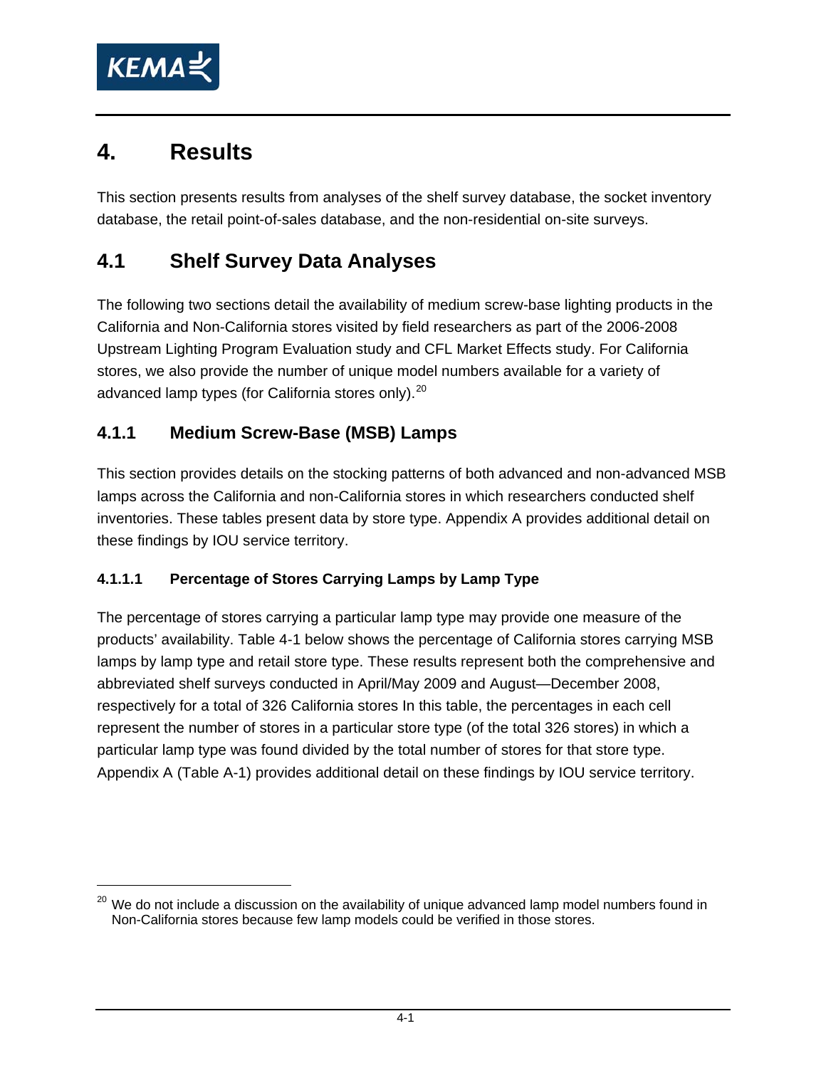# 4. Results

This section presents results from analyses of the shelf survey database, the socket inventory database, the retail point-of-sales database, and the non-residential on-site surveys.

## 4.1 Shelf Survey Data Analyses

The following two sections detail the availability of medium screw-base lighting products in the California and Non-California stores visited by field researchers as part of the 2006-2008 Upstream Lighting Program Evaluation study and CFL Market Effects study. For California stores, we also provide the number of unique model numbers available for a variety of advanced lamp types (for California stores only).[20]

### 4.1.1 Medium Screw-Base (MSB) Lamps

This section provides details on the stocking patterns of both advanced and non-advanced MSB lamps across the California and non-California stores in which researchers conducted shelf inventories. These tables present data by store type. Appendix A provides additional detail on these findings by IOU service territory.

#### 4.1.1.1 Percentage of Stores Carrying Lamps by Lamp Type

The percentage of stores carrying a particular lamp type may provide one measure of the products' availability. Table 4-1 below shows the percentage of California stores carrying MSB lamps by lamp type and retail store type. These results represent both the comprehensive and abbreviated shelf surveys conducted in April/May 2009 and August—December 2008, respectively for a total of 326 California stores In this table, the percentages in each cell represent the number of stores in a particular store type (of the total 326 stores) in which a particular lamp type was found divided by the total number of stores for that store type. Appendix A (Table A-1) provides additional detail on these findings by IOU service territory.

---

[20] We do not include a discussion on the availability of unique advanced lamp model numbers found in Non-California stores because few lamp models could be verified in those stores.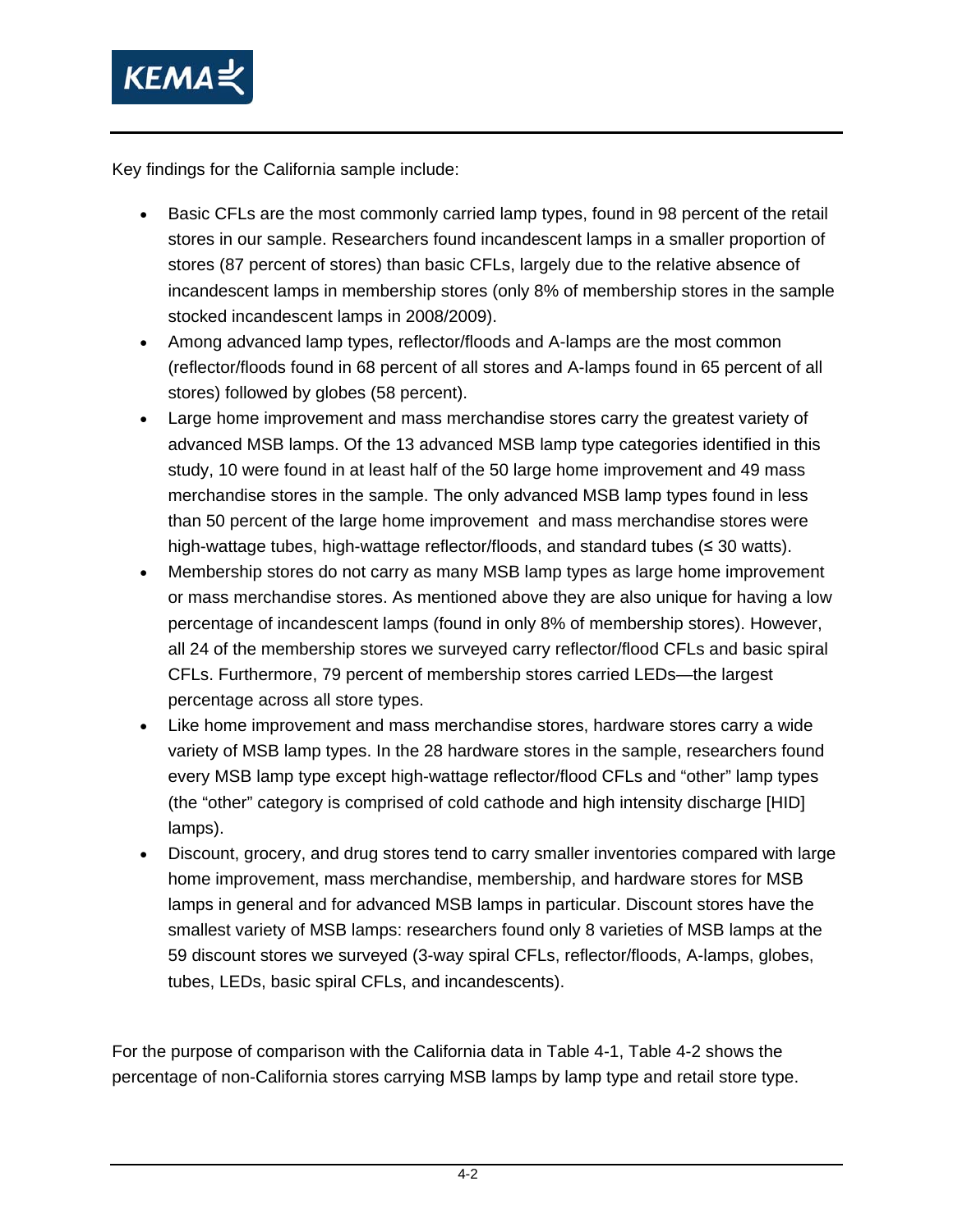Key findings for the California sample include:

- Basic CFLs are the most commonly carried lamp types, found in 98 percent of the retail stores in our sample. Researchers found incandescent lamps in a smaller proportion of stores (87 percent of stores) than basic CFLs, largely due to the relative absence of incandescent lamps in membership stores (only 8% of membership stores in the sample stocked incandescent lamps in 2008/2009).
- Among advanced lamp types, reflector/floods and A-lamps are the most common (reflector/floods found in 68 percent of all stores and A-lamps found in 65 percent of all stores) followed by globes (58 percent).
- Large home improvement and mass merchandise stores carry the greatest variety of advanced MSB lamps. Of the 13 advanced MSB lamp type categories identified in this study, 10 were found in at least half of the 50 large home improvement and 49 mass merchandise stores in the sample. The only advanced MSB lamp types found in less than 50 percent of the large home improvement and mass merchandise stores were high-wattage tubes, high-wattage reflector/floods, and standard tubes (≤ 30 watts).
- Membership stores do not carry as many MSB lamp types as large home improvement or mass merchandise stores. As mentioned above they are also unique for having a low percentage of incandescent lamps (found in only 8% of membership stores). However, all 24 of the membership stores we surveyed carry reflector/flood CFLs and basic spiral CFLs. Furthermore, 79 percent of membership stores carried LEDs—the largest percentage across all store types.
- Like home improvement and mass merchandise stores, hardware stores carry a wide variety of MSB lamp types. In the 28 hardware stores in the sample, researchers found every MSB lamp type except high-wattage reflector/flood CFLs and "other" lamp types (the "other" category is comprised of cold cathode and high intensity discharge [HID] lamps).
- Discount, grocery, and drug stores tend to carry smaller inventories compared with large home improvement, mass merchandise, membership, and hardware stores for MSB lamps in general and for advanced MSB lamps in particular. Discount stores have the smallest variety of MSB lamps: researchers found only 8 varieties of MSB lamps at the 59 discount stores we surveyed (3-way spiral CFLs, reflector/floods, A-lamps, globes, tubes, LEDs, basic spiral CFLs, and incandescents).

For the purpose of comparison with the California data in Table 4-1, Table 4-2 shows the percentage of non-California stores carrying MSB lamps by lamp type and retail store type.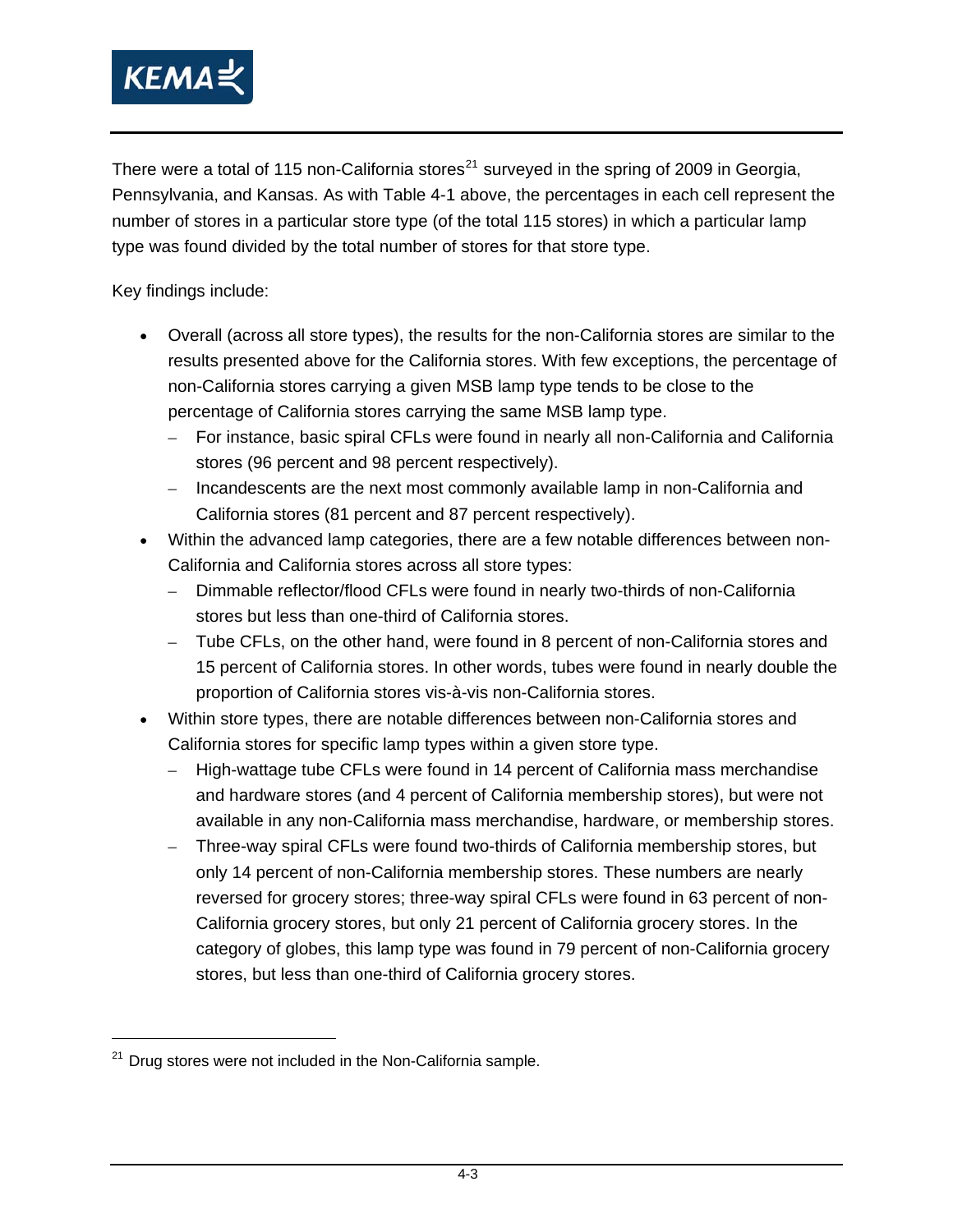There were a total of 115 non-California stores[21] surveyed in the spring of 2009 in Georgia, Pennsylvania, and Kansas. As with Table 4-1 above, the percentages in each cell represent the number of stores in a particular store type (of the total 115 stores) in which a particular lamp type was found divided by the total number of stores for that store type.

Key findings include:

- Overall (across all store types), the results for the non-California stores are similar to the results presented above for the California stores. With few exceptions, the percentage of non-California stores carrying a given MSB lamp type tends to be close to the percentage of California stores carrying the same MSB lamp type.
  - For instance, basic spiral CFLs were found in nearly all non-California and California stores (96 percent and 98 percent respectively).
  - Incandescents are the next most commonly available lamp in non-California and California stores (81 percent and 87 percent respectively).
- Within the advanced lamp categories, there are a few notable differences between non-California and California stores across all store types:
  - Dimmable reflector/flood CFLs were found in nearly two-thirds of non-California stores but less than one-third of California stores.
  - Tube CFLs, on the other hand, were found in 8 percent of non-California stores and 15 percent of California stores. In other words, tubes were found in nearly double the proportion of California stores vis-à-vis non-California stores.
- Within store types, there are notable differences between non-California stores and California stores for specific lamp types within a given store type.
  - High-wattage tube CFLs were found in 14 percent of California mass merchandise and hardware stores (and 4 percent of California membership stores), but were not available in any non-California mass merchandise, hardware, or membership stores.
  - Three-way spiral CFLs were found two-thirds of California membership stores, but only 14 percent of non-California membership stores. These numbers are nearly reversed for grocery stores; three-way spiral CFLs were found in 63 percent of non-California grocery stores, but only 21 percent of California grocery stores. In the category of globes, this lamp type was found in 79 percent of non-California grocery stores, but less than one-third of California grocery stores.

[21] Drug stores were not included in the Non-California sample.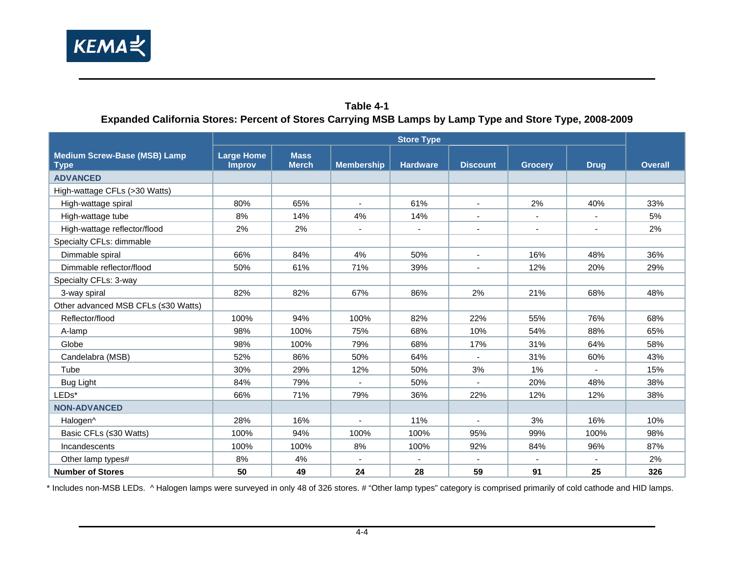**Table 4-1**
**Expanded California Stores: Percent of Stores Carrying MSB Lamps by Lamp Type and Store Type, 2008-2009**

| Medium Screw-Base (MSB) Lamp Type | Store Type | | | | | | | Overall |
|---|---|---|---|---|---|---|---|---|
| | Large Home Improv | Mass Merch | Membership | Hardware | Discount | Grocery | Drug | |
| **ADVANCED** | | | | | | | | |
| High-wattage CFLs (>30 Watts) | | | | | | | | |
| High-wattage spiral | 80% | 65% | - | 61% | - | 2% | 40% | 33% |
| High-wattage tube | 8% | 14% | 4% | 14% | - | - | - | 5% |
| High-wattage reflector/flood | 2% | 2% | - | - | - | - | - | 2% |
| Specialty CFLs: dimmable | | | | | | | | |
| Dimmable spiral | 66% | 84% | 4% | 50% | - | 16% | 48% | 36% |
| Dimmable reflector/flood | 50% | 61% | 71% | 39% | - | 12% | 20% | 29% |
| Specialty CFLs: 3-way | | | | | | | | |
| 3-way spiral | 82% | 82% | 67% | 86% | 2% | 21% | 68% | 48% |
| Other advanced MSB CFLs (≤30 Watts) | | | | | | | | |
| Reflector/flood | 100% | 94% | 100% | 82% | 22% | 55% | 76% | 68% |
| A-lamp | 98% | 100% | 75% | 68% | 10% | 54% | 88% | 65% |
| Globe | 98% | 100% | 79% | 68% | 17% | 31% | 64% | 58% |
| Candelabra (MSB) | 52% | 86% | 50% | 64% | - | 31% | 60% | 43% |
| Tube | 30% | 29% | 12% | 50% | 3% | 1% | - | 15% |
| Bug Light | 84% | 79% | - | 50% | - | 20% | 48% | 38% |
| LEDs* | 66% | 71% | 79% | 36% | 22% | 12% | 12% | 38% |
| **NON-ADVANCED** | | | | | | | | |
| Halogen^ | 28% | 16% | - | 11% | - | 3% | 16% | 10% |
| Basic CFLs (≤30 Watts) | 100% | 94% | 100% | 100% | 95% | 99% | 100% | 98% |
| Incandescents | 100% | 100% | 8% | 100% | 92% | 84% | 96% | 87% |
| Other lamp types# | 8% | 4% | - | - | - | - | - | 2% |
| **Number of Stores** | **50** | **49** | **24** | **28** | **59** | **91** | **25** | **326** |

* Includes non-MSB LEDs. ^ Halogen lamps were surveyed in only 48 of 326 stores. # "Other lamp types" category is comprised primarily of cold cathode and HID lamps.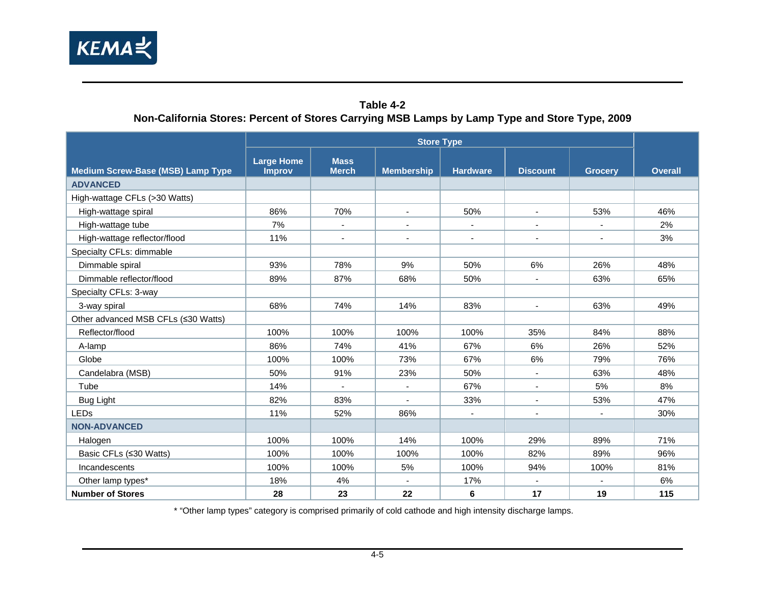**Table 4-2**
**Non-California Stores: Percent of Stores Carrying MSB Lamps by Lamp Type and Store Type, 2009**

| Medium Screw-Base (MSB) Lamp Type | Store Type | | | | | | Overall |
|---|---|---|---|---|---|---|---|
| | Large Home Improv | Mass Merch | Membership | Hardware | Discount | Grocery | |
| **ADVANCED** | | | | | | | |
| High-wattage CFLs (>30 Watts) | | | | | | | |
| High-wattage spiral | 86% | 70% | - | 50% | - | 53% | 46% |
| High-wattage tube | 7% | - | - | - | - | - | 2% |
| High-wattage reflector/flood | 11% | - | - | - | - | - | 3% |
| Specialty CFLs: dimmable | | | | | | | |
| Dimmable spiral | 93% | 78% | 9% | 50% | 6% | 26% | 48% |
| Dimmable reflector/flood | 89% | 87% | 68% | 50% | - | 63% | 65% |
| Specialty CFLs: 3-way | | | | | | | |
| 3-way spiral | 68% | 74% | 14% | 83% | - | 63% | 49% |
| Other advanced MSB CFLs (≤30 Watts) | | | | | | | |
| Reflector/flood | 100% | 100% | 100% | 100% | 35% | 84% | 88% |
| A-lamp | 86% | 74% | 41% | 67% | 6% | 26% | 52% |
| Globe | 100% | 100% | 73% | 67% | 6% | 79% | 76% |
| Candelabra (MSB) | 50% | 91% | 23% | 50% | - | 63% | 48% |
| Tube | 14% | - | - | 67% | - | 5% | 8% |
| Bug Light | 82% | 83% | - | 33% | - | 53% | 47% |
| LEDs | 11% | 52% | 86% | - | - | - | 30% |
| **NON-ADVANCED** | | | | | | | |
| Halogen | 100% | 100% | 14% | 100% | 29% | 89% | 71% |
| Basic CFLs (≤30 Watts) | 100% | 100% | 100% | 100% | 82% | 89% | 96% |
| Incandescents | 100% | 100% | 5% | 100% | 94% | 100% | 81% |
| Other lamp types* | 18% | 4% | - | 17% | - | - | 6% |
| **Number of Stores** | **28** | **23** | **22** | **6** | **17** | **19** | **115** |

* "Other lamp types" category is comprised primarily of cold cathode and high intensity discharge lamps.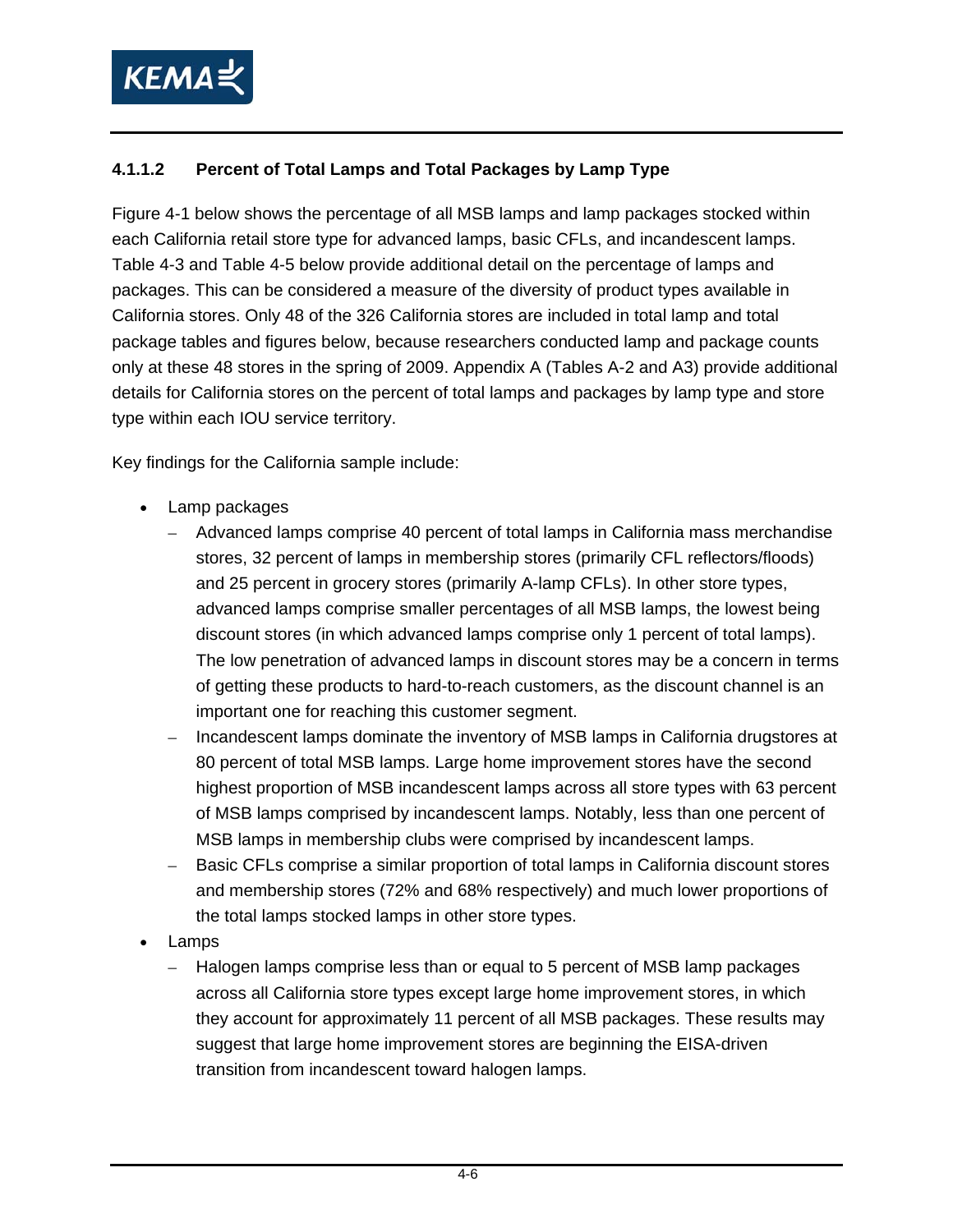#### 4.1.1.2 Percent of Total Lamps and Total Packages by Lamp Type

Figure 4-1 below shows the percentage of all MSB lamps and lamp packages stocked within each California retail store type for advanced lamps, basic CFLs, and incandescent lamps. Table 4-3 and Table 4-5 below provide additional detail on the percentage of lamps and packages. This can be considered a measure of the diversity of product types available in California stores. Only 48 of the 326 California stores are included in total lamp and total package tables and figures below, because researchers conducted lamp and package counts only at these 48 stores in the spring of 2009. Appendix A (Tables A-2 and A3) provide additional details for California stores on the percent of total lamps and packages by lamp type and store type within each IOU service territory.

Key findings for the California sample include:

- Lamp packages
  - Advanced lamps comprise 40 percent of total lamps in California mass merchandise stores, 32 percent of lamps in membership stores (primarily CFL reflectors/floods) and 25 percent in grocery stores (primarily A-lamp CFLs). In other store types, advanced lamps comprise smaller percentages of all MSB lamps, the lowest being discount stores (in which advanced lamps comprise only 1 percent of total lamps). The low penetration of advanced lamps in discount stores may be a concern in terms of getting these products to hard-to-reach customers, as the discount channel is an important one for reaching this customer segment.
  - Incandescent lamps dominate the inventory of MSB lamps in California drugstores at 80 percent of total MSB lamps. Large home improvement stores have the second highest proportion of MSB incandescent lamps across all store types with 63 percent of MSB lamps comprised by incandescent lamps. Notably, less than one percent of MSB lamps in membership clubs were comprised by incandescent lamps.
  - Basic CFLs comprise a similar proportion of total lamps in California discount stores and membership stores (72% and 68% respectively) and much lower proportions of the total lamps stocked lamps in other store types.
- Lamps
  - Halogen lamps comprise less than or equal to 5 percent of MSB lamp packages across all California store types except large home improvement stores, in which they account for approximately 11 percent of all MSB packages. These results may suggest that large home improvement stores are beginning the EISA-driven transition from incandescent toward halogen lamps.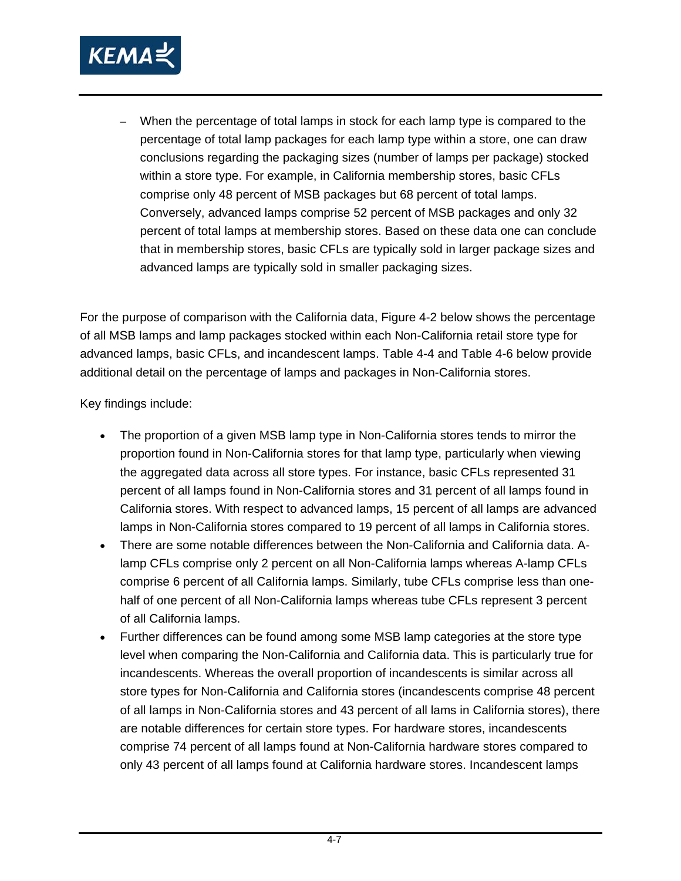- When the percentage of total lamps in stock for each lamp type is compared to the percentage of total lamp packages for each lamp type within a store, one can draw conclusions regarding the packaging sizes (number of lamps per package) stocked within a store type. For example, in California membership stores, basic CFLs comprise only 48 percent of MSB packages but 68 percent of total lamps. Conversely, advanced lamps comprise 52 percent of MSB packages and only 32 percent of total lamps at membership stores. Based on these data one can conclude that in membership stores, basic CFLs are typically sold in larger package sizes and advanced lamps are typically sold in smaller packaging sizes.

For the purpose of comparison with the California data, Figure 4-2 below shows the percentage of all MSB lamps and lamp packages stocked within each Non-California retail store type for advanced lamps, basic CFLs, and incandescent lamps. Table 4-4 and Table 4-6 below provide additional detail on the percentage of lamps and packages in Non-California stores.

Key findings include:

- The proportion of a given MSB lamp type in Non-California stores tends to mirror the proportion found in Non-California stores for that lamp type, particularly when viewing the aggregated data across all store types. For instance, basic CFLs represented 31 percent of all lamps found in Non-California stores and 31 percent of all lamps found in California stores. With respect to advanced lamps, 15 percent of all lamps are advanced lamps in Non-California stores compared to 19 percent of all lamps in California stores.
- There are some notable differences between the Non-California and California data. A-lamp CFLs comprise only 2 percent on all Non-California lamps whereas A-lamp CFLs comprise 6 percent of all California lamps. Similarly, tube CFLs comprise less than one-half of one percent of all Non-California lamps whereas tube CFLs represent 3 percent of all California lamps.
- Further differences can be found among some MSB lamp categories at the store type level when comparing the Non-California and California data. This is particularly true for incandescents. Whereas the overall proportion of incandescents is similar across all store types for Non-California and California stores (incandescents comprise 48 percent of all lamps in Non-California stores and 43 percent of all lams in California stores), there are notable differences for certain store types. For hardware stores, incandescents comprise 74 percent of all lamps found at Non-California hardware stores compared to only 43 percent of all lamps found at California hardware stores. Incandescent lamps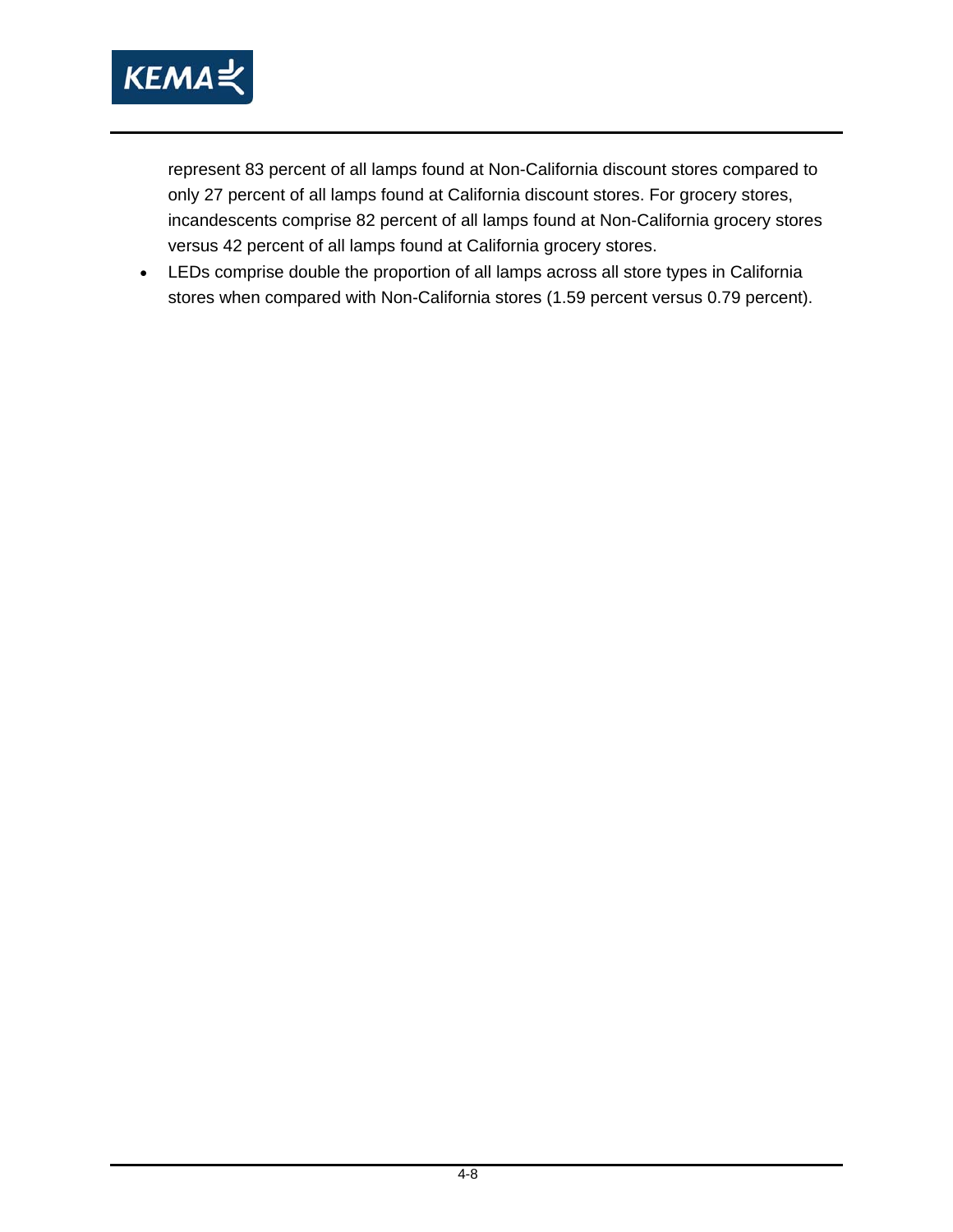represent 83 percent of all lamps found at Non-California discount stores compared to only 27 percent of all lamps found at California discount stores. For grocery stores, incandescents comprise 82 percent of all lamps found at Non-California grocery stores versus 42 percent of all lamps found at California grocery stores.

- LEDs comprise double the proportion of all lamps across all store types in California stores when compared with Non-California stores (1.59 percent versus 0.79 percent).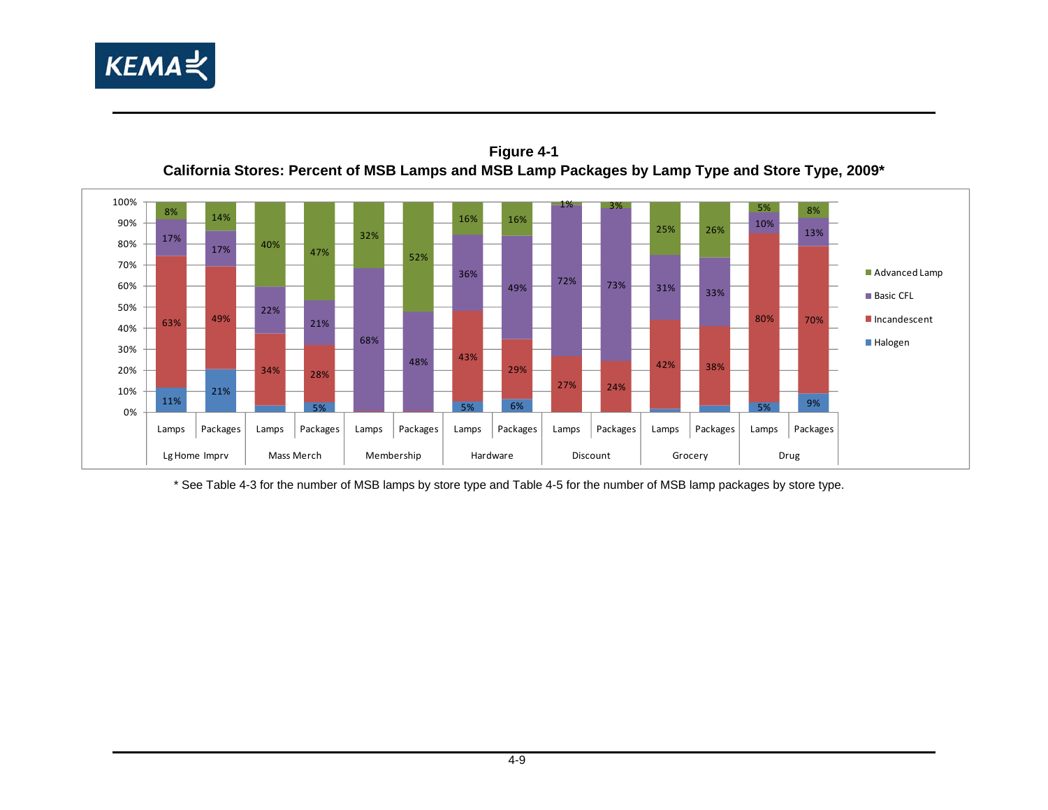**Figure 4-1**
**California Stores: Percent of MSB Lamps and MSB Lamp Packages by Lamp Type and Store Type, 2009***

| Store Type | | Halogen | Incandescent | Basic CFL | Advanced Lamp |
|---|---|---|---|---|---|
| Lg Home Imprv | Lamps | 11% | 63% | 17% | 8% |
| | Packages | 21% | 49% | 17% | 14% |
| Mass Merch | Lamps | | 34% | 22% | 40% |
| | Packages | 5% | 28% | 21% | 47% |
| Membership | Lamps | | | 68% | 32% |
| | Packages | | | 48% | 52% |
| Hardware | Lamps | 5% | 43% | 36% | 16% |
| | Packages | 6% | 29% | 49% | 16% |
| Discount | Lamps | | 27% | 72% | 1% |
| | Packages | | 24% | 73% | 3% |
| Grocery | Lamps | | 42% | 31% | 25% |
| | Packages | | 38% | 33% | 26% |
| Drug | Lamps | 5% | 80% | 10% | 5% |
| | Packages | 9% | 70% | 13% | 8% |

\* See Table 4-3 for the number of MSB lamps by store type and Table 4-5 for the number of MSB lamp packages by store type.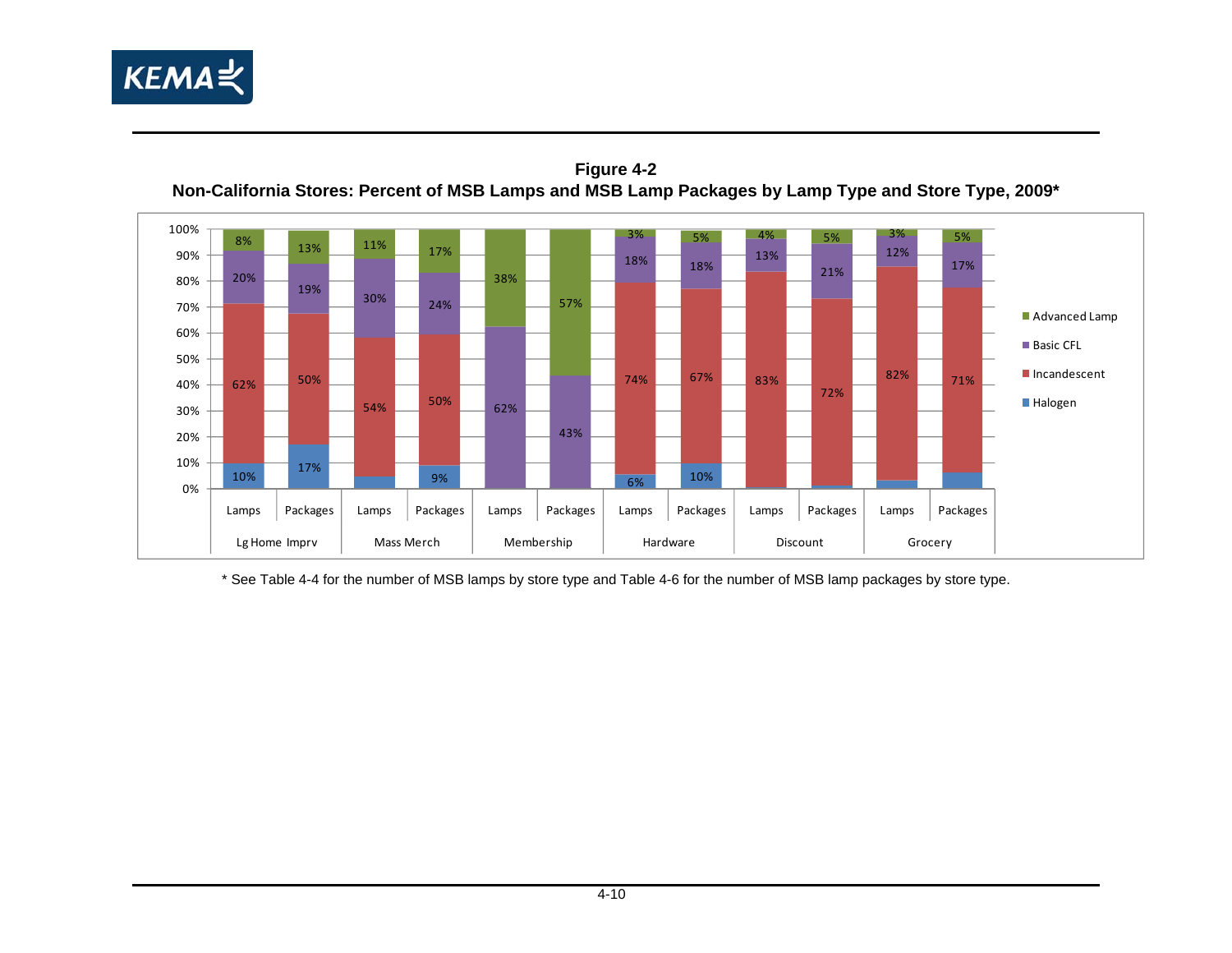**Figure 4-2**
**Non-California Stores: Percent of MSB Lamps and MSB Lamp Packages by Lamp Type and Store Type, 2009***

| Store Type | | Halogen | Incandescent | Basic CFL | Advanced Lamp |
|---|---|---|---|---|---|
| Lg Home Imprv | Lamps | 10% | 62% | 20% | 8% |
| | Packages | 17% | 50% | 19% | 13% |
| Mass Merch | Lamps | | 54% | 30% | 11% |
| | Packages | 9% | 50% | 24% | 17% |
| Membership | Lamps | | | 62% | 38% |
| | Packages | | | 43% | 57% |
| Hardware | Lamps | 6% | 74% | 18% | 3% |
| | Packages | 10% | 67% | 18% | 5% |
| Discount | Lamps | | 83% | 13% | 4% |
| | Packages | | 72% | 21% | 5% |
| Grocery | Lamps | | 82% | 12% | 3% |
| | Packages | | 71% | 17% | 5% |

\* See Table 4-4 for the number of MSB lamps by store type and Table 4-6 for the number of MSB lamp packages by store type.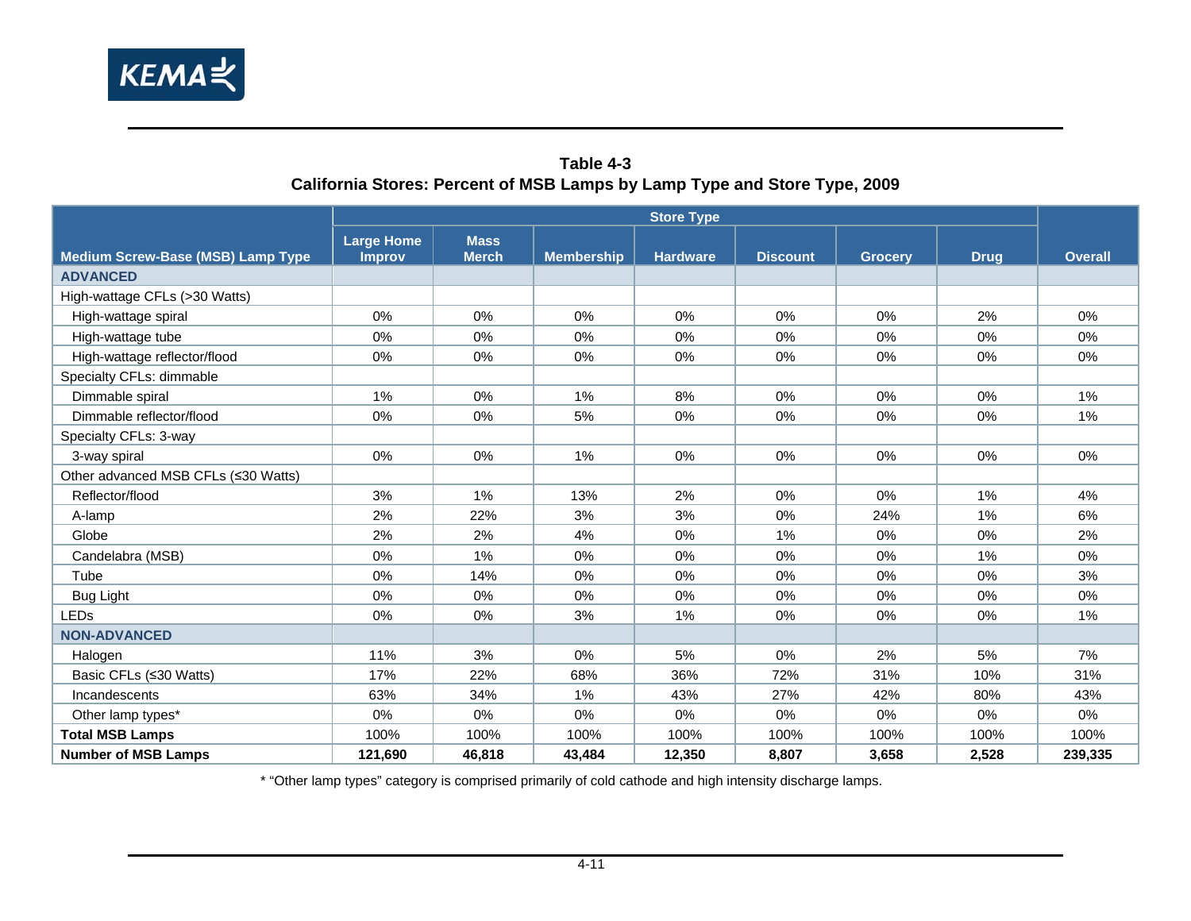**Table 4-3**
**California Stores: Percent of MSB Lamps by Lamp Type and Store Type, 2009**

| Medium Screw-Base (MSB) Lamp Type | Store Type | | | | | | | Overall |
|---|---|---|---|---|---|---|---|---|
| | Large Home Improv | Mass Merch | Membership | Hardware | Discount | Grocery | Drug | |
| **ADVANCED** | | | | | | | | |
| High-wattage CFLs (>30 Watts) | | | | | | | | |
| High-wattage spiral | 0% | 0% | 0% | 0% | 0% | 0% | 2% | 0% |
| High-wattage tube | 0% | 0% | 0% | 0% | 0% | 0% | 0% | 0% |
| High-wattage reflector/flood | 0% | 0% | 0% | 0% | 0% | 0% | 0% | 0% |
| Specialty CFLs: dimmable | | | | | | | | |
| Dimmable spiral | 1% | 0% | 1% | 8% | 0% | 0% | 0% | 1% |
| Dimmable reflector/flood | 0% | 0% | 5% | 0% | 0% | 0% | 0% | 1% |
| Specialty CFLs: 3-way | | | | | | | | |
| 3-way spiral | 0% | 0% | 1% | 0% | 0% | 0% | 0% | 0% |
| Other advanced MSB CFLs (≤30 Watts) | | | | | | | | |
| Reflector/flood | 3% | 1% | 13% | 2% | 0% | 0% | 1% | 4% |
| A-lamp | 2% | 22% | 3% | 3% | 0% | 24% | 1% | 6% |
| Globe | 2% | 2% | 4% | 0% | 1% | 0% | 0% | 2% |
| Candelabra (MSB) | 0% | 1% | 0% | 0% | 0% | 0% | 1% | 0% |
| Tube | 0% | 14% | 0% | 0% | 0% | 0% | 0% | 3% |
| Bug Light | 0% | 0% | 0% | 0% | 0% | 0% | 0% | 0% |
| LEDs | 0% | 0% | 3% | 1% | 0% | 0% | 0% | 1% |
| **NON-ADVANCED** | | | | | | | | |
| Halogen | 11% | 3% | 0% | 5% | 0% | 2% | 5% | 7% |
| Basic CFLs (≤30 Watts) | 17% | 22% | 68% | 36% | 72% | 31% | 10% | 31% |
| Incandescents | 63% | 34% | 1% | 43% | 27% | 42% | 80% | 43% |
| Other lamp types* | 0% | 0% | 0% | 0% | 0% | 0% | 0% | 0% |
| **Total MSB Lamps** | 100% | 100% | 100% | 100% | 100% | 100% | 100% | 100% |
| **Number of MSB Lamps** | **121,690** | **46,818** | **43,484** | **12,350** | **8,807** | **3,658** | **2,528** | **239,335** |

* "Other lamp types" category is comprised primarily of cold cathode and high intensity discharge lamps.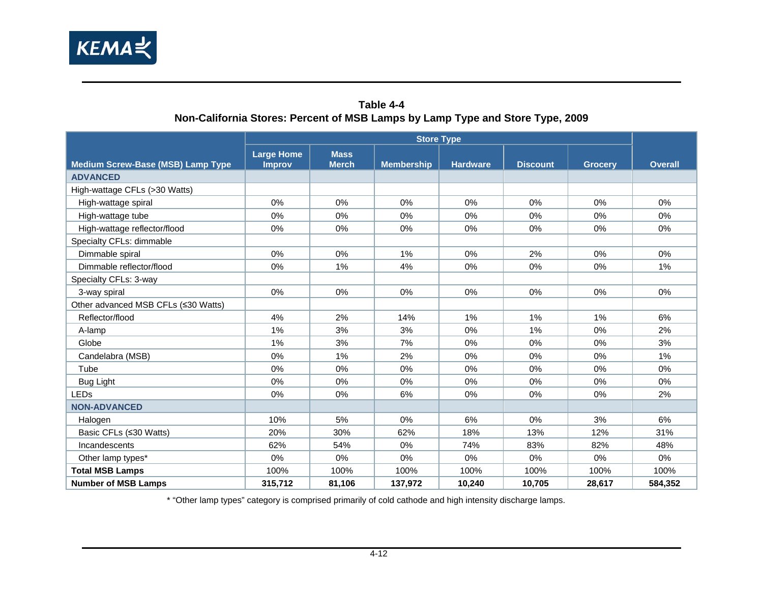**Table 4-4**
**Non-California Stores: Percent of MSB Lamps by Lamp Type and Store Type, 2009**

| Medium Screw-Base (MSB) Lamp Type | Store Type | | | | | | Overall |
|---|---|---|---|---|---|---|---|
| | Large Home Improv | Mass Merch | Membership | Hardware | Discount | Grocery | |
| **ADVANCED** | | | | | | | |
| High-wattage CFLs (>30 Watts) | | | | | | | |
| High-wattage spiral | 0% | 0% | 0% | 0% | 0% | 0% | 0% |
| High-wattage tube | 0% | 0% | 0% | 0% | 0% | 0% | 0% |
| High-wattage reflector/flood | 0% | 0% | 0% | 0% | 0% | 0% | 0% |
| Specialty CFLs: dimmable | | | | | | | |
| Dimmable spiral | 0% | 0% | 1% | 0% | 2% | 0% | 0% |
| Dimmable reflector/flood | 0% | 1% | 4% | 0% | 0% | 0% | 1% |
| Specialty CFLs: 3-way | | | | | | | |
| 3-way spiral | 0% | 0% | 0% | 0% | 0% | 0% | 0% |
| Other advanced MSB CFLs (≤30 Watts) | | | | | | | |
| Reflector/flood | 4% | 2% | 14% | 1% | 1% | 1% | 6% |
| A-lamp | 1% | 3% | 3% | 0% | 1% | 0% | 2% |
| Globe | 1% | 3% | 7% | 0% | 0% | 0% | 3% |
| Candelabra (MSB) | 0% | 1% | 2% | 0% | 0% | 0% | 1% |
| Tube | 0% | 0% | 0% | 0% | 0% | 0% | 0% |
| Bug Light | 0% | 0% | 0% | 0% | 0% | 0% | 0% |
| LEDs | 0% | 0% | 6% | 0% | 0% | 0% | 2% |
| **NON-ADVANCED** | | | | | | | |
| Halogen | 10% | 5% | 0% | 6% | 0% | 3% | 6% |
| Basic CFLs (≤30 Watts) | 20% | 30% | 62% | 18% | 13% | 12% | 31% |
| Incandescents | 62% | 54% | 0% | 74% | 83% | 82% | 48% |
| Other lamp types* | 0% | 0% | 0% | 0% | 0% | 0% | 0% |
| **Total MSB Lamps** | 100% | 100% | 100% | 100% | 100% | 100% | 100% |
| **Number of MSB Lamps** | **315,712** | **81,106** | **137,972** | **10,240** | **10,705** | **28,617** | **584,352** |

* "Other lamp types" category is comprised primarily of cold cathode and high intensity discharge lamps.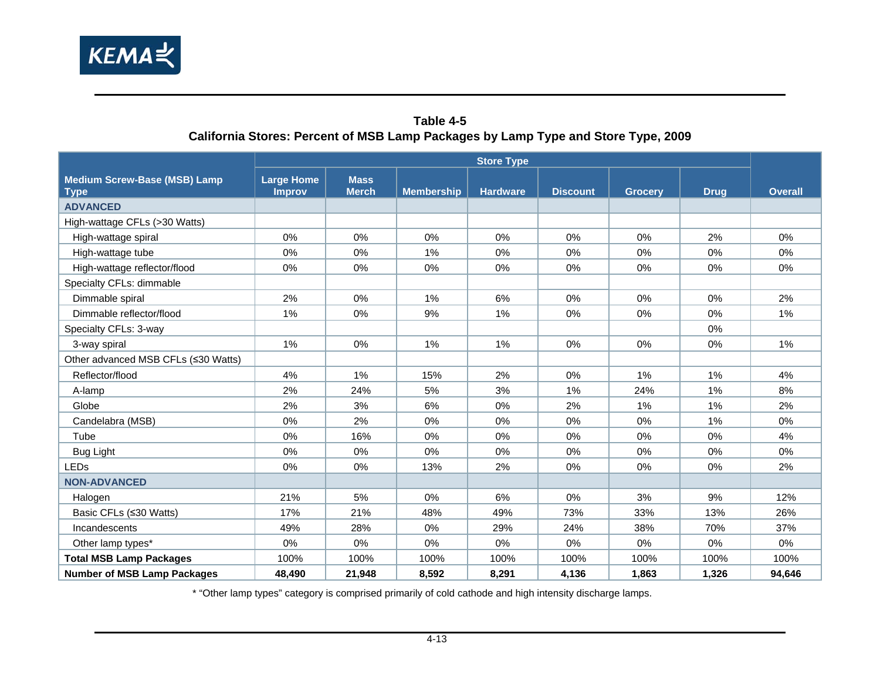**Table 4-5**
**California Stores: Percent of MSB Lamp Packages by Lamp Type and Store Type, 2009**

| Medium Screw-Base (MSB) Lamp Type | Store Type | | | | | | | Overall |
|---|---|---|---|---|---|---|---|---|
| | Large Home Improv | Mass Merch | Membership | Hardware | Discount | Grocery | Drug | |
| **ADVANCED** | | | | | | | | |
| High-wattage CFLs (>30 Watts) | | | | | | | | |
| High-wattage spiral | 0% | 0% | 0% | 0% | 0% | 0% | 2% | 0% |
| High-wattage tube | 0% | 0% | 1% | 0% | 0% | 0% | 0% | 0% |
| High-wattage reflector/flood | 0% | 0% | 0% | 0% | 0% | 0% | 0% | 0% |
| Specialty CFLs: dimmable | | | | | | | | |
| Dimmable spiral | 2% | 0% | 1% | 6% | 0% | 0% | 0% | 2% |
| Dimmable reflector/flood | 1% | 0% | 9% | 1% | 0% | 0% | 0% | 1% |
| Specialty CFLs: 3-way | | | | | | | 0% | |
| 3-way spiral | 1% | 0% | 1% | 1% | 0% | 0% | 0% | 1% |
| Other advanced MSB CFLs (≤30 Watts) | | | | | | | | |
| Reflector/flood | 4% | 1% | 15% | 2% | 0% | 1% | 1% | 4% |
| A-lamp | 2% | 24% | 5% | 3% | 1% | 24% | 1% | 8% |
| Globe | 2% | 3% | 6% | 0% | 2% | 1% | 1% | 2% |
| Candelabra (MSB) | 0% | 2% | 0% | 0% | 0% | 0% | 1% | 0% |
| Tube | 0% | 16% | 0% | 0% | 0% | 0% | 0% | 4% |
| Bug Light | 0% | 0% | 0% | 0% | 0% | 0% | 0% | 0% |
| LEDs | 0% | 0% | 13% | 2% | 0% | 0% | 0% | 2% |
| **NON-ADVANCED** | | | | | | | | |
| Halogen | 21% | 5% | 0% | 6% | 0% | 3% | 9% | 12% |
| Basic CFLs (≤30 Watts) | 17% | 21% | 48% | 49% | 73% | 33% | 13% | 26% |
| Incandescents | 49% | 28% | 0% | 29% | 24% | 38% | 70% | 37% |
| Other lamp types* | 0% | 0% | 0% | 0% | 0% | 0% | 0% | 0% |
| **Total MSB Lamp Packages** | 100% | 100% | 100% | 100% | 100% | 100% | 100% | 100% |
| **Number of MSB Lamp Packages** | **48,490** | **21,948** | **8,592** | **8,291** | **4,136** | **1,863** | **1,326** | **94,646** |

* "Other lamp types" category is comprised primarily of cold cathode and high intensity discharge lamps.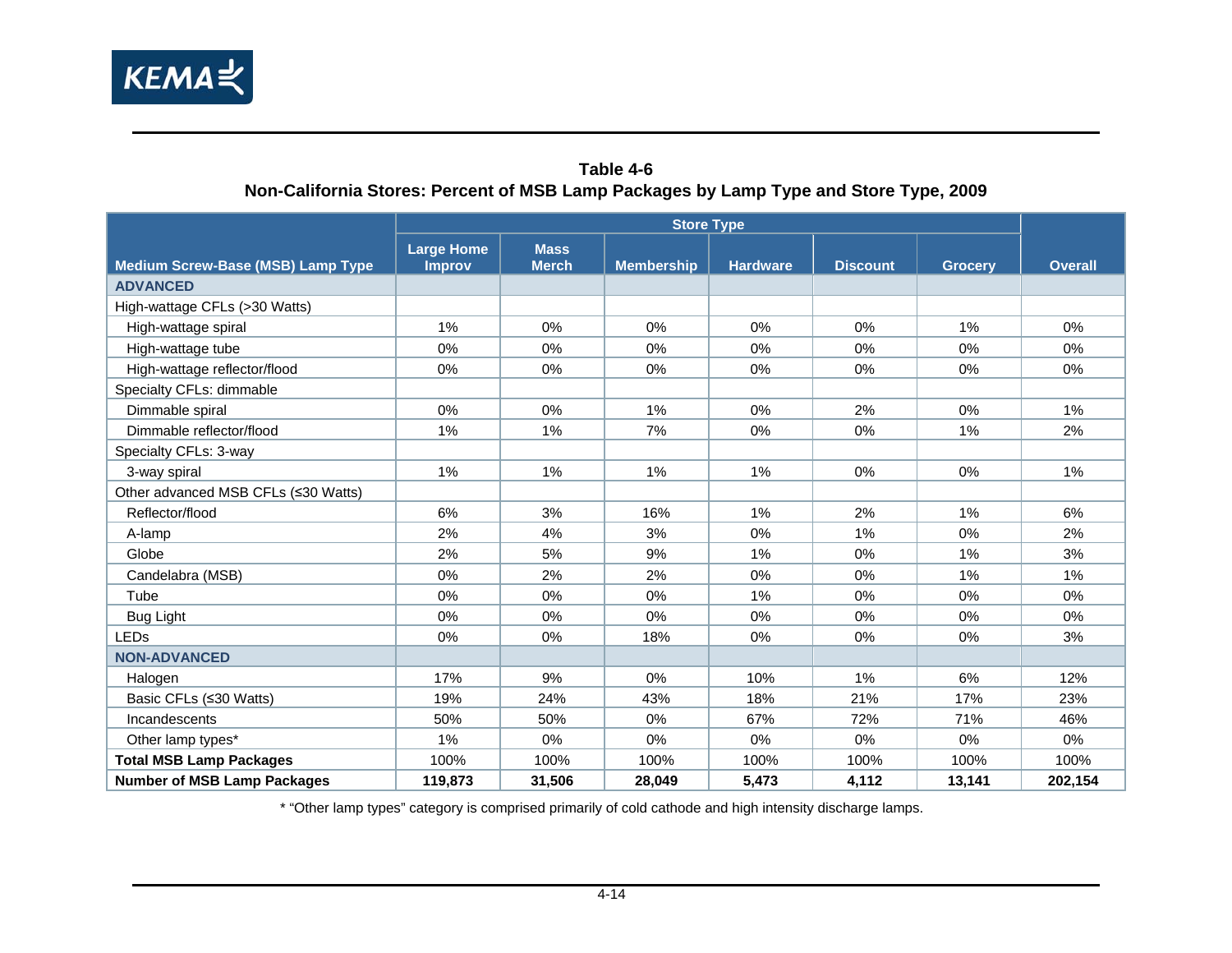**Table 4-6**
**Non-California Stores: Percent of MSB Lamp Packages by Lamp Type and Store Type, 2009**

| Medium Screw-Base (MSB) Lamp Type | Store Type | | | | | | Overall |
|---|---|---|---|---|---|---|---|
| | Large Home Improv | Mass Merch | Membership | Hardware | Discount | Grocery | |
| **ADVANCED** | | | | | | | |
| High-wattage CFLs (>30 Watts) | | | | | | | |
| High-wattage spiral | 1% | 0% | 0% | 0% | 0% | 1% | 0% |
| High-wattage tube | 0% | 0% | 0% | 0% | 0% | 0% | 0% |
| High-wattage reflector/flood | 0% | 0% | 0% | 0% | 0% | 0% | 0% |
| Specialty CFLs: dimmable | | | | | | | |
| Dimmable spiral | 0% | 0% | 1% | 0% | 2% | 0% | 1% |
| Dimmable reflector/flood | 1% | 1% | 7% | 0% | 0% | 1% | 2% |
| Specialty CFLs: 3-way | | | | | | | |
| 3-way spiral | 1% | 1% | 1% | 1% | 0% | 0% | 1% |
| Other advanced MSB CFLs (≤30 Watts) | | | | | | | |
| Reflector/flood | 6% | 3% | 16% | 1% | 2% | 1% | 6% |
| A-lamp | 2% | 4% | 3% | 0% | 1% | 0% | 2% |
| Globe | 2% | 5% | 9% | 1% | 0% | 1% | 3% |
| Candelabra (MSB) | 0% | 2% | 2% | 0% | 0% | 1% | 1% |
| Tube | 0% | 0% | 0% | 1% | 0% | 0% | 0% |
| Bug Light | 0% | 0% | 0% | 0% | 0% | 0% | 0% |
| LEDs | 0% | 0% | 18% | 0% | 0% | 0% | 3% |
| **NON-ADVANCED** | | | | | | | |
| Halogen | 17% | 9% | 0% | 10% | 1% | 6% | 12% |
| Basic CFLs (≤30 Watts) | 19% | 24% | 43% | 18% | 21% | 17% | 23% |
| Incandescents | 50% | 50% | 0% | 67% | 72% | 71% | 46% |
| Other lamp types* | 1% | 0% | 0% | 0% | 0% | 0% | 0% |
| **Total MSB Lamp Packages** | 100% | 100% | 100% | 100% | 100% | 100% | 100% |
| **Number of MSB Lamp Packages** | **119,873** | **31,506** | **28,049** | **5,473** | **4,112** | **13,141** | **202,154** |

* "Other lamp types" category is comprised primarily of cold cathode and high intensity discharge lamps.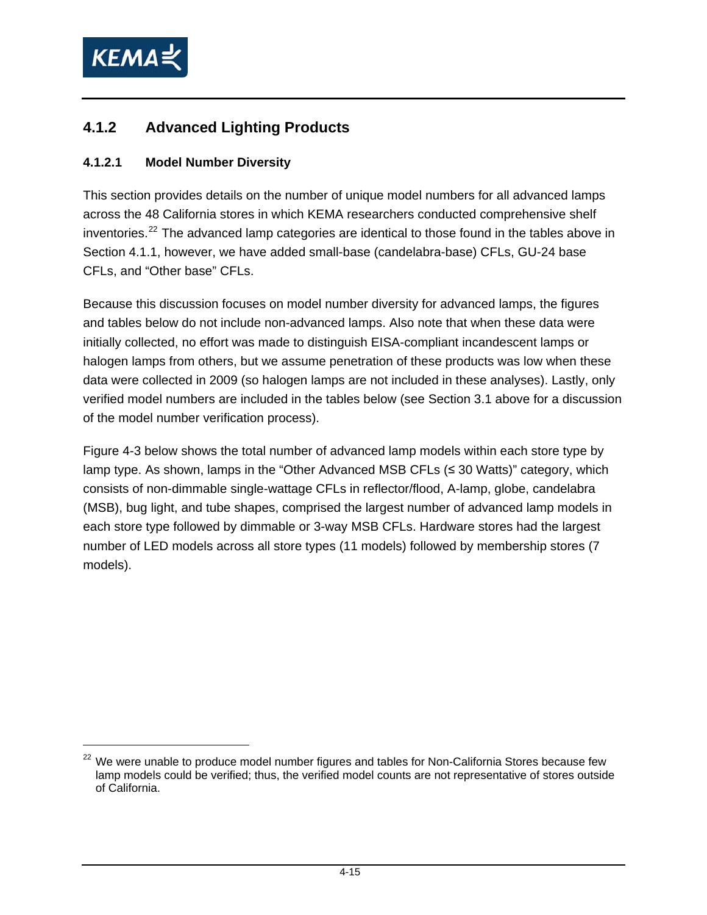### 4.1.2 Advanced Lighting Products

#### 4.1.2.1 Model Number Diversity

This section provides details on the number of unique model numbers for all advanced lamps across the 48 California stores in which KEMA researchers conducted comprehensive shelf inventories.[22] The advanced lamp categories are identical to those found in the tables above in Section 4.1.1, however, we have added small-base (candelabra-base) CFLs, GU-24 base CFLs, and "Other base" CFLs.

Because this discussion focuses on model number diversity for advanced lamps, the figures and tables below do not include non-advanced lamps. Also note that when these data were initially collected, no effort was made to distinguish EISA-compliant incandescent lamps or halogen lamps from others, but we assume penetration of these products was low when these data were collected in 2009 (so halogen lamps are not included in these analyses). Lastly, only verified model numbers are included in the tables below (see Section 3.1 above for a discussion of the model number verification process).

Figure 4-3 below shows the total number of advanced lamp models within each store type by lamp type. As shown, lamps in the "Other Advanced MSB CFLs (≤ 30 Watts)" category, which consists of non-dimmable single-wattage CFLs in reflector/flood, A-lamp, globe, candelabra (MSB), bug light, and tube shapes, comprised the largest number of advanced lamp models in each store type followed by dimmable or 3-way MSB CFLs. Hardware stores had the largest number of LED models across all store types (11 models) followed by membership stores (7 models).

[22] We were unable to produce model number figures and tables for Non-California Stores because few lamp models could be verified; thus, the verified model counts are not representative of stores outside of California.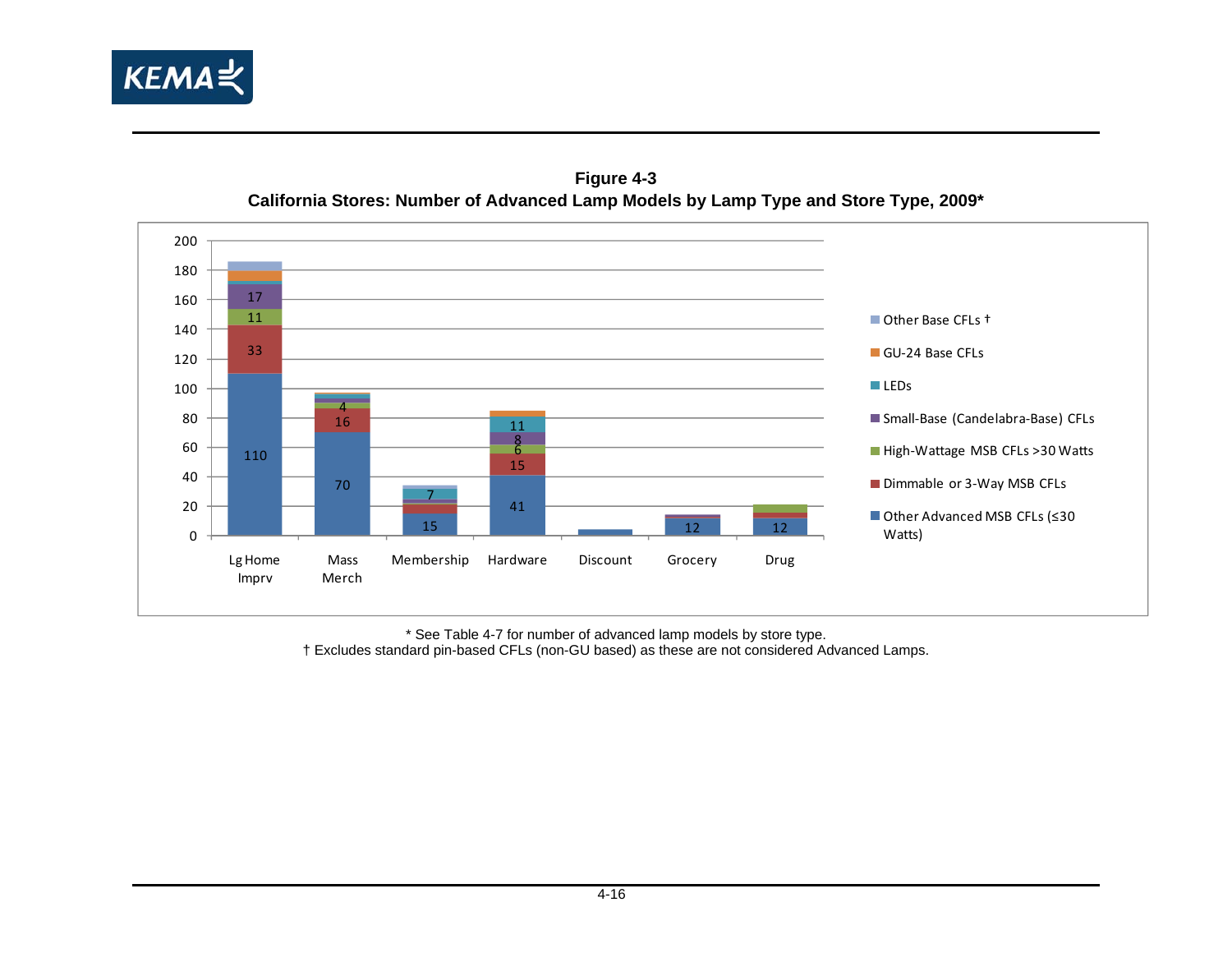**Figure 4-3**
**California Stores: Number of Advanced Lamp Models by Lamp Type and Store Type, 2009***

\* See Table 4-7 for number of advanced lamp models by store type.
† Excludes standard pin-based CFLs (non-GU based) as these are not considered Advanced Lamps.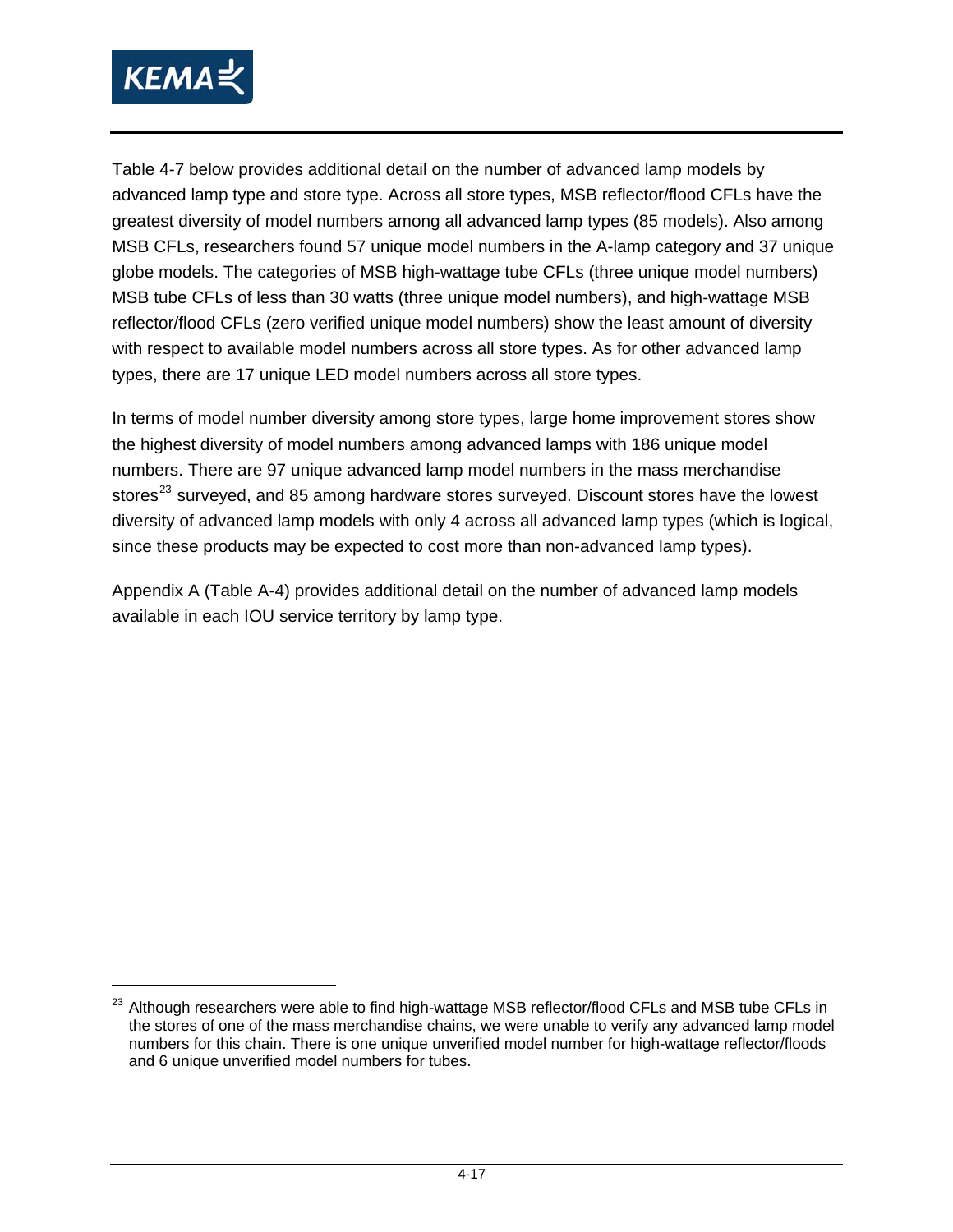Table 4-7 below provides additional detail on the number of advanced lamp models by advanced lamp type and store type. Across all store types, MSB reflector/flood CFLs have the greatest diversity of model numbers among all advanced lamp types (85 models). Also among MSB CFLs, researchers found 57 unique model numbers in the A-lamp category and 37 unique globe models. The categories of MSB high-wattage tube CFLs (three unique model numbers) MSB tube CFLs of less than 30 watts (three unique model numbers), and high-wattage MSB reflector/flood CFLs (zero verified unique model numbers) show the least amount of diversity with respect to available model numbers across all store types. As for other advanced lamp types, there are 17 unique LED model numbers across all store types.

In terms of model number diversity among store types, large home improvement stores show the highest diversity of model numbers among advanced lamps with 186 unique model numbers. There are 97 unique advanced lamp model numbers in the mass merchandise stores[23] surveyed, and 85 among hardware stores surveyed. Discount stores have the lowest diversity of advanced lamp models with only 4 across all advanced lamp types (which is logical, since these products may be expected to cost more than non-advanced lamp types).

Appendix A (Table A-4) provides additional detail on the number of advanced lamp models available in each IOU service territory by lamp type.

[23] Although researchers were able to find high-wattage MSB reflector/flood CFLs and MSB tube CFLs in the stores of one of the mass merchandise chains, we were unable to verify any advanced lamp model numbers for this chain. There is one unique unverified model number for high-wattage reflector/floods and 6 unique unverified model numbers for tubes.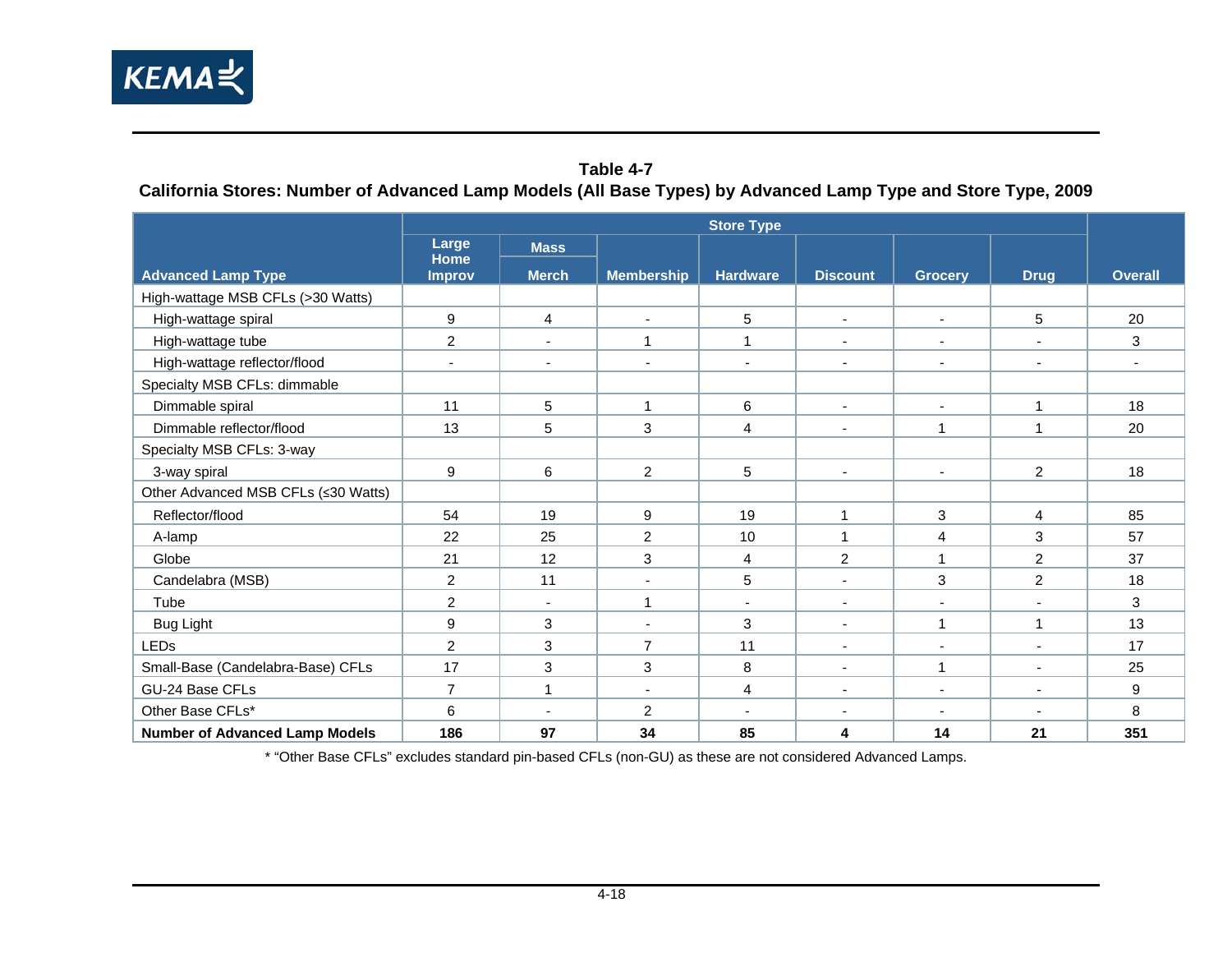**Table 4-7**
**California Stores: Number of Advanced Lamp Models (All Base Types) by Advanced Lamp Type and Store Type, 2009**

| Advanced Lamp Type | Store Type | | | | | | | Overall |
|---|---|---|---|---|---|---|---|---|
| | Large Home Improv | Mass Merch | Membership | Hardware | Discount | Grocery | Drug | |
| High-wattage MSB CFLs (>30 Watts) | | | | | | | | |
| High-wattage spiral | 9 | 4 | - | 5 | - | - | 5 | 20 |
| High-wattage tube | 2 | - | 1 | 1 | - | - | - | 3 |
| High-wattage reflector/flood | - | - | - | - | - | - | - | - |
| Specialty MSB CFLs: dimmable | | | | | | | | |
| Dimmable spiral | 11 | 5 | 1 | 6 | - | - | 1 | 18 |
| Dimmable reflector/flood | 13 | 5 | 3 | 4 | - | 1 | 1 | 20 |
| Specialty MSB CFLs: 3-way | | | | | | | | |
| 3-way spiral | 9 | 6 | 2 | 5 | - | - | 2 | 18 |
| Other Advanced MSB CFLs (≤30 Watts) | | | | | | | | |
| Reflector/flood | 54 | 19 | 9 | 19 | 1 | 3 | 4 | 85 |
| A-lamp | 22 | 25 | 2 | 10 | 1 | 4 | 3 | 57 |
| Globe | 21 | 12 | 3 | 4 | 2 | 1 | 2 | 37 |
| Candelabra (MSB) | 2 | 11 | - | 5 | - | 3 | 2 | 18 |
| Tube | 2 | - | 1 | - | - | - | - | 3 |
| Bug Light | 9 | 3 | - | 3 | - | 1 | 1 | 13 |
| LEDs | 2 | 3 | 7 | 11 | - | - | - | 17 |
| Small-Base (Candelabra-Base) CFLs | 17 | 3 | 3 | 8 | - | 1 | - | 25 |
| GU-24 Base CFLs | 7 | 1 | - | 4 | - | - | - | 9 |
| Other Base CFLs* | 6 | - | 2 | - | - | - | - | 8 |
| **Number of Advanced Lamp Models** | **186** | **97** | **34** | **85** | **4** | **14** | **21** | **351** |

* "Other Base CFLs" excludes standard pin-based CFLs (non-GU) as these are not considered Advanced Lamps.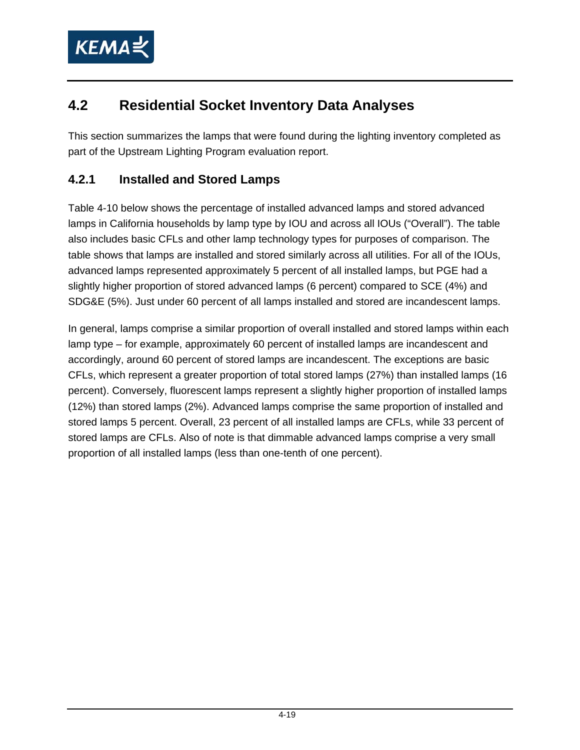## 4.2 Residential Socket Inventory Data Analyses

This section summarizes the lamps that were found during the lighting inventory completed as part of the Upstream Lighting Program evaluation report.

### 4.2.1 Installed and Stored Lamps

Table 4-10 below shows the percentage of installed advanced lamps and stored advanced lamps in California households by lamp type by IOU and across all IOUs ("Overall"). The table also includes basic CFLs and other lamp technology types for purposes of comparison. The table shows that lamps are installed and stored similarly across all utilities. For all of the IOUs, advanced lamps represented approximately 5 percent of all installed lamps, but PGE had a slightly higher proportion of stored advanced lamps (6 percent) compared to SCE (4%) and SDG&E (5%). Just under 60 percent of all lamps installed and stored are incandescent lamps.

In general, lamps comprise a similar proportion of overall installed and stored lamps within each lamp type – for example, approximately 60 percent of installed lamps are incandescent and accordingly, around 60 percent of stored lamps are incandescent. The exceptions are basic CFLs, which represent a greater proportion of total stored lamps (27%) than installed lamps (16 percent). Conversely, fluorescent lamps represent a slightly higher proportion of installed lamps (12%) than stored lamps (2%). Advanced lamps comprise the same proportion of installed and stored lamps 5 percent. Overall, 23 percent of all installed lamps are CFLs, while 33 percent of stored lamps are CFLs. Also of note is that dimmable advanced lamps comprise a very small proportion of all installed lamps (less than one-tenth of one percent).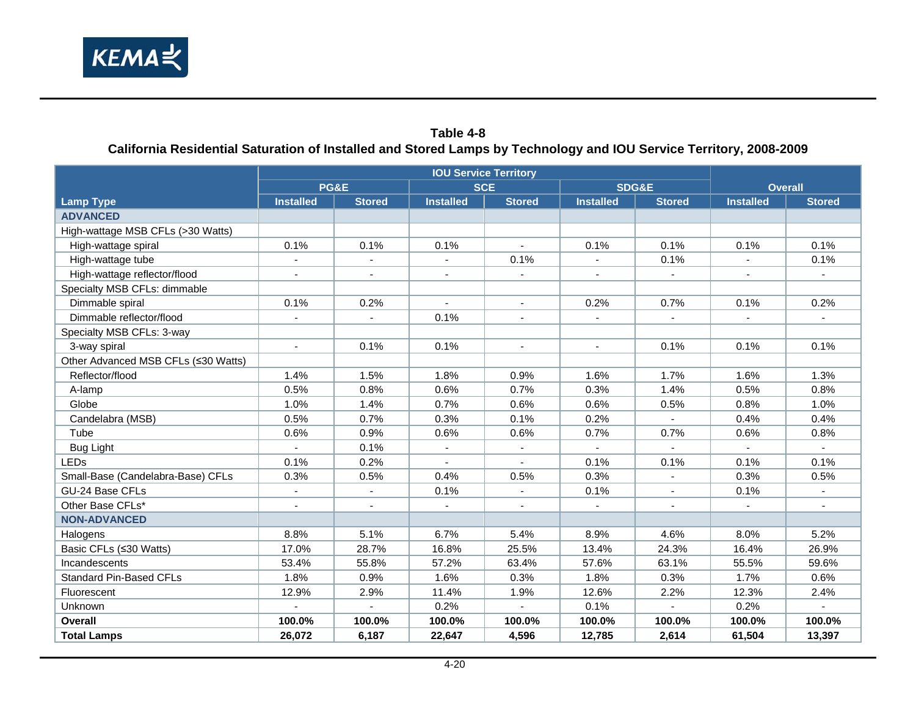**Table 4-8**
**California Residential Saturation of Installed and Stored Lamps by Technology and IOU Service Territory, 2008-2009**

| Lamp Type | IOU Service Territory | | | | | | Overall | |
|---|---|---|---|---|---|---|---|---|
| | PG&E | | SCE | | SDG&E | | | |
| | Installed | Stored | Installed | Stored | Installed | Stored | Installed | Stored |
| **ADVANCED** | | | | | | | | |
| High-wattage MSB CFLs (>30 Watts) | | | | | | | | |
| High-wattage spiral | 0.1% | 0.1% | 0.1% | - | 0.1% | 0.1% | 0.1% | 0.1% |
| High-wattage tube | - | - | - | 0.1% | - | 0.1% | - | 0.1% |
| High-wattage reflector/flood | - | - | - | - | - | - | - | - |
| Specialty MSB CFLs: dimmable | | | | | | | | |
| Dimmable spiral | 0.1% | 0.2% | - | - | 0.2% | 0.7% | 0.1% | 0.2% |
| Dimmable reflector/flood | - | - | 0.1% | - | - | - | - | - |
| Specialty MSB CFLs: 3-way | | | | | | | | |
| 3-way spiral | - | 0.1% | 0.1% | - | - | 0.1% | 0.1% | 0.1% |
| Other Advanced MSB CFLs (≤30 Watts) | | | | | | | | |
| Reflector/flood | 1.4% | 1.5% | 1.8% | 0.9% | 1.6% | 1.7% | 1.6% | 1.3% |
| A-lamp | 0.5% | 0.8% | 0.6% | 0.7% | 0.3% | 1.4% | 0.5% | 0.8% |
| Globe | 1.0% | 1.4% | 0.7% | 0.6% | 0.6% | 0.5% | 0.8% | 1.0% |
| Candelabra (MSB) | 0.5% | 0.7% | 0.3% | 0.1% | 0.2% | - | 0.4% | 0.4% |
| Tube | 0.6% | 0.9% | 0.6% | 0.6% | 0.7% | 0.7% | 0.6% | 0.8% |
| Bug Light | - | 0.1% | - | - | - | - | - | - |
| LEDs | 0.1% | 0.2% | - | - | 0.1% | 0.1% | 0.1% | 0.1% |
| Small-Base (Candelabra-Base) CFLs | 0.3% | 0.5% | 0.4% | 0.5% | 0.3% | - | 0.3% | 0.5% |
| GU-24 Base CFLs | - | - | 0.1% | - | 0.1% | - | 0.1% | - |
| Other Base CFLs* | - | - | - | - | - | - | - | - |
| **NON-ADVANCED** | | | | | | | | |
| Halogens | 8.8% | 5.1% | 6.7% | 5.4% | 8.9% | 4.6% | 8.0% | 5.2% |
| Basic CFLs (≤30 Watts) | 17.0% | 28.7% | 16.8% | 25.5% | 13.4% | 24.3% | 16.4% | 26.9% |
| Incandescents | 53.4% | 55.8% | 57.2% | 63.4% | 57.6% | 63.1% | 55.5% | 59.6% |
| Standard Pin-Based CFLs | 1.8% | 0.9% | 1.6% | 0.3% | 1.8% | 0.3% | 1.7% | 0.6% |
| Fluorescent | 12.9% | 2.9% | 11.4% | 1.9% | 12.6% | 2.2% | 12.3% | 2.4% |
| Unknown | - | - | 0.2% | - | 0.1% | - | 0.2% | - |
| **Overall** | **100.0%** | **100.0%** | **100.0%** | **100.0%** | **100.0%** | **100.0%** | **100.0%** | **100.0%** |
| **Total Lamps** | **26,072** | **6,187** | **22,647** | **4,596** | **12,785** | **2,614** | **61,504** | **13,397** |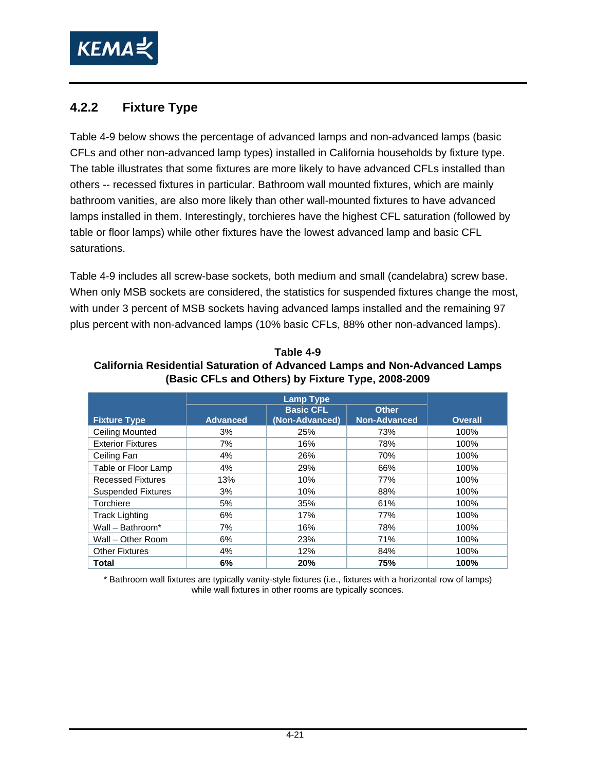### 4.2.2 Fixture Type

Table 4-9 below shows the percentage of advanced lamps and non-advanced lamps (basic CFLs and other non-advanced lamp types) installed in California households by fixture type. The table illustrates that some fixtures are more likely to have advanced CFLs installed than others -- recessed fixtures in particular. Bathroom wall mounted fixtures, which are mainly bathroom vanities, are also more likely than other wall-mounted fixtures to have advanced lamps installed in them. Interestingly, torchieres have the highest CFL saturation (followed by table or floor lamps) while other fixtures have the lowest advanced lamp and basic CFL saturations.

Table 4-9 includes all screw-base sockets, both medium and small (candelabra) screw base. When only MSB sockets are considered, the statistics for suspended fixtures change the most, with under 3 percent of MSB sockets having advanced lamps installed and the remaining 97 plus percent with non-advanced lamps (10% basic CFLs, 88% other non-advanced lamps).

**Table 4-9**
**California Residential Saturation of Advanced Lamps and Non-Advanced Lamps (Basic CFLs and Others) by Fixture Type, 2008-2009**

| Fixture Type | Lamp Type | | | Overall |
|---|---|---|---|---|
| | Advanced | Basic CFL (Non-Advanced) | Other Non-Advanced | |
| Ceiling Mounted | 3% | 25% | 73% | 100% |
| Exterior Fixtures | 7% | 16% | 78% | 100% |
| Ceiling Fan | 4% | 26% | 70% | 100% |
| Table or Floor Lamp | 4% | 29% | 66% | 100% |
| Recessed Fixtures | 13% | 10% | 77% | 100% |
| Suspended Fixtures | 3% | 10% | 88% | 100% |
| Torchiere | 5% | 35% | 61% | 100% |
| Track Lighting | 6% | 17% | 77% | 100% |
| Wall – Bathroom* | 7% | 16% | 78% | 100% |
| Wall – Other Room | 6% | 23% | 71% | 100% |
| Other Fixtures | 4% | 12% | 84% | 100% |
| **Total** | **6%** | **20%** | **75%** | **100%** |

* Bathroom wall fixtures are typically vanity-style fixtures (i.e., fixtures with a horizontal row of lamps) while wall fixtures in other rooms are typically sconces.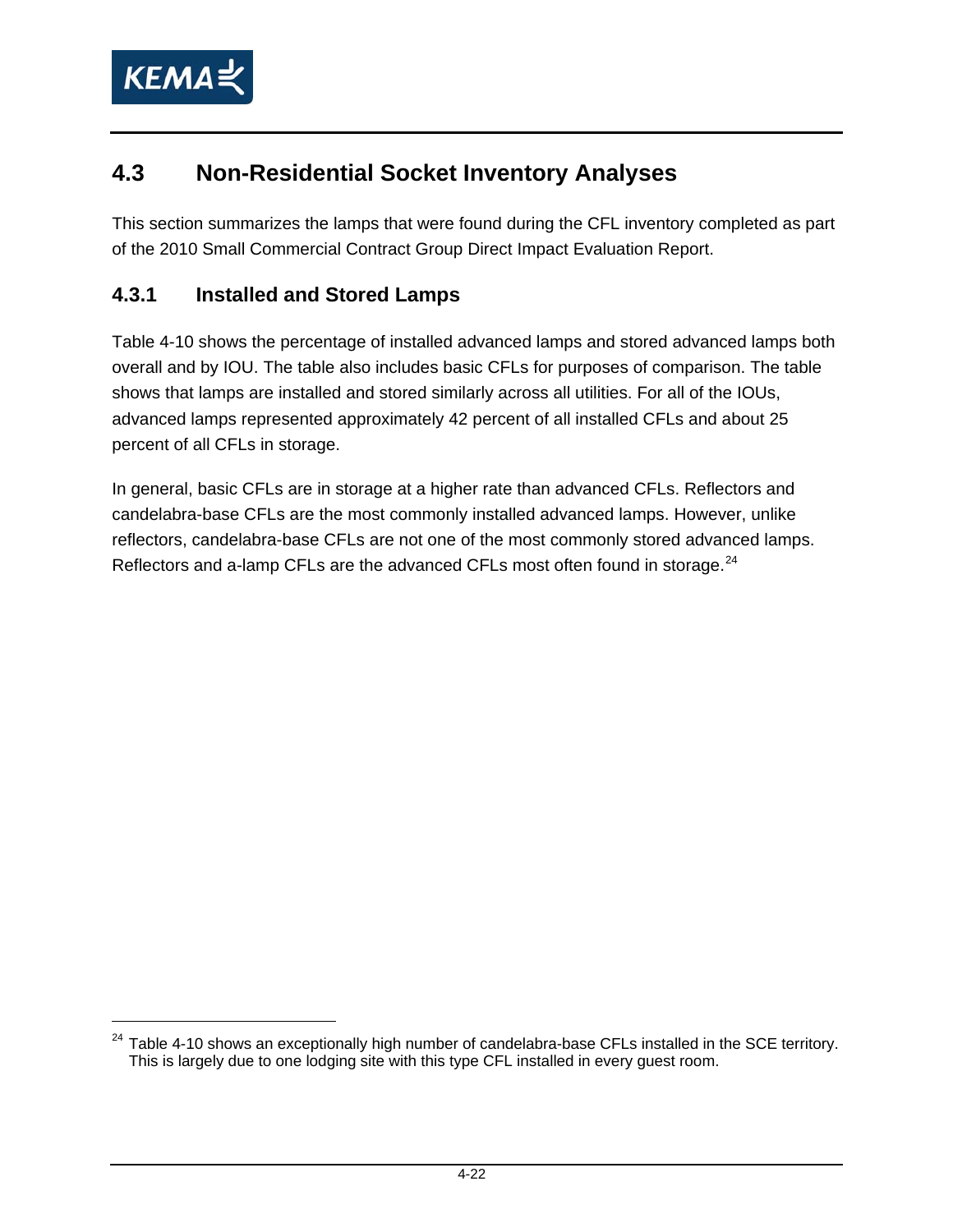## 4.3 Non-Residential Socket Inventory Analyses

This section summarizes the lamps that were found during the CFL inventory completed as part of the 2010 Small Commercial Contract Group Direct Impact Evaluation Report.

### 4.3.1 Installed and Stored Lamps

Table 4-10 shows the percentage of installed advanced lamps and stored advanced lamps both overall and by IOU. The table also includes basic CFLs for purposes of comparison. The table shows that lamps are installed and stored similarly across all utilities. For all of the IOUs, advanced lamps represented approximately 42 percent of all installed CFLs and about 25 percent of all CFLs in storage.

In general, basic CFLs are in storage at a higher rate than advanced CFLs. Reflectors and candelabra-base CFLs are the most commonly installed advanced lamps. However, unlike reflectors, candelabra-base CFLs are not one of the most commonly stored advanced lamps. Reflectors and a-lamp CFLs are the advanced CFLs most often found in storage.[24]

[24] Table 4-10 shows an exceptionally high number of candelabra-base CFLs installed in the SCE territory. This is largely due to one lodging site with this type CFL installed in every guest room.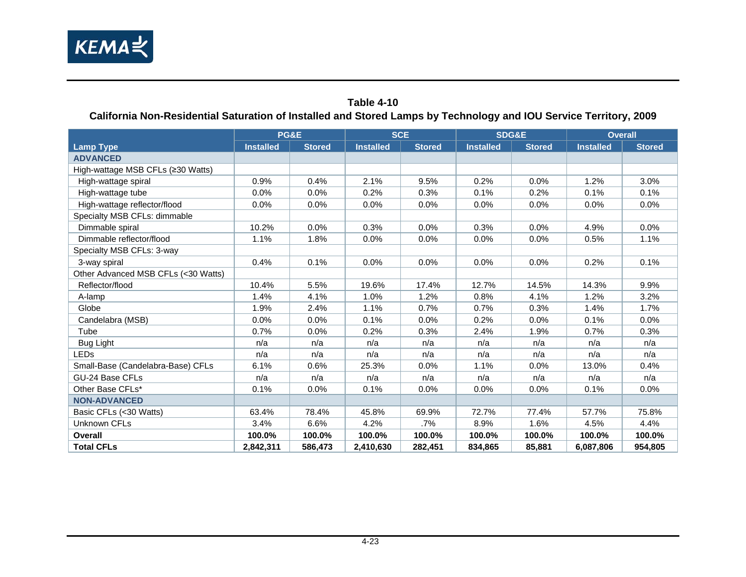**Table 4-10**

**California Non-Residential Saturation of Installed and Stored Lamps by Technology and IOU Service Territory, 2009**

| | PG&E | | SCE | | SDG&E | | Overall | |
|---|---|---|---|---|---|---|---|---|
| **Lamp Type** | **Installed** | **Stored** | **Installed** | **Stored** | **Installed** | **Stored** | **Installed** | **Stored** |
| **ADVANCED** | | | | | | | | |
| High-wattage MSB CFLs (≥30 Watts) | | | | | | | | |
| High-wattage spiral | 0.9% | 0.4% | 2.1% | 9.5% | 0.2% | 0.0% | 1.2% | 3.0% |
| High-wattage tube | 0.0% | 0.0% | 0.2% | 0.3% | 0.1% | 0.2% | 0.1% | 0.1% |
| High-wattage reflector/flood | 0.0% | 0.0% | 0.0% | 0.0% | 0.0% | 0.0% | 0.0% | 0.0% |
| Specialty MSB CFLs: dimmable | | | | | | | | |
| Dimmable spiral | 10.2% | 0.0% | 0.3% | 0.0% | 0.3% | 0.0% | 4.9% | 0.0% |
| Dimmable reflector/flood | 1.1% | 1.8% | 0.0% | 0.0% | 0.0% | 0.0% | 0.5% | 1.1% |
| Specialty MSB CFLs: 3-way | | | | | | | | |
| 3-way spiral | 0.4% | 0.1% | 0.0% | 0.0% | 0.0% | 0.0% | 0.2% | 0.1% |
| Other Advanced MSB CFLs (<30 Watts) | | | | | | | | |
| Reflector/flood | 10.4% | 5.5% | 19.6% | 17.4% | 12.7% | 14.5% | 14.3% | 9.9% |
| A-lamp | 1.4% | 4.1% | 1.0% | 1.2% | 0.8% | 4.1% | 1.2% | 3.2% |
| Globe | 1.9% | 2.4% | 1.1% | 0.7% | 0.7% | 0.3% | 1.4% | 1.7% |
| Candelabra (MSB) | 0.0% | 0.0% | 0.1% | 0.0% | 0.2% | 0.0% | 0.1% | 0.0% |
| Tube | 0.7% | 0.0% | 0.2% | 0.3% | 2.4% | 1.9% | 0.7% | 0.3% |
| Bug Light | n/a | n/a | n/a | n/a | n/a | n/a | n/a | n/a |
| LEDs | n/a | n/a | n/a | n/a | n/a | n/a | n/a | n/a |
| Small-Base (Candelabra-Base) CFLs | 6.1% | 0.6% | 25.3% | 0.0% | 1.1% | 0.0% | 13.0% | 0.4% |
| GU-24 Base CFLs | n/a | n/a | n/a | n/a | n/a | n/a | n/a | n/a |
| Other Base CFLs* | 0.1% | 0.0% | 0.1% | 0.0% | 0.0% | 0.0% | 0.1% | 0.0% |
| **NON-ADVANCED** | | | | | | | | |
| Basic CFLs (<30 Watts) | 63.4% | 78.4% | 45.8% | 69.9% | 72.7% | 77.4% | 57.7% | 75.8% |
| Unknown CFLs | 3.4% | 6.6% | 4.2% | .7% | 8.9% | 1.6% | 4.5% | 4.4% |
| **Overall** | **100.0%** | **100.0%** | **100.0%** | **100.0%** | **100.0%** | **100.0%** | **100.0%** | **100.0%** |
| **Total CFLs** | **2,842,311** | **586,473** | **2,410,630** | **282,451** | **834,865** | **85,881** | **6,087,806** | **954,805** |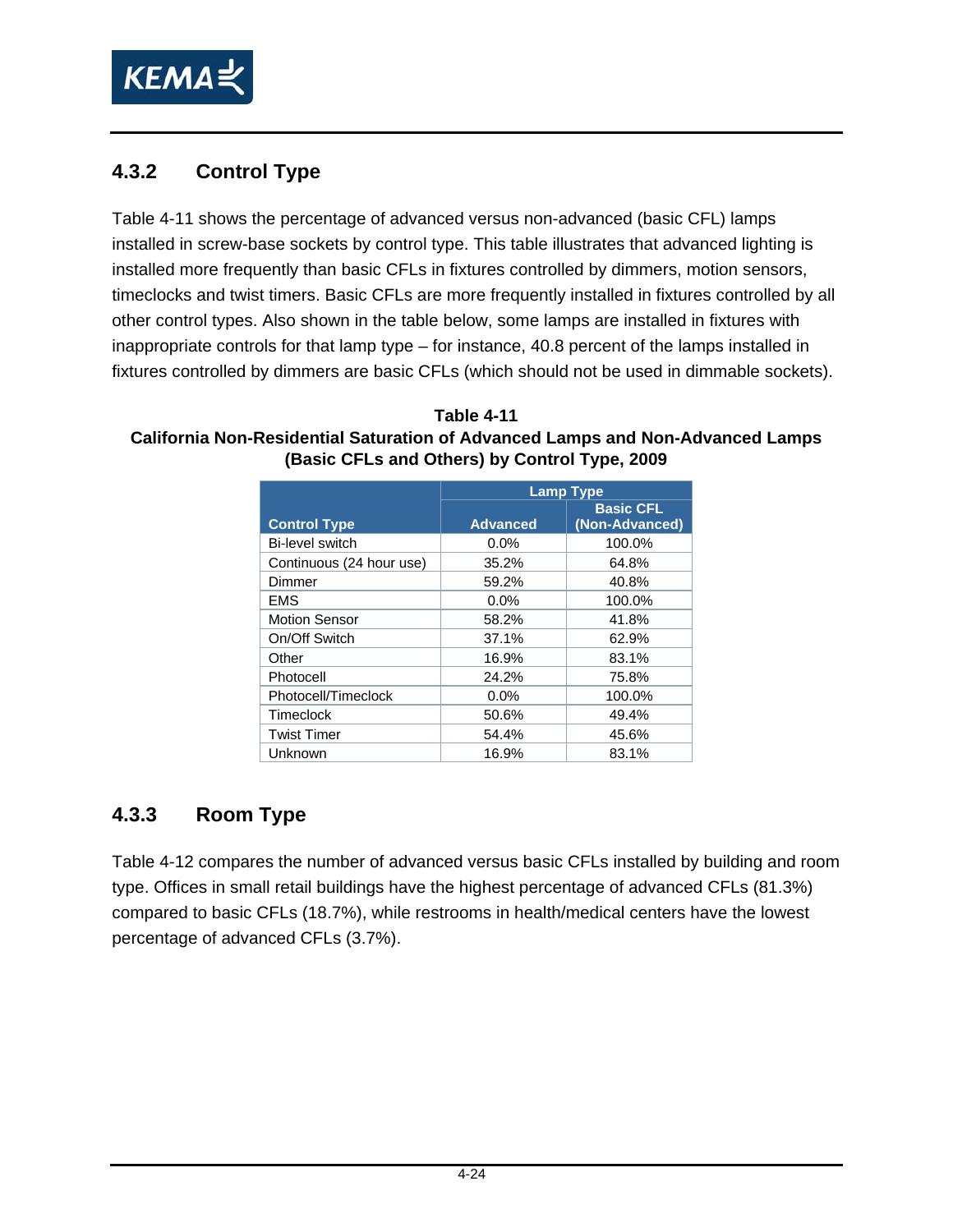### 4.3.2 Control Type

Table 4-11 shows the percentage of advanced versus non-advanced (basic CFL) lamps installed in screw-base sockets by control type. This table illustrates that advanced lighting is installed more frequently than basic CFLs in fixtures controlled by dimmers, motion sensors, timeclocks and twist timers. Basic CFLs are more frequently installed in fixtures controlled by all other control types. Also shown in the table below, some lamps are installed in fixtures with inappropriate controls for that lamp type – for instance, 40.8 percent of the lamps installed in fixtures controlled by dimmers are basic CFLs (which should not be used in dimmable sockets).

**Table 4-11**
**California Non-Residential Saturation of Advanced Lamps and Non-Advanced Lamps (Basic CFLs and Others) by Control Type, 2009**

| | Lamp Type | |
|---|---|---|
| **Control Type** | **Advanced** | **Basic CFL (Non-Advanced)** |
| Bi-level switch | 0.0% | 100.0% |
| Continuous (24 hour use) | 35.2% | 64.8% |
| Dimmer | 59.2% | 40.8% |
| EMS | 0.0% | 100.0% |
| Motion Sensor | 58.2% | 41.8% |
| On/Off Switch | 37.1% | 62.9% |
| Other | 16.9% | 83.1% |
| Photocell | 24.2% | 75.8% |
| Photocell/Timeclock | 0.0% | 100.0% |
| Timeclock | 50.6% | 49.4% |
| Twist Timer | 54.4% | 45.6% |
| Unknown | 16.9% | 83.1% |

### 4.3.3 Room Type

Table 4-12 compares the number of advanced versus basic CFLs installed by building and room type. Offices in small retail buildings have the highest percentage of advanced CFLs (81.3%) compared to basic CFLs (18.7%), while restrooms in health/medical centers have the lowest percentage of advanced CFLs (3.7%).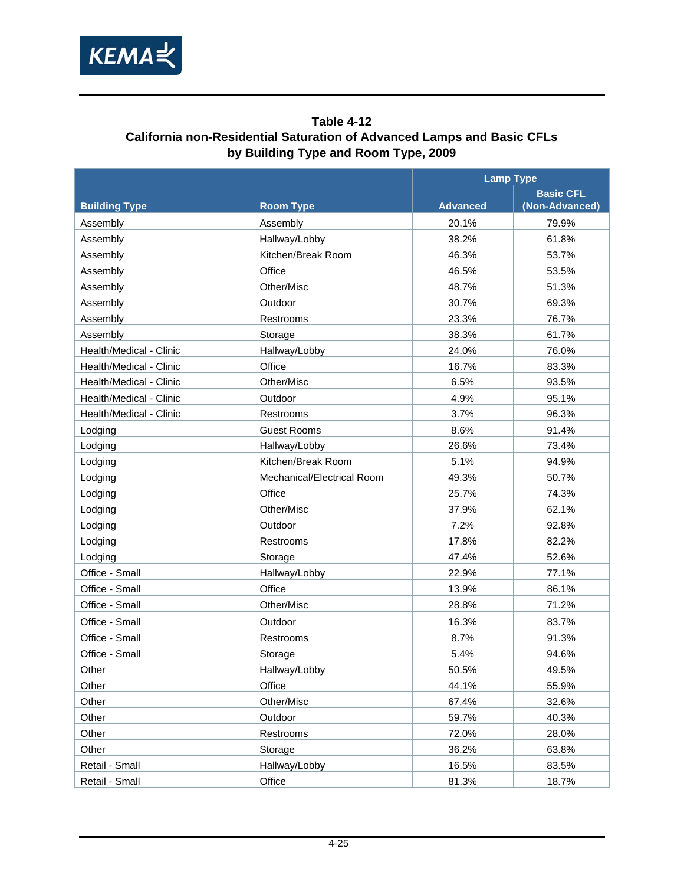**Table 4-12**
**California non-Residential Saturation of Advanced Lamps and Basic CFLs by Building Type and Room Type, 2009**

| Building Type | Room Type | Lamp Type | |
|---|---|---|---|
| | | Advanced | Basic CFL (Non-Advanced) |
| Assembly | Assembly | 20.1% | 79.9% |
| Assembly | Hallway/Lobby | 38.2% | 61.8% |
| Assembly | Kitchen/Break Room | 46.3% | 53.7% |
| Assembly | Office | 46.5% | 53.5% |
| Assembly | Other/Misc | 48.7% | 51.3% |
| Assembly | Outdoor | 30.7% | 69.3% |
| Assembly | Restrooms | 23.3% | 76.7% |
| Assembly | Storage | 38.3% | 61.7% |
| Health/Medical - Clinic | Hallway/Lobby | 24.0% | 76.0% |
| Health/Medical - Clinic | Office | 16.7% | 83.3% |
| Health/Medical - Clinic | Other/Misc | 6.5% | 93.5% |
| Health/Medical - Clinic | Outdoor | 4.9% | 95.1% |
| Health/Medical - Clinic | Restrooms | 3.7% | 96.3% |
| Lodging | Guest Rooms | 8.6% | 91.4% |
| Lodging | Hallway/Lobby | 26.6% | 73.4% |
| Lodging | Kitchen/Break Room | 5.1% | 94.9% |
| Lodging | Mechanical/Electrical Room | 49.3% | 50.7% |
| Lodging | Office | 25.7% | 74.3% |
| Lodging | Other/Misc | 37.9% | 62.1% |
| Lodging | Outdoor | 7.2% | 92.8% |
| Lodging | Restrooms | 17.8% | 82.2% |
| Lodging | Storage | 47.4% | 52.6% |
| Office - Small | Hallway/Lobby | 22.9% | 77.1% |
| Office - Small | Office | 13.9% | 86.1% |
| Office - Small | Other/Misc | 28.8% | 71.2% |
| Office - Small | Outdoor | 16.3% | 83.7% |
| Office - Small | Restrooms | 8.7% | 91.3% |
| Office - Small | Storage | 5.4% | 94.6% |
| Other | Hallway/Lobby | 50.5% | 49.5% |
| Other | Office | 44.1% | 55.9% |
| Other | Other/Misc | 67.4% | 32.6% |
| Other | Outdoor | 59.7% | 40.3% |
| Other | Restrooms | 72.0% | 28.0% |
| Other | Storage | 36.2% | 63.8% |
| Retail - Small | Hallway/Lobby | 16.5% | 83.5% |
| Retail - Small | Office | 81.3% | 18.7% |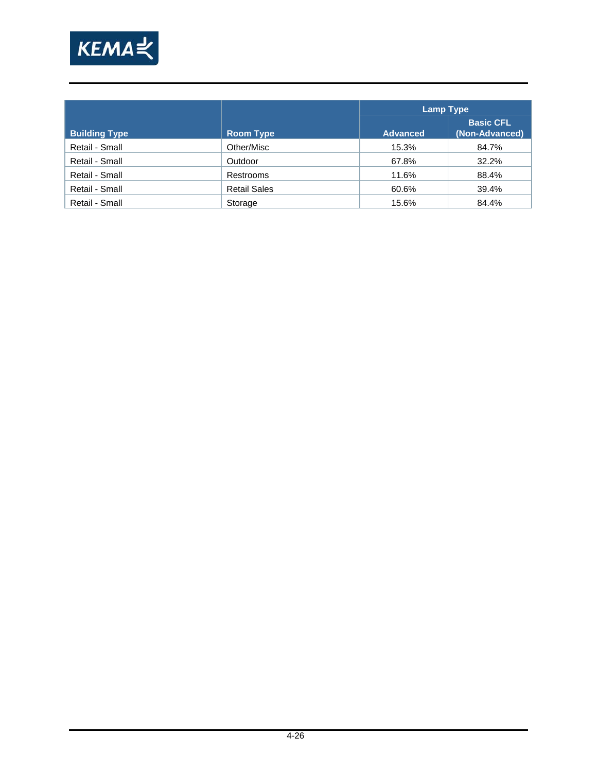| Building Type | Room Type | Lamp Type | |
|---|---|---|---|
| | | Advanced | Basic CFL (Non-Advanced) |
| Retail - Small | Other/Misc | 15.3% | 84.7% |
| Retail - Small | Outdoor | 67.8% | 32.2% |
| Retail - Small | Restrooms | 11.6% | 88.4% |
| Retail - Small | Retail Sales | 60.6% | 39.4% |
| Retail - Small | Storage | 15.6% | 84.4% |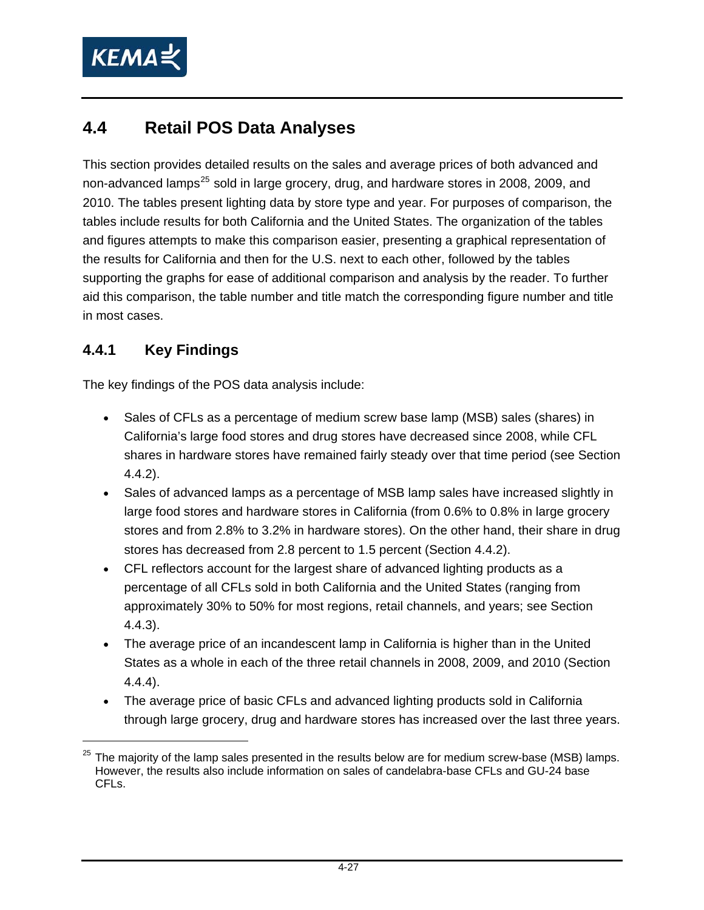## 4.4 Retail POS Data Analyses

This section provides detailed results on the sales and average prices of both advanced and non-advanced lamps[25] sold in large grocery, drug, and hardware stores in 2008, 2009, and 2010. The tables present lighting data by store type and year. For purposes of comparison, the tables include results for both California and the United States. The organization of the tables and figures attempts to make this comparison easier, presenting a graphical representation of the results for California and then for the U.S. next to each other, followed by the tables supporting the graphs for ease of additional comparison and analysis by the reader. To further aid this comparison, the table number and title match the corresponding figure number and title in most cases.

### 4.4.1 Key Findings

The key findings of the POS data analysis include:

- Sales of CFLs as a percentage of medium screw base lamp (MSB) sales (shares) in California's large food stores and drug stores have decreased since 2008, while CFL shares in hardware stores have remained fairly steady over that time period (see Section 4.4.2).
- Sales of advanced lamps as a percentage of MSB lamp sales have increased slightly in large food stores and hardware stores in California (from 0.6% to 0.8% in large grocery stores and from 2.8% to 3.2% in hardware stores). On the other hand, their share in drug stores has decreased from 2.8 percent to 1.5 percent (Section 4.4.2).
- CFL reflectors account for the largest share of advanced lighting products as a percentage of all CFLs sold in both California and the United States (ranging from approximately 30% to 50% for most regions, retail channels, and years; see Section 4.4.3).
- The average price of an incandescent lamp in California is higher than in the United States as a whole in each of the three retail channels in 2008, 2009, and 2010 (Section 4.4.4).
- The average price of basic CFLs and advanced lighting products sold in California through large grocery, drug and hardware stores has increased over the last three years.

[25] The majority of the lamp sales presented in the results below are for medium screw-base (MSB) lamps. However, the results also include information on sales of candelabra-base CFLs and GU-24 base CFLs.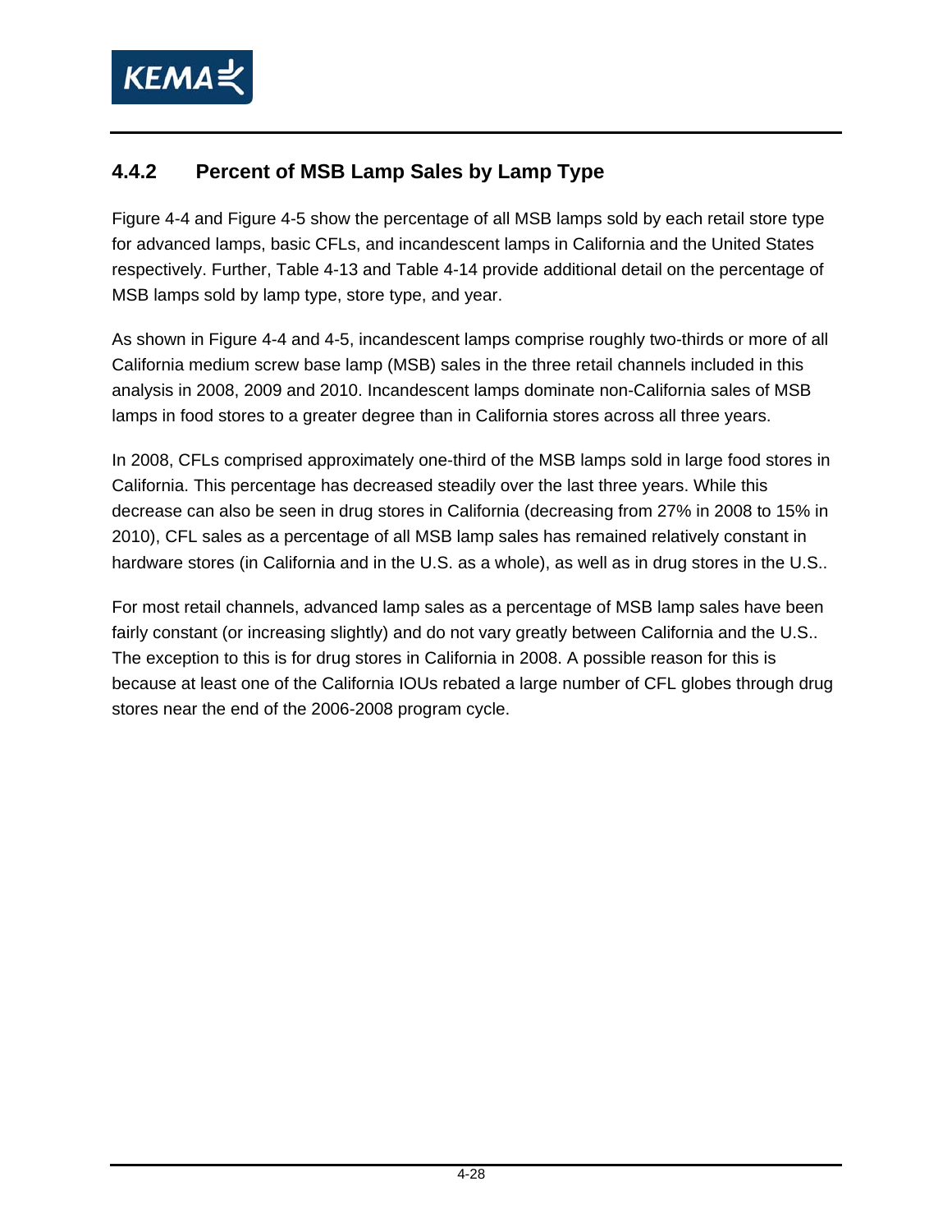### 4.4.2 Percent of MSB Lamp Sales by Lamp Type

Figure 4-4 and Figure 4-5 show the percentage of all MSB lamps sold by each retail store type for advanced lamps, basic CFLs, and incandescent lamps in California and the United States respectively. Further, Table 4-13 and Table 4-14 provide additional detail on the percentage of MSB lamps sold by lamp type, store type, and year.

As shown in Figure 4-4 and 4-5, incandescent lamps comprise roughly two-thirds or more of all California medium screw base lamp (MSB) sales in the three retail channels included in this analysis in 2008, 2009 and 2010. Incandescent lamps dominate non-California sales of MSB lamps in food stores to a greater degree than in California stores across all three years.

In 2008, CFLs comprised approximately one-third of the MSB lamps sold in large food stores in California. This percentage has decreased steadily over the last three years. While this decrease can also be seen in drug stores in California (decreasing from 27% in 2008 to 15% in 2010), CFL sales as a percentage of all MSB lamp sales has remained relatively constant in hardware stores (in California and in the U.S. as a whole), as well as in drug stores in the U.S..

For most retail channels, advanced lamp sales as a percentage of MSB lamp sales have been fairly constant (or increasing slightly) and do not vary greatly between California and the U.S.. The exception to this is for drug stores in California in 2008. A possible reason for this is because at least one of the California IOUs rebated a large number of CFL globes through drug stores near the end of the 2006-2008 program cycle.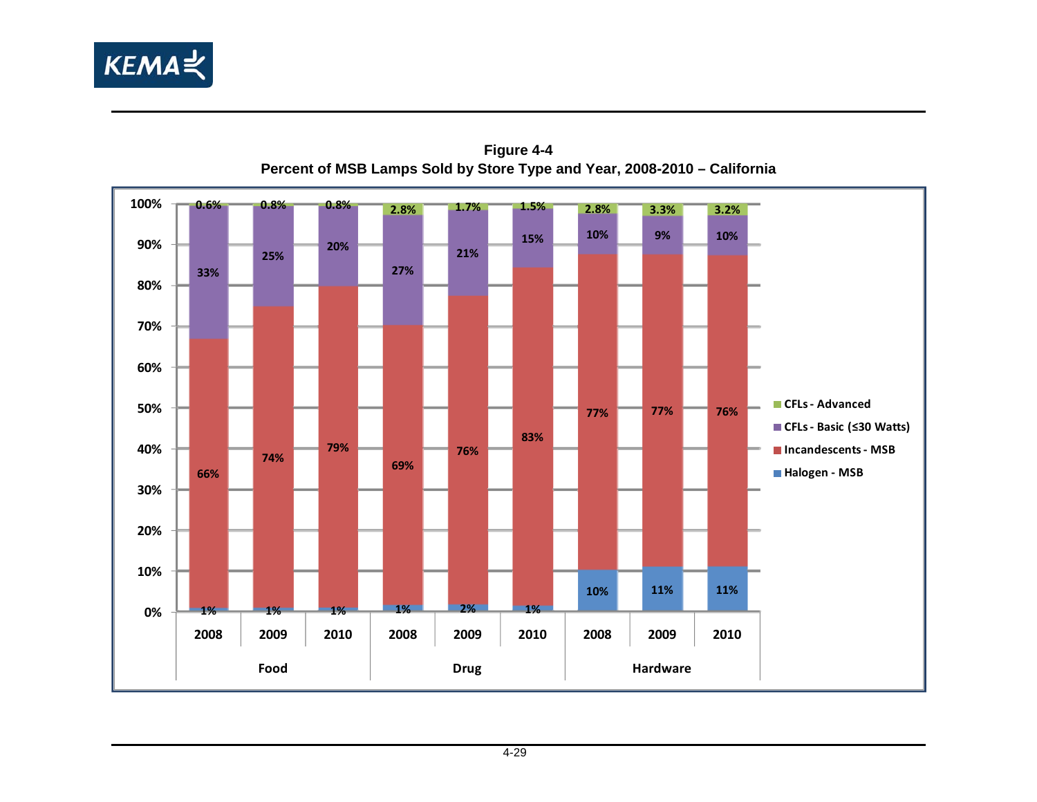**Figure 4-4**
**Percent of MSB Lamps Sold by Store Type and Year, 2008-2010 – California**

| Store Type | Year | Halogen - MSB | Incandescents - MSB | CFLs - Basic (≤30 Watts) | CFLs - Advanced |
|---|---|---|---|---|---|
| Food | 2008 | 1% | 66% | 33% | 0.6% |
| Food | 2009 | 1% | 74% | 25% | 0.8% |
| Food | 2010 | 1% | 79% | 20% | 0.8% |
| Drug | 2008 | 1% | 69% | 27% | 2.8% |
| Drug | 2009 | 2% | 76% | 21% | 1.7% |
| Drug | 2010 | 1% | 83% | 15% | 1.5% |
| Hardware | 2008 | 10% | 77% | 10% | 2.8% |
| Hardware | 2009 | 11% | 77% | 9% | 3.3% |
| Hardware | 2010 | 11% | 76% | 10% | 3.2% |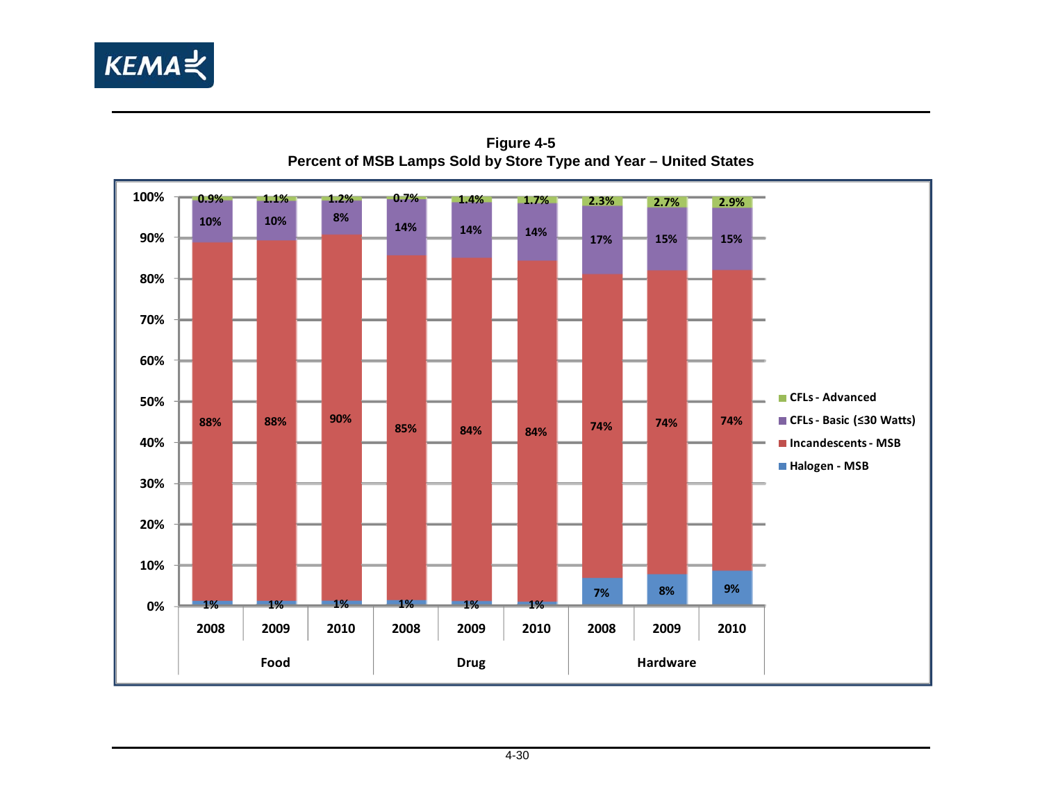**Figure 4-5**
**Percent of MSB Lamps Sold by Store Type and Year – United States**

| Store Type | Year | Halogen - MSB | Incandescents - MSB | CFLs - Basic (≤30 Watts) | CFLs - Advanced |
|---|---|---|---|---|---|
| Food | 2008 | 1% | 88% | 10% | 0.9% |
| Food | 2009 | 1% | 88% | 10% | 1.1% |
| Food | 2010 | 1% | 90% | 8% | 1.2% |
| Drug | 2008 | 1% | 85% | 14% | 0.7% |
| Drug | 2009 | 1% | 84% | 14% | 1.4% |
| Drug | 2010 | 1% | 84% | 14% | 1.7% |
| Hardware | 2008 | 7% | 74% | 17% | 2.3% |
| Hardware | 2009 | 8% | 74% | 15% | 2.7% |
| Hardware | 2010 | 9% | 74% | 15% | 2.9% |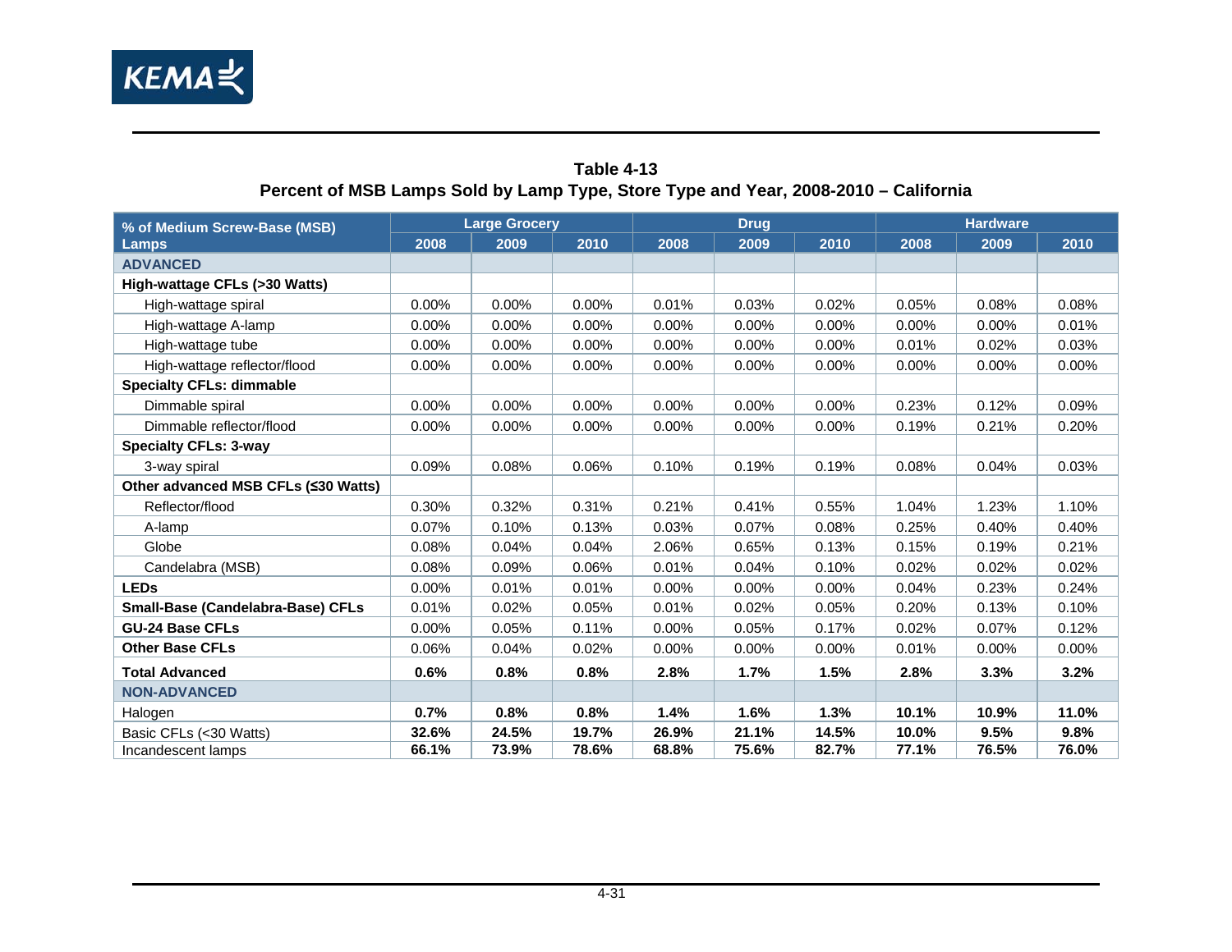**Table 4-13**
**Percent of MSB Lamps Sold by Lamp Type, Store Type and Year, 2008-2010 – California**

| % of Medium Screw-Base (MSB) Lamps | Large Grocery | | | Drug | | | Hardware | | |
|---|---|---|---|---|---|---|---|---|---|
| | 2008 | 2009 | 2010 | 2008 | 2009 | 2010 | 2008 | 2009 | 2010 |
| **ADVANCED** | | | | | | | | | |
| **High-wattage CFLs (>30 Watts)** | | | | | | | | | |
| High-wattage spiral | 0.00% | 0.00% | 0.00% | 0.01% | 0.03% | 0.02% | 0.05% | 0.08% | 0.08% |
| High-wattage A-lamp | 0.00% | 0.00% | 0.00% | 0.00% | 0.00% | 0.00% | 0.00% | 0.00% | 0.01% |
| High-wattage tube | 0.00% | 0.00% | 0.00% | 0.00% | 0.00% | 0.00% | 0.01% | 0.02% | 0.03% |
| High-wattage reflector/flood | 0.00% | 0.00% | 0.00% | 0.00% | 0.00% | 0.00% | 0.00% | 0.00% | 0.00% |
| **Specialty CFLs: dimmable** | | | | | | | | | |
| Dimmable spiral | 0.00% | 0.00% | 0.00% | 0.00% | 0.00% | 0.00% | 0.23% | 0.12% | 0.09% |
| Dimmable reflector/flood | 0.00% | 0.00% | 0.00% | 0.00% | 0.00% | 0.00% | 0.19% | 0.21% | 0.20% |
| **Specialty CFLs: 3-way** | | | | | | | | | |
| 3-way spiral | 0.09% | 0.08% | 0.06% | 0.10% | 0.19% | 0.19% | 0.08% | 0.04% | 0.03% |
| **Other advanced MSB CFLs (≤30 Watts)** | | | | | | | | | |
| Reflector/flood | 0.30% | 0.32% | 0.31% | 0.21% | 0.41% | 0.55% | 1.04% | 1.23% | 1.10% |
| A-lamp | 0.07% | 0.10% | 0.13% | 0.03% | 0.07% | 0.08% | 0.25% | 0.40% | 0.40% |
| Globe | 0.08% | 0.04% | 0.04% | 2.06% | 0.65% | 0.13% | 0.15% | 0.19% | 0.21% |
| Candelabra (MSB) | 0.08% | 0.09% | 0.06% | 0.01% | 0.04% | 0.10% | 0.02% | 0.02% | 0.02% |
| **LEDs** | 0.00% | 0.01% | 0.01% | 0.00% | 0.00% | 0.00% | 0.04% | 0.23% | 0.24% |
| **Small-Base (Candelabra-Base) CFLs** | 0.01% | 0.02% | 0.05% | 0.01% | 0.02% | 0.05% | 0.20% | 0.13% | 0.10% |
| **GU-24 Base CFLs** | 0.00% | 0.05% | 0.11% | 0.00% | 0.05% | 0.17% | 0.02% | 0.07% | 0.12% |
| **Other Base CFLs** | 0.06% | 0.04% | 0.02% | 0.00% | 0.00% | 0.00% | 0.01% | 0.00% | 0.00% |
| **Total Advanced** | **0.6%** | **0.8%** | **0.8%** | **2.8%** | **1.7%** | **1.5%** | **2.8%** | **3.3%** | **3.2%** |
| **NON-ADVANCED** | | | | | | | | | |
| Halogen | **0.7%** | **0.8%** | **0.8%** | **1.4%** | **1.6%** | **1.3%** | **10.1%** | **10.9%** | **11.0%** |
| Basic CFLs (<30 Watts) | **32.6%** | **24.5%** | **19.7%** | **26.9%** | **21.1%** | **14.5%** | **10.0%** | **9.5%** | **9.8%** |
| Incandescent lamps | **66.1%** | **73.9%** | **78.6%** | **68.8%** | **75.6%** | **82.7%** | **77.1%** | **76.5%** | **76.0%** |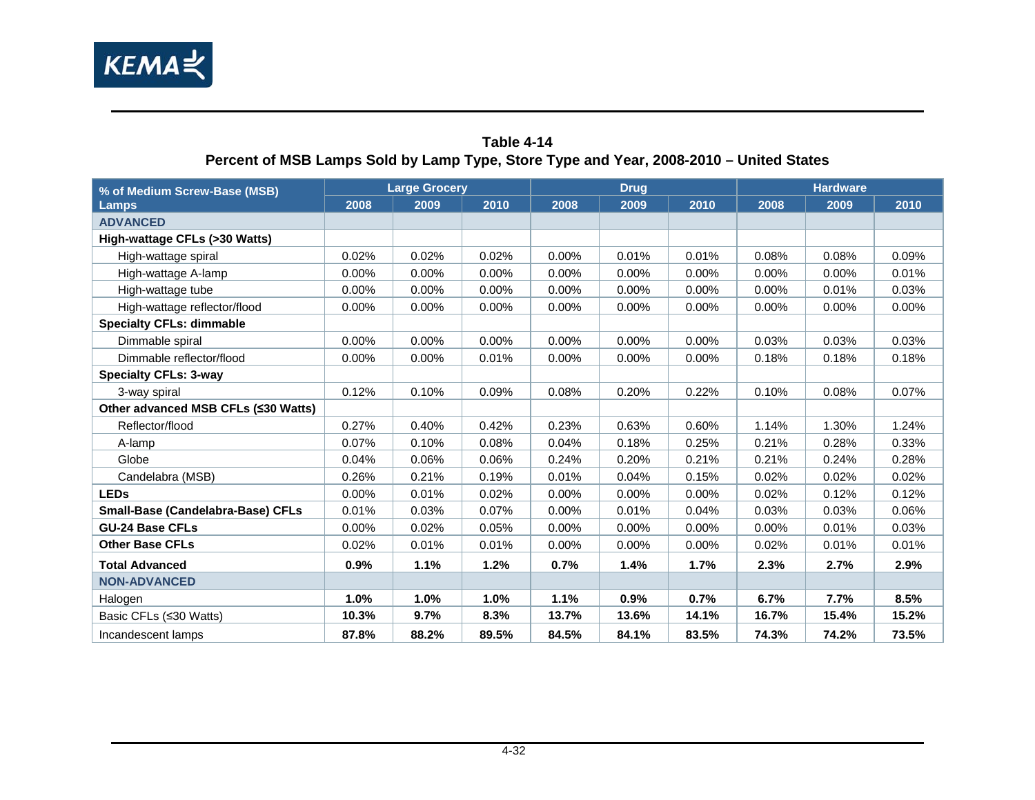**Table 4-14**
**Percent of MSB Lamps Sold by Lamp Type, Store Type and Year, 2008-2010 – United States**

| % of Medium Screw-Base (MSB) Lamps | Large Grocery | | | Drug | | | Hardware | | |
|---|---|---|---|---|---|---|---|---|---|
| | 2008 | 2009 | 2010 | 2008 | 2009 | 2010 | 2008 | 2009 | 2010 |
| ADVANCED | | | | | | | | | |
| **High-wattage CFLs (>30 Watts)** | | | | | | | | | |
| High-wattage spiral | 0.02% | 0.02% | 0.02% | 0.00% | 0.01% | 0.01% | 0.08% | 0.08% | 0.09% |
| High-wattage A-lamp | 0.00% | 0.00% | 0.00% | 0.00% | 0.00% | 0.00% | 0.00% | 0.00% | 0.01% |
| High-wattage tube | 0.00% | 0.00% | 0.00% | 0.00% | 0.00% | 0.00% | 0.00% | 0.01% | 0.03% |
| High-wattage reflector/flood | 0.00% | 0.00% | 0.00% | 0.00% | 0.00% | 0.00% | 0.00% | 0.00% | 0.00% |
| **Specialty CFLs: dimmable** | | | | | | | | | |
| Dimmable spiral | 0.00% | 0.00% | 0.00% | 0.00% | 0.00% | 0.00% | 0.03% | 0.03% | 0.03% |
| Dimmable reflector/flood | 0.00% | 0.00% | 0.01% | 0.00% | 0.00% | 0.00% | 0.18% | 0.18% | 0.18% |
| **Specialty CFLs: 3-way** | | | | | | | | | |
| 3-way spiral | 0.12% | 0.10% | 0.09% | 0.08% | 0.20% | 0.22% | 0.10% | 0.08% | 0.07% |
| **Other advanced MSB CFLs (≤30 Watts)** | | | | | | | | | |
| Reflector/flood | 0.27% | 0.40% | 0.42% | 0.23% | 0.63% | 0.60% | 1.14% | 1.30% | 1.24% |
| A-lamp | 0.07% | 0.10% | 0.08% | 0.04% | 0.18% | 0.25% | 0.21% | 0.28% | 0.33% |
| Globe | 0.04% | 0.06% | 0.06% | 0.24% | 0.20% | 0.21% | 0.21% | 0.24% | 0.28% |
| Candelabra (MSB) | 0.26% | 0.21% | 0.19% | 0.01% | 0.04% | 0.15% | 0.02% | 0.02% | 0.02% |
| **LEDs** | 0.00% | 0.01% | 0.02% | 0.00% | 0.00% | 0.00% | 0.02% | 0.12% | 0.12% |
| **Small-Base (Candelabra-Base) CFLs** | 0.01% | 0.03% | 0.07% | 0.00% | 0.01% | 0.04% | 0.03% | 0.03% | 0.06% |
| **GU-24 Base CFLs** | 0.00% | 0.02% | 0.05% | 0.00% | 0.00% | 0.00% | 0.00% | 0.01% | 0.03% |
| **Other Base CFLs** | 0.02% | 0.01% | 0.01% | 0.00% | 0.00% | 0.00% | 0.02% | 0.01% | 0.01% |
| **Total Advanced** | **0.9%** | **1.1%** | **1.2%** | **0.7%** | **1.4%** | **1.7%** | **2.3%** | **2.7%** | **2.9%** |
| NON-ADVANCED | | | | | | | | | |
| Halogen | **1.0%** | **1.0%** | **1.0%** | **1.1%** | **0.9%** | **0.7%** | **6.7%** | **7.7%** | **8.5%** |
| Basic CFLs (≤30 Watts) | **10.3%** | **9.7%** | **8.3%** | **13.7%** | **13.6%** | **14.1%** | **16.7%** | **15.4%** | **15.2%** |
| Incandescent lamps | **87.8%** | **88.2%** | **89.5%** | **84.5%** | **84.1%** | **83.5%** | **74.3%** | **74.2%** | **73.5%** |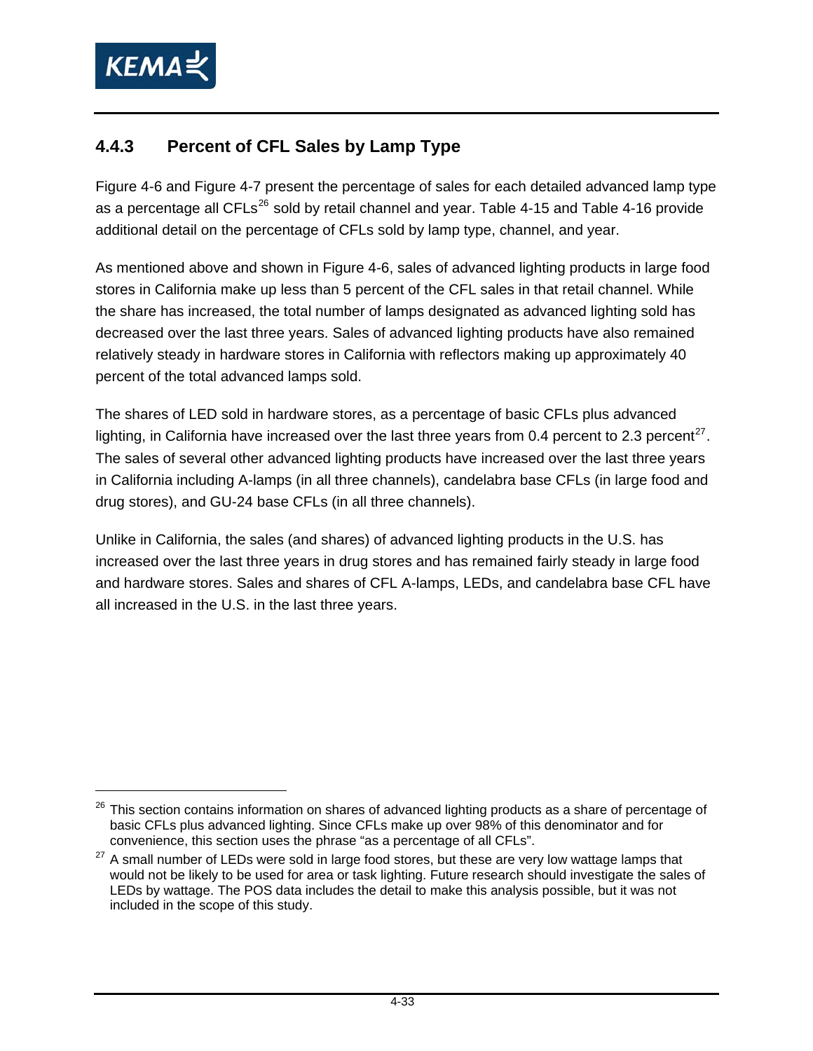### 4.4.3 Percent of CFL Sales by Lamp Type

Figure 4-6 and Figure 4-7 present the percentage of sales for each detailed advanced lamp type as a percentage all CFLs[26] sold by retail channel and year. Table 4-15 and Table 4-16 provide additional detail on the percentage of CFLs sold by lamp type, channel, and year.

As mentioned above and shown in Figure 4-6, sales of advanced lighting products in large food stores in California make up less than 5 percent of the CFL sales in that retail channel. While the share has increased, the total number of lamps designated as advanced lighting sold has decreased over the last three years. Sales of advanced lighting products have also remained relatively steady in hardware stores in California with reflectors making up approximately 40 percent of the total advanced lamps sold.

The shares of LED sold in hardware stores, as a percentage of basic CFLs plus advanced lighting, in California have increased over the last three years from 0.4 percent to 2.3 percent[27]. The sales of several other advanced lighting products have increased over the last three years in California including A-lamps (in all three channels), candelabra base CFLs (in large food and drug stores), and GU-24 base CFLs (in all three channels).

Unlike in California, the sales (and shares) of advanced lighting products in the U.S. has increased over the last three years in drug stores and has remained fairly steady in large food and hardware stores. Sales and shares of CFL A-lamps, LEDs, and candelabra base CFL have all increased in the U.S. in the last three years.

---

[26] This section contains information on shares of advanced lighting products as a share of percentage of basic CFLs plus advanced lighting. Since CFLs make up over 98% of this denominator and for convenience, this section uses the phrase "as a percentage of all CFLs".

[27] A small number of LEDs were sold in large food stores, but these are very low wattage lamps that would not be likely to be used for area or task lighting. Future research should investigate the sales of LEDs by wattage. The POS data includes the detail to make this analysis possible, but it was not included in the scope of this study.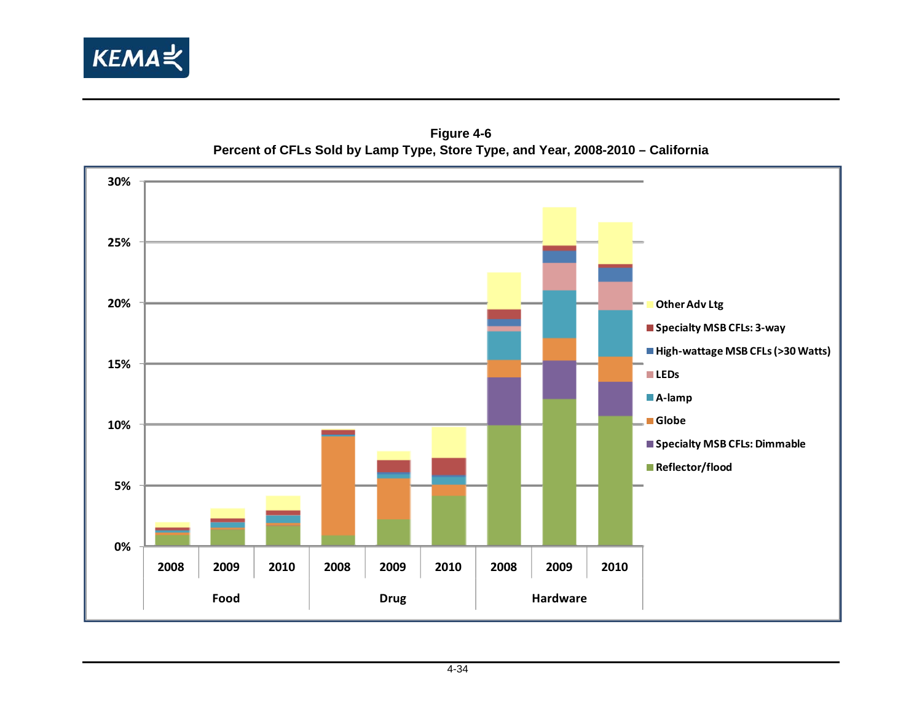**Figure 4-6**
**Percent of CFLs Sold by Lamp Type, Store Type, and Year, 2008-2010 – California**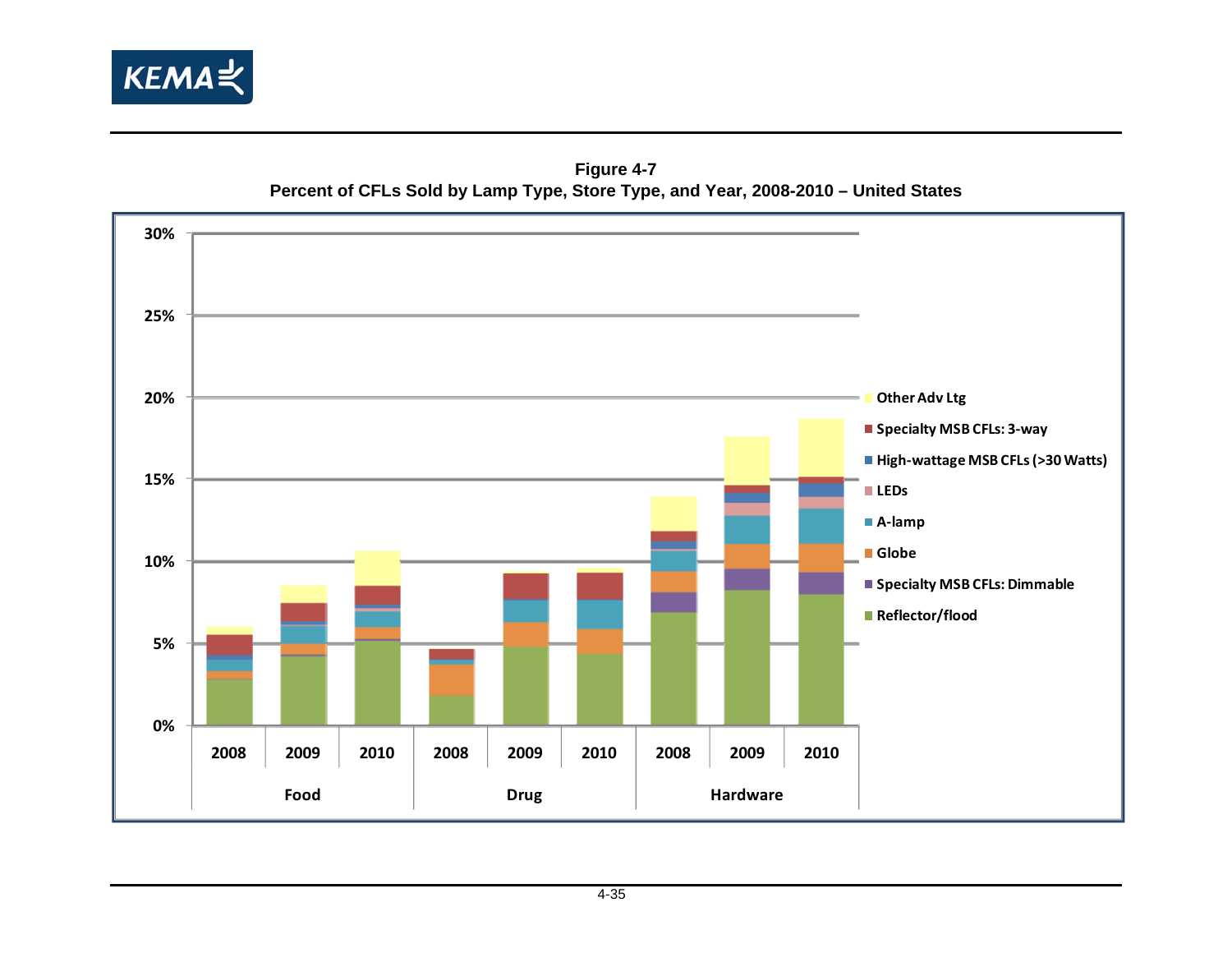**Figure 4-7**
**Percent of CFLs Sold by Lamp Type, Store Type, and Year, 2008-2010 – United States**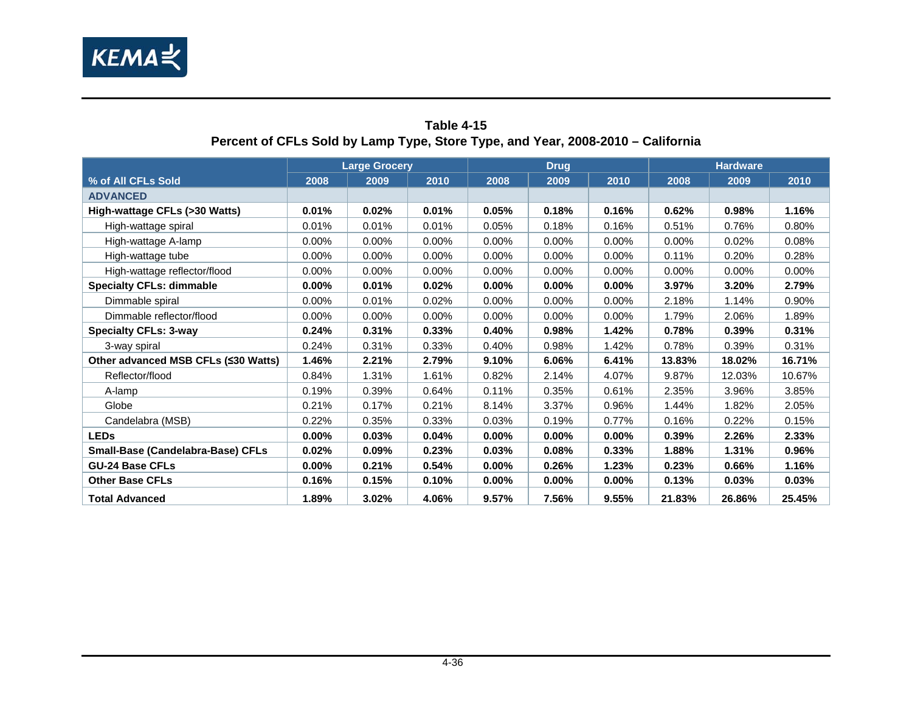**Table 4-15**
**Percent of CFLs Sold by Lamp Type, Store Type, and Year, 2008-2010 – California**

| % of All CFLs Sold | Large Grocery | | | Drug | | | Hardware | | |
|---|---|---|---|---|---|---|---|---|---|
| | 2008 | 2009 | 2010 | 2008 | 2009 | 2010 | 2008 | 2009 | 2010 |
| **ADVANCED** | | | | | | | | | |
| **High-wattage CFLs (>30 Watts)** | **0.01%** | **0.02%** | **0.01%** | **0.05%** | **0.18%** | **0.16%** | **0.62%** | **0.98%** | **1.16%** |
| High-wattage spiral | 0.01% | 0.01% | 0.01% | 0.05% | 0.18% | 0.16% | 0.51% | 0.76% | 0.80% |
| High-wattage A-lamp | 0.00% | 0.00% | 0.00% | 0.00% | 0.00% | 0.00% | 0.00% | 0.02% | 0.08% |
| High-wattage tube | 0.00% | 0.00% | 0.00% | 0.00% | 0.00% | 0.00% | 0.11% | 0.20% | 0.28% |
| High-wattage reflector/flood | 0.00% | 0.00% | 0.00% | 0.00% | 0.00% | 0.00% | 0.00% | 0.00% | 0.00% |
| **Specialty CFLs: dimmable** | **0.00%** | **0.01%** | **0.02%** | **0.00%** | **0.00%** | **0.00%** | **3.97%** | **3.20%** | **2.79%** |
| Dimmable spiral | 0.00% | 0.01% | 0.02% | 0.00% | 0.00% | 0.00% | 2.18% | 1.14% | 0.90% |
| Dimmable reflector/flood | 0.00% | 0.00% | 0.00% | 0.00% | 0.00% | 0.00% | 1.79% | 2.06% | 1.89% |
| **Specialty CFLs: 3-way** | **0.24%** | **0.31%** | **0.33%** | **0.40%** | **0.98%** | **1.42%** | **0.78%** | **0.39%** | **0.31%** |
| 3-way spiral | 0.24% | 0.31% | 0.33% | 0.40% | 0.98% | 1.42% | 0.78% | 0.39% | 0.31% |
| **Other advanced MSB CFLs (≤30 Watts)** | **1.46%** | **2.21%** | **2.79%** | **9.10%** | **6.06%** | **6.41%** | **13.83%** | **18.02%** | **16.71%** |
| Reflector/flood | 0.84% | 1.31% | 1.61% | 0.82% | 2.14% | 4.07% | 9.87% | 12.03% | 10.67% |
| A-lamp | 0.19% | 0.39% | 0.64% | 0.11% | 0.35% | 0.61% | 2.35% | 3.96% | 3.85% |
| Globe | 0.21% | 0.17% | 0.21% | 8.14% | 3.37% | 0.96% | 1.44% | 1.82% | 2.05% |
| Candelabra (MSB) | 0.22% | 0.35% | 0.33% | 0.03% | 0.19% | 0.77% | 0.16% | 0.22% | 0.15% |
| **LEDs** | **0.00%** | **0.03%** | **0.04%** | **0.00%** | **0.00%** | **0.00%** | **0.39%** | **2.26%** | **2.33%** |
| **Small-Base (Candelabra-Base) CFLs** | **0.02%** | **0.09%** | **0.23%** | **0.03%** | **0.08%** | **0.33%** | **1.88%** | **1.31%** | **0.96%** |
| **GU-24 Base CFLs** | **0.00%** | **0.21%** | **0.54%** | **0.00%** | **0.26%** | **1.23%** | **0.23%** | **0.66%** | **1.16%** |
| **Other Base CFLs** | **0.16%** | **0.15%** | **0.10%** | **0.00%** | **0.00%** | **0.00%** | **0.13%** | **0.03%** | **0.03%** |
| **Total Advanced** | **1.89%** | **3.02%** | **4.06%** | **9.57%** | **7.56%** | **9.55%** | **21.83%** | **26.86%** | **25.45%** |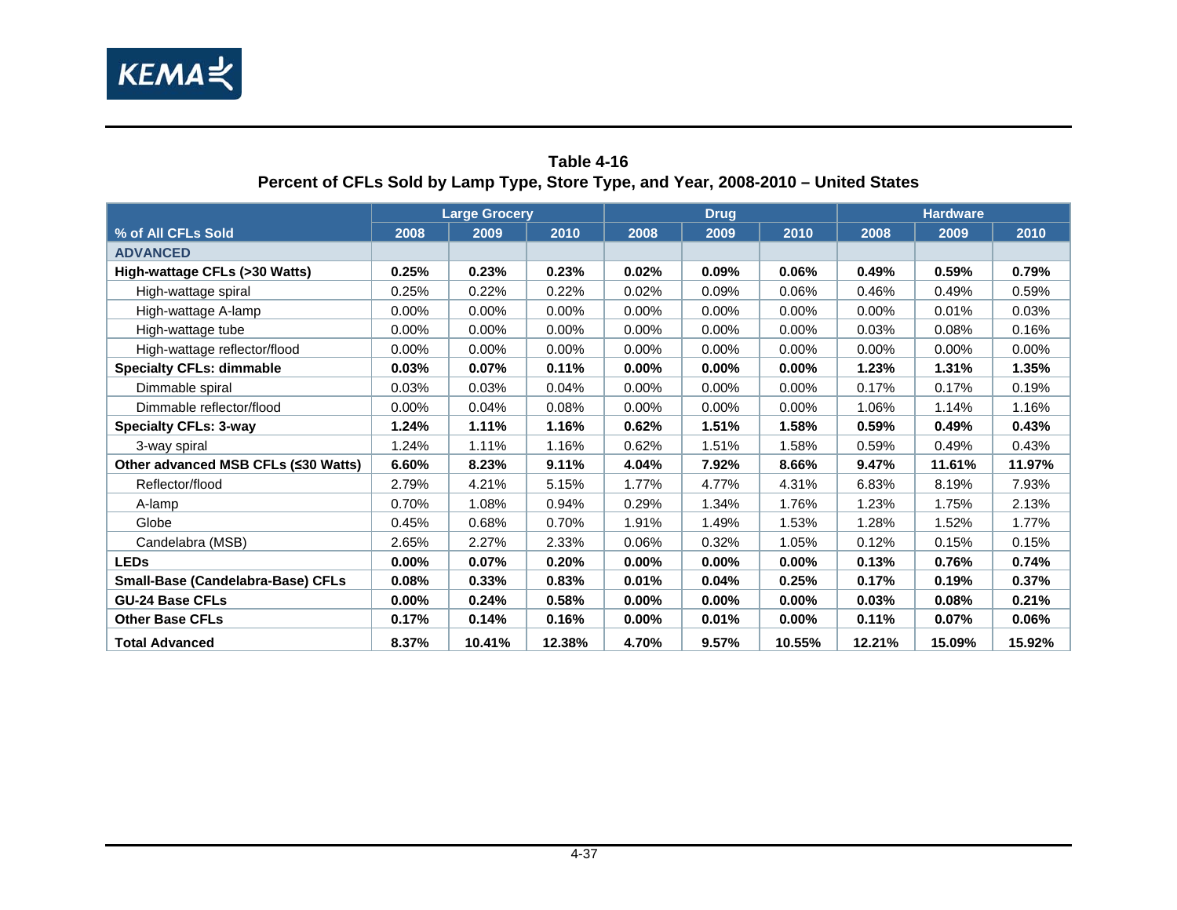**Table 4-16**
**Percent of CFLs Sold by Lamp Type, Store Type, and Year, 2008-2010 – United States**

| | Large Grocery | | | Drug | | | Hardware | | |
|---|---|---|---|---|---|---|---|---|---|
| **% of All CFLs Sold** | **2008** | **2009** | **2010** | **2008** | **2009** | **2010** | **2008** | **2009** | **2010** |
| **ADVANCED** | | | | | | | | | |
| **High-wattage CFLs (>30 Watts)** | **0.25%** | **0.23%** | **0.23%** | **0.02%** | **0.09%** | **0.06%** | **0.49%** | **0.59%** | **0.79%** |
| High-wattage spiral | 0.25% | 0.22% | 0.22% | 0.02% | 0.09% | 0.06% | 0.46% | 0.49% | 0.59% |
| High-wattage A-lamp | 0.00% | 0.00% | 0.00% | 0.00% | 0.00% | 0.00% | 0.00% | 0.01% | 0.03% |
| High-wattage tube | 0.00% | 0.00% | 0.00% | 0.00% | 0.00% | 0.00% | 0.03% | 0.08% | 0.16% |
| High-wattage reflector/flood | 0.00% | 0.00% | 0.00% | 0.00% | 0.00% | 0.00% | 0.00% | 0.00% | 0.00% |
| **Specialty CFLs: dimmable** | **0.03%** | **0.07%** | **0.11%** | **0.00%** | **0.00%** | **0.00%** | **1.23%** | **1.31%** | **1.35%** |
| Dimmable spiral | 0.03% | 0.03% | 0.04% | 0.00% | 0.00% | 0.00% | 0.17% | 0.17% | 0.19% |
| Dimmable reflector/flood | 0.00% | 0.04% | 0.08% | 0.00% | 0.00% | 0.00% | 1.06% | 1.14% | 1.16% |
| **Specialty CFLs: 3-way** | **1.24%** | **1.11%** | **1.16%** | **0.62%** | **1.51%** | **1.58%** | **0.59%** | **0.49%** | **0.43%** |
| 3-way spiral | 1.24% | 1.11% | 1.16% | 0.62% | 1.51% | 1.58% | 0.59% | 0.49% | 0.43% |
| **Other advanced MSB CFLs (≤30 Watts)** | **6.60%** | **8.23%** | **9.11%** | **4.04%** | **7.92%** | **8.66%** | **9.47%** | **11.61%** | **11.97%** |
| Reflector/flood | 2.79% | 4.21% | 5.15% | 1.77% | 4.77% | 4.31% | 6.83% | 8.19% | 7.93% |
| A-lamp | 0.70% | 1.08% | 0.94% | 0.29% | 1.34% | 1.76% | 1.23% | 1.75% | 2.13% |
| Globe | 0.45% | 0.68% | 0.70% | 1.91% | 1.49% | 1.53% | 1.28% | 1.52% | 1.77% |
| Candelabra (MSB) | 2.65% | 2.27% | 2.33% | 0.06% | 0.32% | 1.05% | 0.12% | 0.15% | 0.15% |
| **LEDs** | **0.00%** | **0.07%** | **0.20%** | **0.00%** | **0.00%** | **0.00%** | **0.13%** | **0.76%** | **0.74%** |
| **Small-Base (Candelabra-Base) CFLs** | **0.08%** | **0.33%** | **0.83%** | **0.01%** | **0.04%** | **0.25%** | **0.17%** | **0.19%** | **0.37%** |
| **GU-24 Base CFLs** | **0.00%** | **0.24%** | **0.58%** | **0.00%** | **0.00%** | **0.00%** | **0.03%** | **0.08%** | **0.21%** |
| **Other Base CFLs** | **0.17%** | **0.14%** | **0.16%** | **0.00%** | **0.01%** | **0.00%** | **0.11%** | **0.07%** | **0.06%** |
| **Total Advanced** | **8.37%** | **10.41%** | **12.38%** | **4.70%** | **9.57%** | **10.55%** | **12.21%** | **15.09%** | **15.92%** |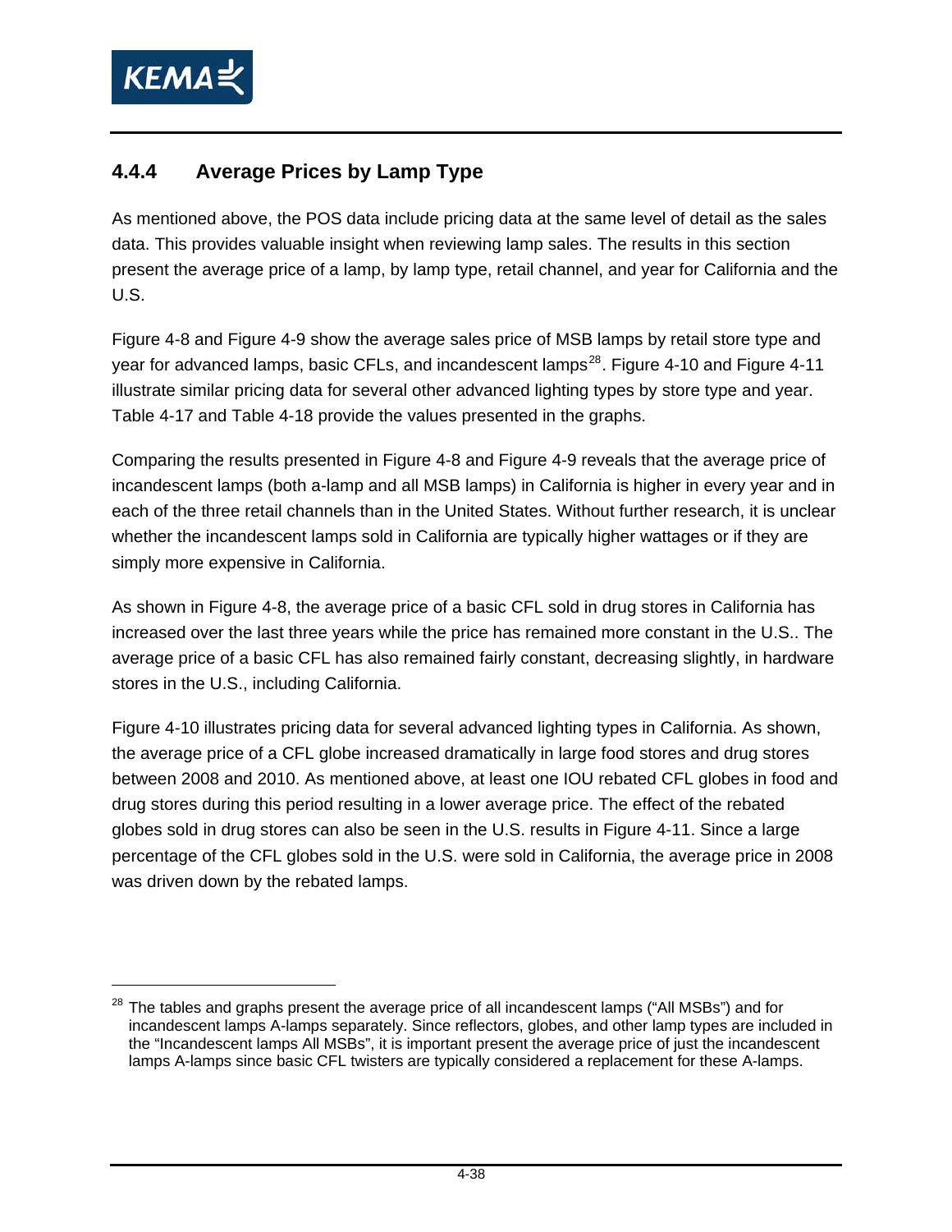### 4.4.4 Average Prices by Lamp Type

As mentioned above, the POS data include pricing data at the same level of detail as the sales data. This provides valuable insight when reviewing lamp sales. The results in this section present the average price of a lamp, by lamp type, retail channel, and year for California and the U.S.

Figure 4-8 and Figure 4-9 show the average sales price of MSB lamps by retail store type and year for advanced lamps, basic CFLs, and incandescent lamps[28]. Figure 4-10 and Figure 4-11 illustrate similar pricing data for several other advanced lighting types by store type and year. Table 4-17 and Table 4-18 provide the values presented in the graphs.

Comparing the results presented in Figure 4-8 and Figure 4-9 reveals that the average price of incandescent lamps (both a-lamp and all MSB lamps) in California is higher in every year and in each of the three retail channels than in the United States. Without further research, it is unclear whether the incandescent lamps sold in California are typically higher wattages or if they are simply more expensive in California.

As shown in Figure 4-8, the average price of a basic CFL sold in drug stores in California has increased over the last three years while the price has remained more constant in the U.S.. The average price of a basic CFL has also remained fairly constant, decreasing slightly, in hardware stores in the U.S., including California.

Figure 4-10 illustrates pricing data for several advanced lighting types in California. As shown, the average price of a CFL globe increased dramatically in large food stores and drug stores between 2008 and 2010. As mentioned above, at least one IOU rebated CFL globes in food and drug stores during this period resulting in a lower average price. The effect of the rebated globes sold in drug stores can also be seen in the U.S. results in Figure 4-11. Since a large percentage of the CFL globes sold in the U.S. were sold in California, the average price in 2008 was driven down by the rebated lamps.

[28] The tables and graphs present the average price of all incandescent lamps ("All MSBs") and for incandescent lamps A-lamps separately. Since reflectors, globes, and other lamp types are included in the "Incandescent lamps All MSBs", it is important present the average price of just the incandescent lamps A-lamps since basic CFL twisters are typically considered a replacement for these A-lamps.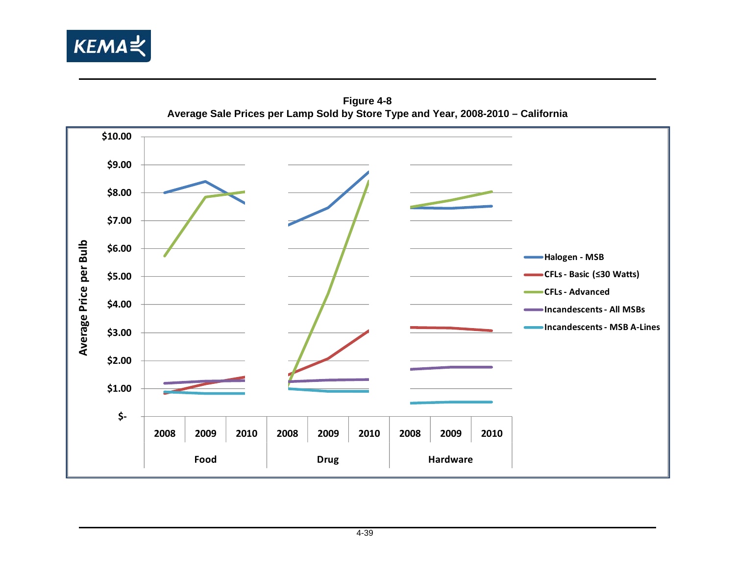**Figure 4-8**
**Average Sale Prices per Lamp Sold by Store Type and Year, 2008-2010 – California**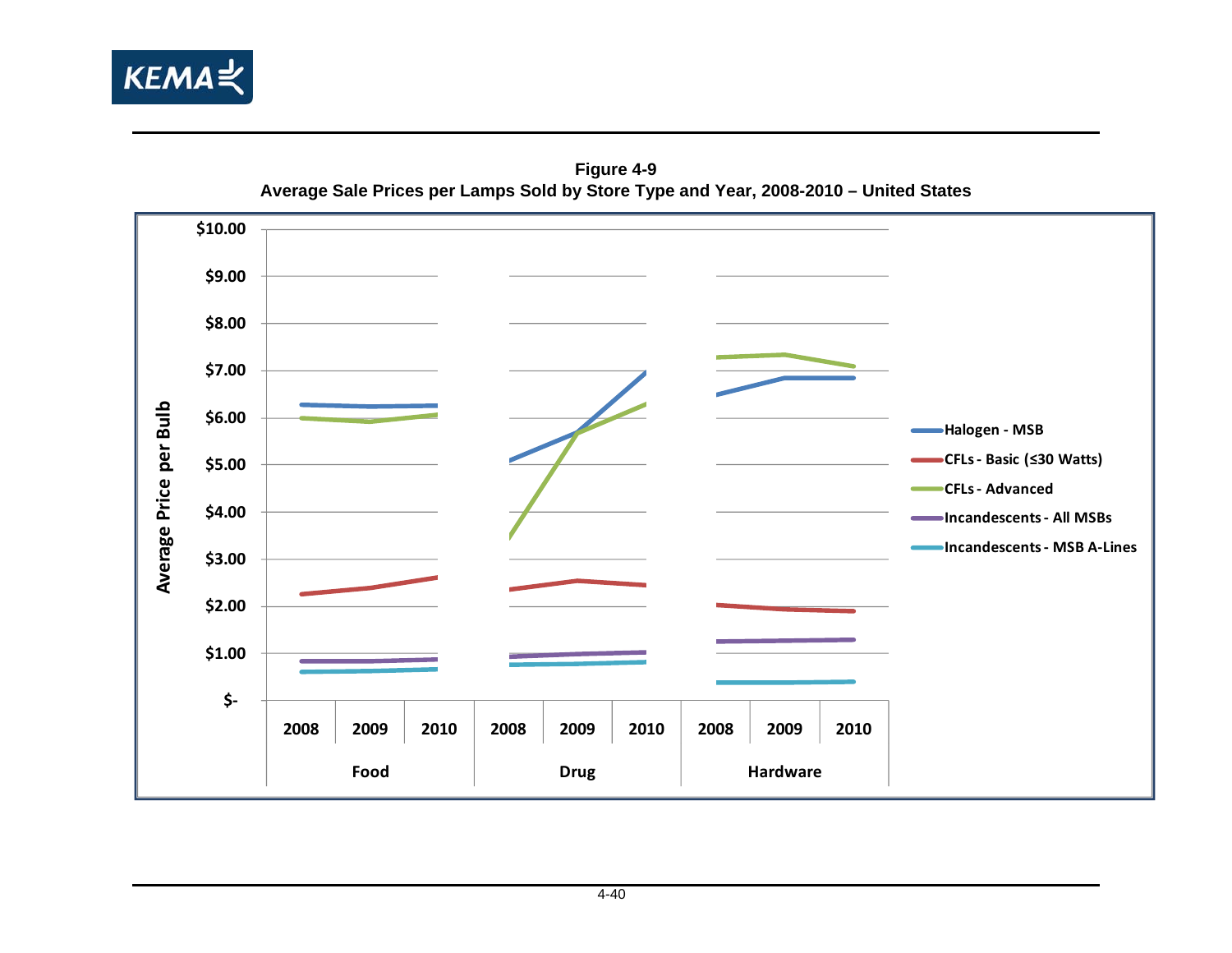**Figure 4-9**
**Average Sale Prices per Lamps Sold by Store Type and Year, 2008-2010 – United States**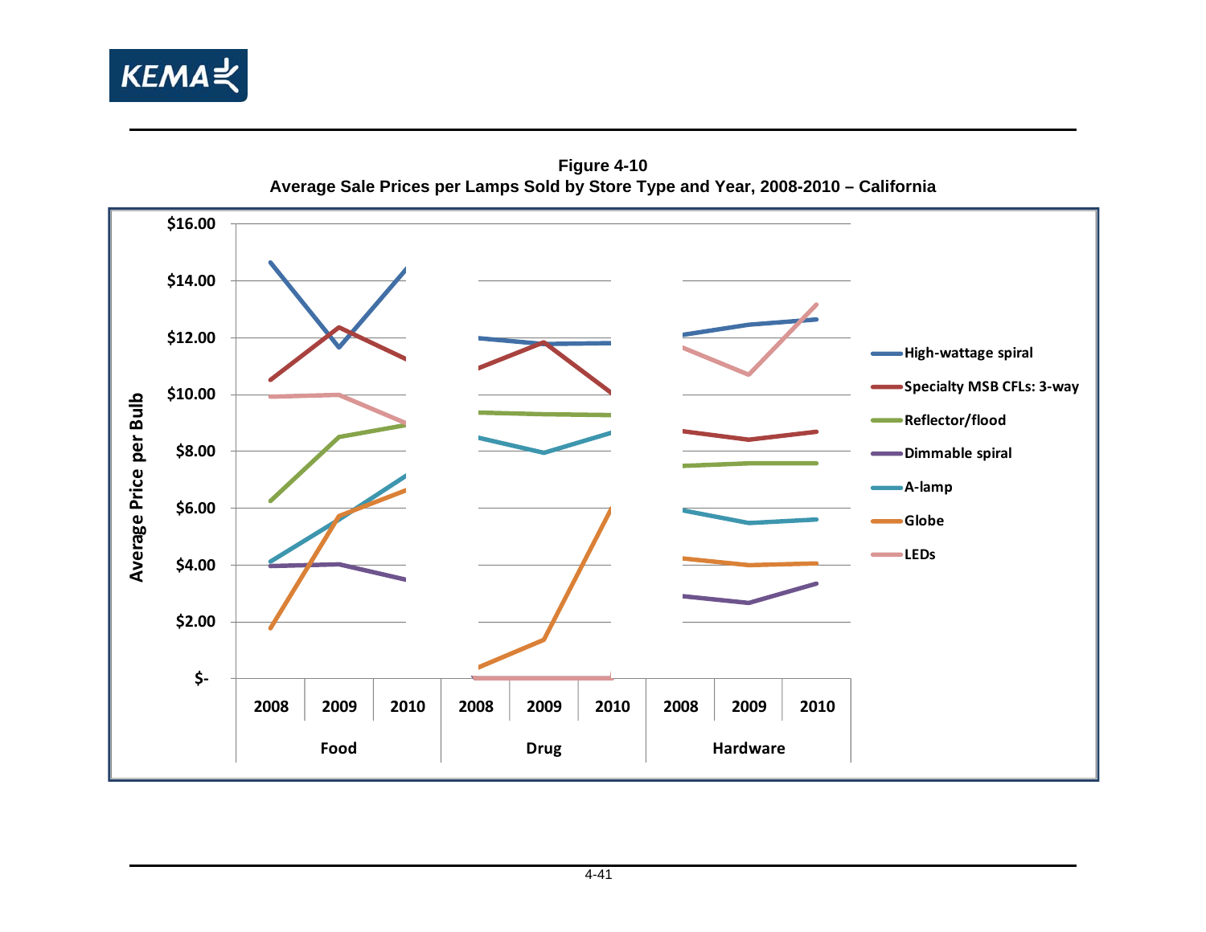**Figure 4-10**
**Average Sale Prices per Lamps Sold by Store Type and Year, 2008-2010 – California**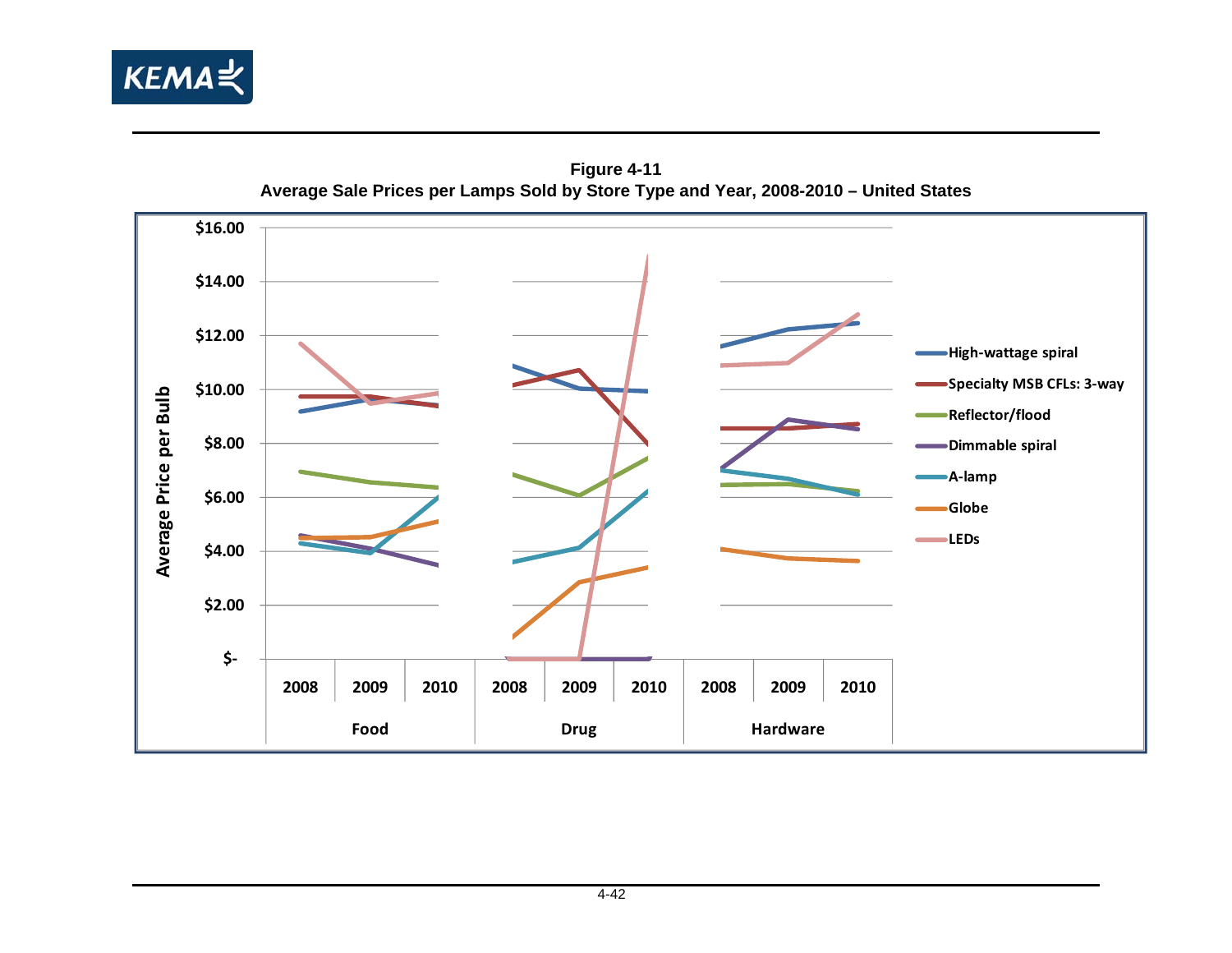**Figure 4-11**
**Average Sale Prices per Lamps Sold by Store Type and Year, 2008-2010 – United States**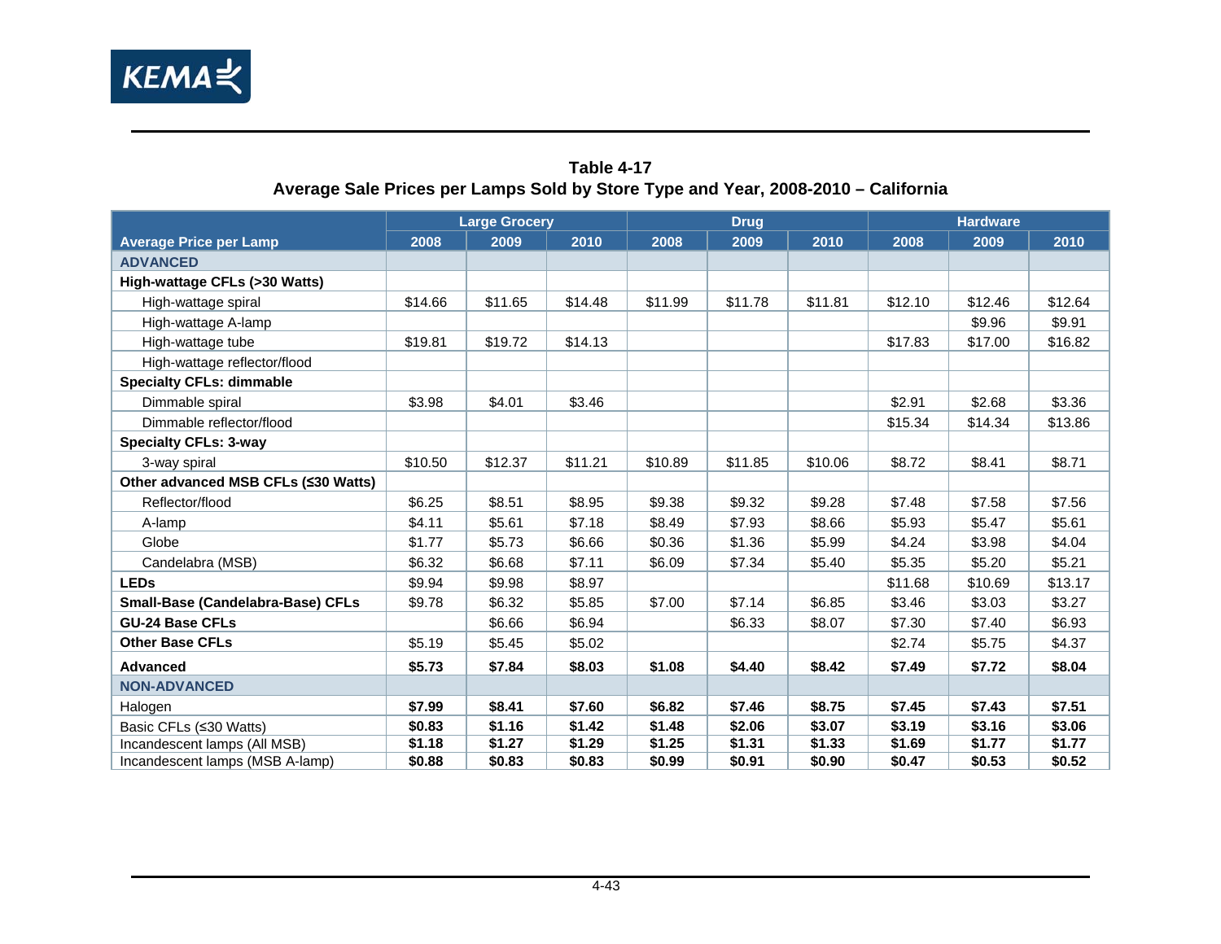**Table 4-17**
**Average Sale Prices per Lamps Sold by Store Type and Year, 2008-2010 – California**

| Average Price per Lamp | Large Grocery | | | Drug | | | Hardware | | |
|---|---|---|---|---|---|---|---|---|---|
| | 2008 | 2009 | 2010 | 2008 | 2009 | 2010 | 2008 | 2009 | 2010 |
| ADVANCED | | | | | | | | | |
| **High-wattage CFLs (>30 Watts)** | | | | | | | | | |
| High-wattage spiral | $14.66 | $11.65 | $14.48 | $11.99 | $11.78 | $11.81 | $12.10 | $12.46 | $12.64 |
| High-wattage A-lamp | | | | | | | | $9.96 | $9.91 |
| High-wattage tube | $19.81 | $19.72 | $14.13 | | | | $17.83 | $17.00 | $16.82 |
| High-wattage reflector/flood | | | | | | | | | |
| **Specialty CFLs: dimmable** | | | | | | | | | |
| Dimmable spiral | $3.98 | $4.01 | $3.46 | | | | $2.91 | $2.68 | $3.36 |
| Dimmable reflector/flood | | | | | | | $15.34 | $14.34 | $13.86 |
| **Specialty CFLs: 3-way** | | | | | | | | | |
| 3-way spiral | $10.50 | $12.37 | $11.21 | $10.89 | $11.85 | $10.06 | $8.72 | $8.41 | $8.71 |
| **Other advanced MSB CFLs (≤30 Watts)** | | | | | | | | | |
| Reflector/flood | $6.25 | $8.51 | $8.95 | $9.38 | $9.32 | $9.28 | $7.48 | $7.58 | $7.56 |
| A-lamp | $4.11 | $5.61 | $7.18 | $8.49 | $7.93 | $8.66 | $5.93 | $5.47 | $5.61 |
| Globe | $1.77 | $5.73 | $6.66 | $0.36 | $1.36 | $5.99 | $4.24 | $3.98 | $4.04 |
| Candelabra (MSB) | $6.32 | $6.68 | $7.11 | $6.09 | $7.34 | $5.40 | $5.35 | $5.20 | $5.21 |
| **LEDs** | $9.94 | $9.98 | $8.97 | | | | $11.68 | $10.69 | $13.17 |
| **Small-Base (Candelabra-Base) CFLs** | $9.78 | $6.32 | $5.85 | $7.00 | $7.14 | $6.85 | $3.46 | $3.03 | $3.27 |
| **GU-24 Base CFLs** | | $6.66 | $6.94 | | $6.33 | $8.07 | $7.30 | $7.40 | $6.93 |
| **Other Base CFLs** | $5.19 | $5.45 | $5.02 | | | | $2.74 | $5.75 | $4.37 |
| **Advanced** | **$5.73** | **$7.84** | **$8.03** | **$1.08** | **$4.40** | **$8.42** | **$7.49** | **$7.72** | **$8.04** |
| NON-ADVANCED | | | | | | | | | |
| Halogen | **$7.99** | **$8.41** | **$7.60** | **$6.82** | **$7.46** | **$8.75** | **$7.45** | **$7.43** | **$7.51** |
| Basic CFLs (≤30 Watts) | **$0.83** | **$1.16** | **$1.42** | **$1.48** | **$2.06** | **$3.07** | **$3.19** | **$3.16** | **$3.06** |
| Incandescent lamps (All MSB) | **$1.18** | **$1.27** | **$1.29** | **$1.25** | **$1.31** | **$1.33** | **$1.69** | **$1.77** | **$1.77** |
| Incandescent lamps (MSB A-lamp) | **$0.88** | **$0.83** | **$0.83** | **$0.99** | **$0.91** | **$0.90** | **$0.47** | **$0.53** | **$0.52** |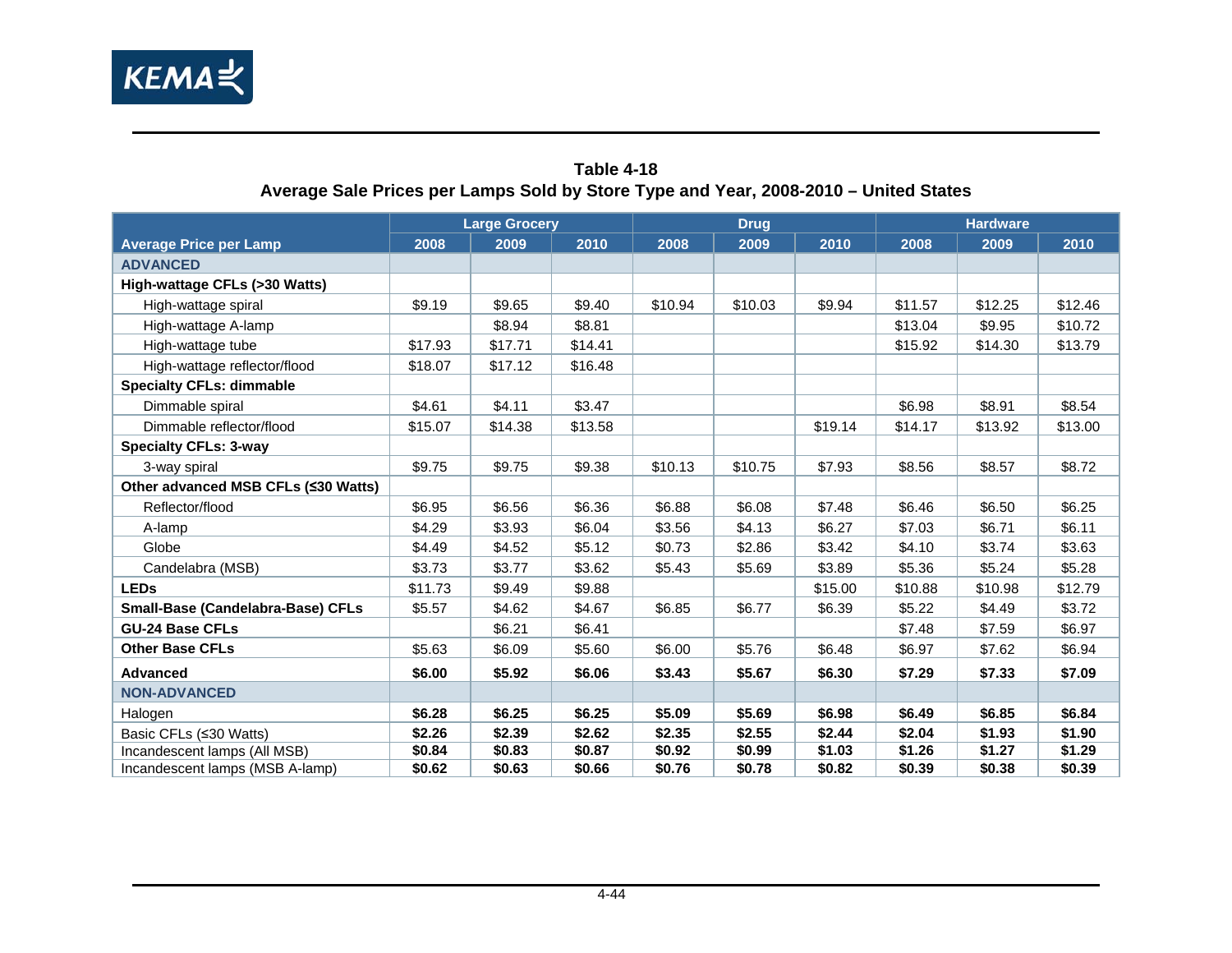**Table 4-18**
**Average Sale Prices per Lamps Sold by Store Type and Year, 2008-2010 – United States**

| Average Price per Lamp | Large Grocery | | | Drug | | | Hardware | | |
|---|---|---|---|---|---|---|---|---|---|
| | 2008 | 2009 | 2010 | 2008 | 2009 | 2010 | 2008 | 2009 | 2010 |
| **ADVANCED** | | | | | | | | | |
| **High-wattage CFLs (>30 Watts)** | | | | | | | | | |
| High-wattage spiral | $9.19 | $9.65 | $9.40 | $10.94 | $10.03 | $9.94 | $11.57 | $12.25 | $12.46 |
| High-wattage A-lamp | | $8.94 | $8.81 | | | | $13.04 | $9.95 | $10.72 |
| High-wattage tube | $17.93 | $17.71 | $14.41 | | | | $15.92 | $14.30 | $13.79 |
| High-wattage reflector/flood | $18.07 | $17.12 | $16.48 | | | | | | |
| **Specialty CFLs: dimmable** | | | | | | | | | |
| Dimmable spiral | $4.61 | $4.11 | $3.47 | | | | $6.98 | $8.91 | $8.54 |
| Dimmable reflector/flood | $15.07 | $14.38 | $13.58 | | | $19.14 | $14.17 | $13.92 | $13.00 |
| **Specialty CFLs: 3-way** | | | | | | | | | |
| 3-way spiral | $9.75 | $9.75 | $9.38 | $10.13 | $10.75 | $7.93 | $8.56 | $8.57 | $8.72 |
| **Other advanced MSB CFLs (≤30 Watts)** | | | | | | | | | |
| Reflector/flood | $6.95 | $6.56 | $6.36 | $6.88 | $6.08 | $7.48 | $6.46 | $6.50 | $6.25 |
| A-lamp | $4.29 | $3.93 | $6.04 | $3.56 | $4.13 | $6.27 | $7.03 | $6.71 | $6.11 |
| Globe | $4.49 | $4.52 | $5.12 | $0.73 | $2.86 | $3.42 | $4.10 | $3.74 | $3.63 |
| Candelabra (MSB) | $3.73 | $3.77 | $3.62 | $5.43 | $5.69 | $3.89 | $5.36 | $5.24 | $5.28 |
| **LEDs** | $11.73 | $9.49 | $9.88 | | | $15.00 | $10.88 | $10.98 | $12.79 |
| **Small-Base (Candelabra-Base) CFLs** | $5.57 | $4.62 | $4.67 | $6.85 | $6.77 | $6.39 | $5.22 | $4.49 | $3.72 |
| **GU-24 Base CFLs** | | $6.21 | $6.41 | | | | $7.48 | $7.59 | $6.97 |
| **Other Base CFLs** | $5.63 | $6.09 | $5.60 | $6.00 | $5.76 | $6.48 | $6.97 | $7.62 | $6.94 |
| **Advanced** | **$6.00** | **$5.92** | **$6.06** | **$3.43** | **$5.67** | **$6.30** | **$7.29** | **$7.33** | **$7.09** |
| **NON-ADVANCED** | | | | | | | | | |
| Halogen | **$6.28** | **$6.25** | **$6.25** | **$5.09** | **$5.69** | **$6.98** | **$6.49** | **$6.85** | **$6.84** |
| Basic CFLs (≤30 Watts) | **$2.26** | **$2.39** | **$2.62** | **$2.35** | **$2.55** | **$2.44** | **$2.04** | **$1.93** | **$1.90** |
| Incandescent lamps (All MSB) | **$0.84** | **$0.83** | **$0.87** | **$0.92** | **$0.99** | **$1.03** | **$1.26** | **$1.27** | **$1.29** |
| Incandescent lamps (MSB A-lamp) | **$0.62** | **$0.63** | **$0.66** | **$0.76** | **$0.78** | **$0.82** | **$0.39** | **$0.38** | **$0.39** |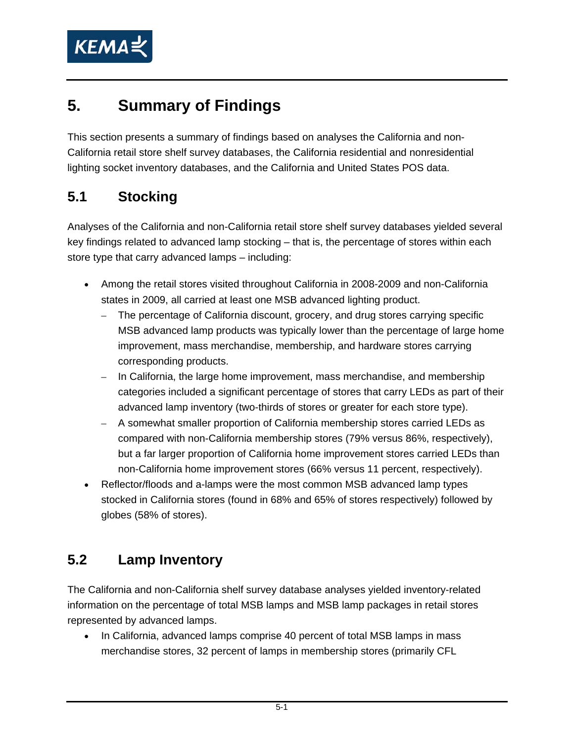# 5. Summary of Findings

This section presents a summary of findings based on analyses the California and non-California retail store shelf survey databases, the California residential and nonresidential lighting socket inventory databases, and the California and United States POS data.

## 5.1 Stocking

Analyses of the California and non-California retail store shelf survey databases yielded several key findings related to advanced lamp stocking – that is, the percentage of stores within each store type that carry advanced lamps – including:

- Among the retail stores visited throughout California in 2008-2009 and non-California states in 2009, all carried at least one MSB advanced lighting product.
  - The percentage of California discount, grocery, and drug stores carrying specific MSB advanced lamp products was typically lower than the percentage of large home improvement, mass merchandise, membership, and hardware stores carrying corresponding products.
  - In California, the large home improvement, mass merchandise, and membership categories included a significant percentage of stores that carry LEDs as part of their advanced lamp inventory (two-thirds of stores or greater for each store type).
  - A somewhat smaller proportion of California membership stores carried LEDs as compared with non-California membership stores (79% versus 86%, respectively), but a far larger proportion of California home improvement stores carried LEDs than non-California home improvement stores (66% versus 11 percent, respectively).
- Reflector/floods and a-lamps were the most common MSB advanced lamp types stocked in California stores (found in 68% and 65% of stores respectively) followed by globes (58% of stores).

## 5.2 Lamp Inventory

The California and non-California shelf survey database analyses yielded inventory-related information on the percentage of total MSB lamps and MSB lamp packages in retail stores represented by advanced lamps.

- In California, advanced lamps comprise 40 percent of total MSB lamps in mass merchandise stores, 32 percent of lamps in membership stores (primarily CFL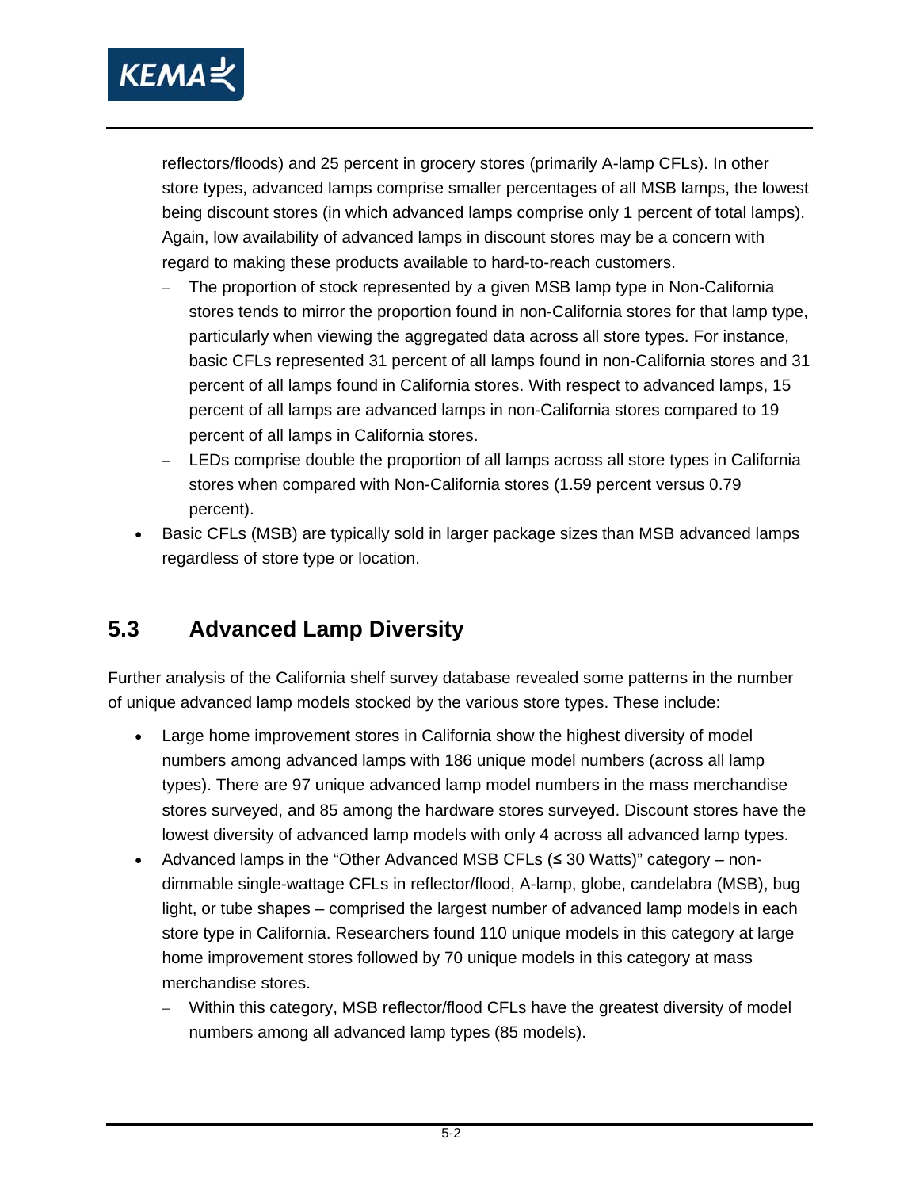reflectors/floods) and 25 percent in grocery stores (primarily A-lamp CFLs). In other store types, advanced lamps comprise smaller percentages of all MSB lamps, the lowest being discount stores (in which advanced lamps comprise only 1 percent of total lamps). Again, low availability of advanced lamps in discount stores may be a concern with regard to making these products available to hard-to-reach customers.

  - The proportion of stock represented by a given MSB lamp type in Non-California stores tends to mirror the proportion found in non-California stores for that lamp type, particularly when viewing the aggregated data across all store types. For instance, basic CFLs represented 31 percent of all lamps found in non-California stores and 31 percent of all lamps found in California stores. With respect to advanced lamps, 15 percent of all lamps are advanced lamps in non-California stores compared to 19 percent of all lamps in California stores.
  - LEDs comprise double the proportion of all lamps across all store types in California stores when compared with Non-California stores (1.59 percent versus 0.79 percent).

- Basic CFLs (MSB) are typically sold in larger package sizes than MSB advanced lamps regardless of store type or location.

## 5.3 Advanced Lamp Diversity

Further analysis of the California shelf survey database revealed some patterns in the number of unique advanced lamp models stocked by the various store types. These include:

- Large home improvement stores in California show the highest diversity of model numbers among advanced lamps with 186 unique model numbers (across all lamp types). There are 97 unique advanced lamp model numbers in the mass merchandise stores surveyed, and 85 among the hardware stores surveyed. Discount stores have the lowest diversity of advanced lamp models with only 4 across all advanced lamp types.
- Advanced lamps in the "Other Advanced MSB CFLs (≤ 30 Watts)" category – non-dimmable single-wattage CFLs in reflector/flood, A-lamp, globe, candelabra (MSB), bug light, or tube shapes – comprised the largest number of advanced lamp models in each store type in California. Researchers found 110 unique models in this category at large home improvement stores followed by 70 unique models in this category at mass merchandise stores.
  - Within this category, MSB reflector/flood CFLs have the greatest diversity of model numbers among all advanced lamp types (85 models).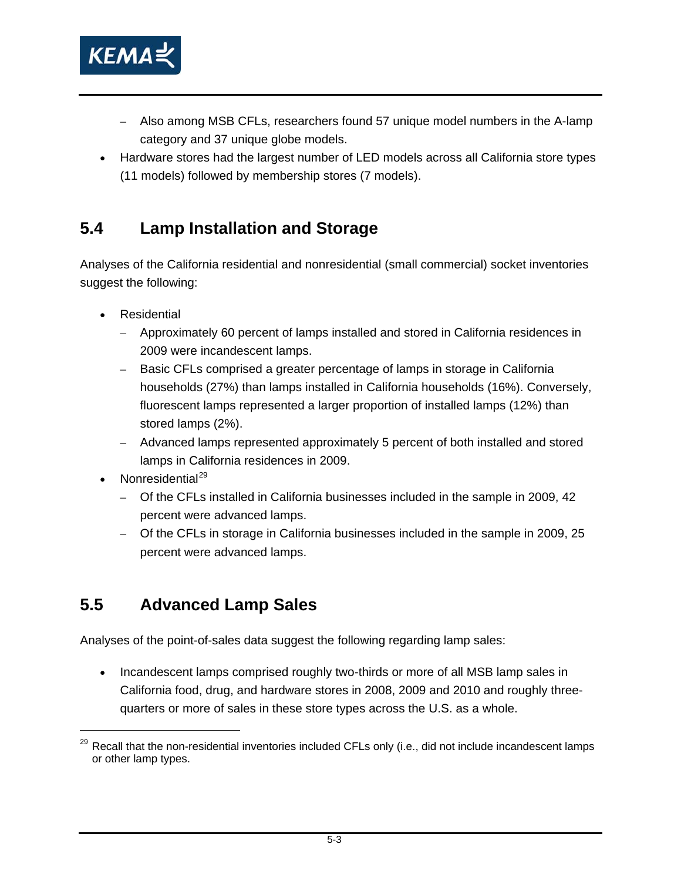- Also among MSB CFLs, researchers found 57 unique model numbers in the A-lamp category and 37 unique globe models.
- Hardware stores had the largest number of LED models across all California store types (11 models) followed by membership stores (7 models).

## 5.4 Lamp Installation and Storage

Analyses of the California residential and nonresidential (small commercial) socket inventories suggest the following:

- Residential
  - Approximately 60 percent of lamps installed and stored in California residences in 2009 were incandescent lamps.
  - Basic CFLs comprised a greater percentage of lamps in storage in California households (27%) than lamps installed in California households (16%). Conversely, fluorescent lamps represented a larger proportion of installed lamps (12%) than stored lamps (2%).
  - Advanced lamps represented approximately 5 percent of both installed and stored lamps in California residences in 2009.
- Nonresidential[29]
  - Of the CFLs installed in California businesses included in the sample in 2009, 42 percent were advanced lamps.
  - Of the CFLs in storage in California businesses included in the sample in 2009, 25 percent were advanced lamps.

## 5.5 Advanced Lamp Sales

Analyses of the point-of-sales data suggest the following regarding lamp sales:

- Incandescent lamps comprised roughly two-thirds or more of all MSB lamp sales in California food, drug, and hardware stores in 2008, 2009 and 2010 and roughly three-quarters or more of sales in these store types across the U.S. as a whole.

[29] Recall that the non-residential inventories included CFLs only (i.e., did not include incandescent lamps or other lamp types.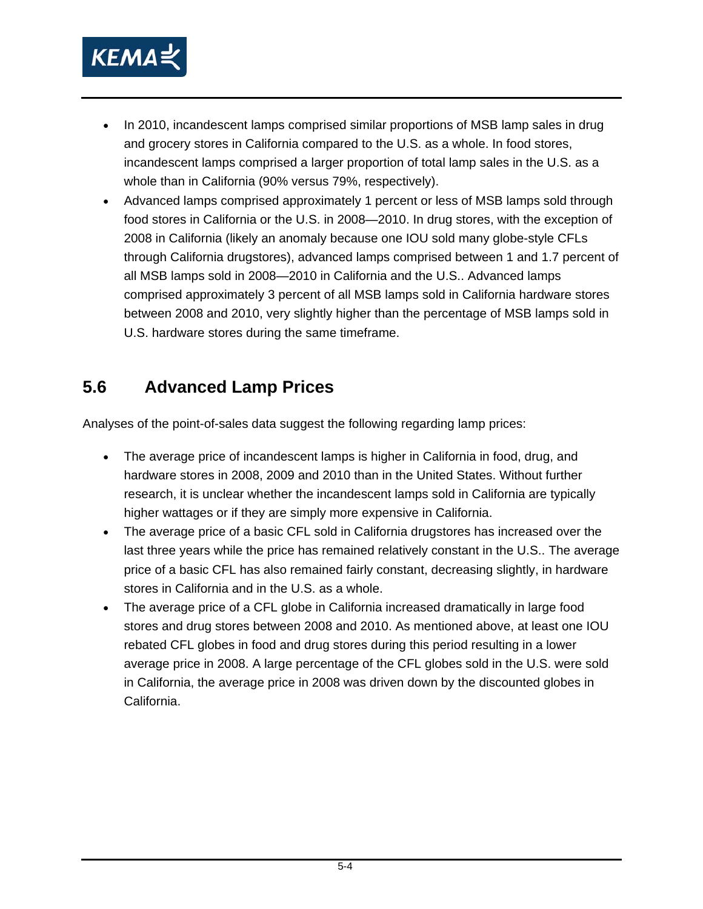- In 2010, incandescent lamps comprised similar proportions of MSB lamp sales in drug and grocery stores in California compared to the U.S. as a whole. In food stores, incandescent lamps comprised a larger proportion of total lamp sales in the U.S. as a whole than in California (90% versus 79%, respectively).
- Advanced lamps comprised approximately 1 percent or less of MSB lamps sold through food stores in California or the U.S. in 2008—2010. In drug stores, with the exception of 2008 in California (likely an anomaly because one IOU sold many globe-style CFLs through California drugstores), advanced lamps comprised between 1 and 1.7 percent of all MSB lamps sold in 2008—2010 in California and the U.S.. Advanced lamps comprised approximately 3 percent of all MSB lamps sold in California hardware stores between 2008 and 2010, very slightly higher than the percentage of MSB lamps sold in U.S. hardware stores during the same timeframe.

## 5.6 Advanced Lamp Prices

Analyses of the point-of-sales data suggest the following regarding lamp prices:

- The average price of incandescent lamps is higher in California in food, drug, and hardware stores in 2008, 2009 and 2010 than in the United States. Without further research, it is unclear whether the incandescent lamps sold in California are typically higher wattages or if they are simply more expensive in California.
- The average price of a basic CFL sold in California drugstores has increased over the last three years while the price has remained relatively constant in the U.S.. The average price of a basic CFL has also remained fairly constant, decreasing slightly, in hardware stores in California and in the U.S. as a whole.
- The average price of a CFL globe in California increased dramatically in large food stores and drug stores between 2008 and 2010. As mentioned above, at least one IOU rebated CFL globes in food and drug stores during this period resulting in a lower average price in 2008. A large percentage of the CFL globes sold in the U.S. were sold in California, the average price in 2008 was driven down by the discounted globes in California.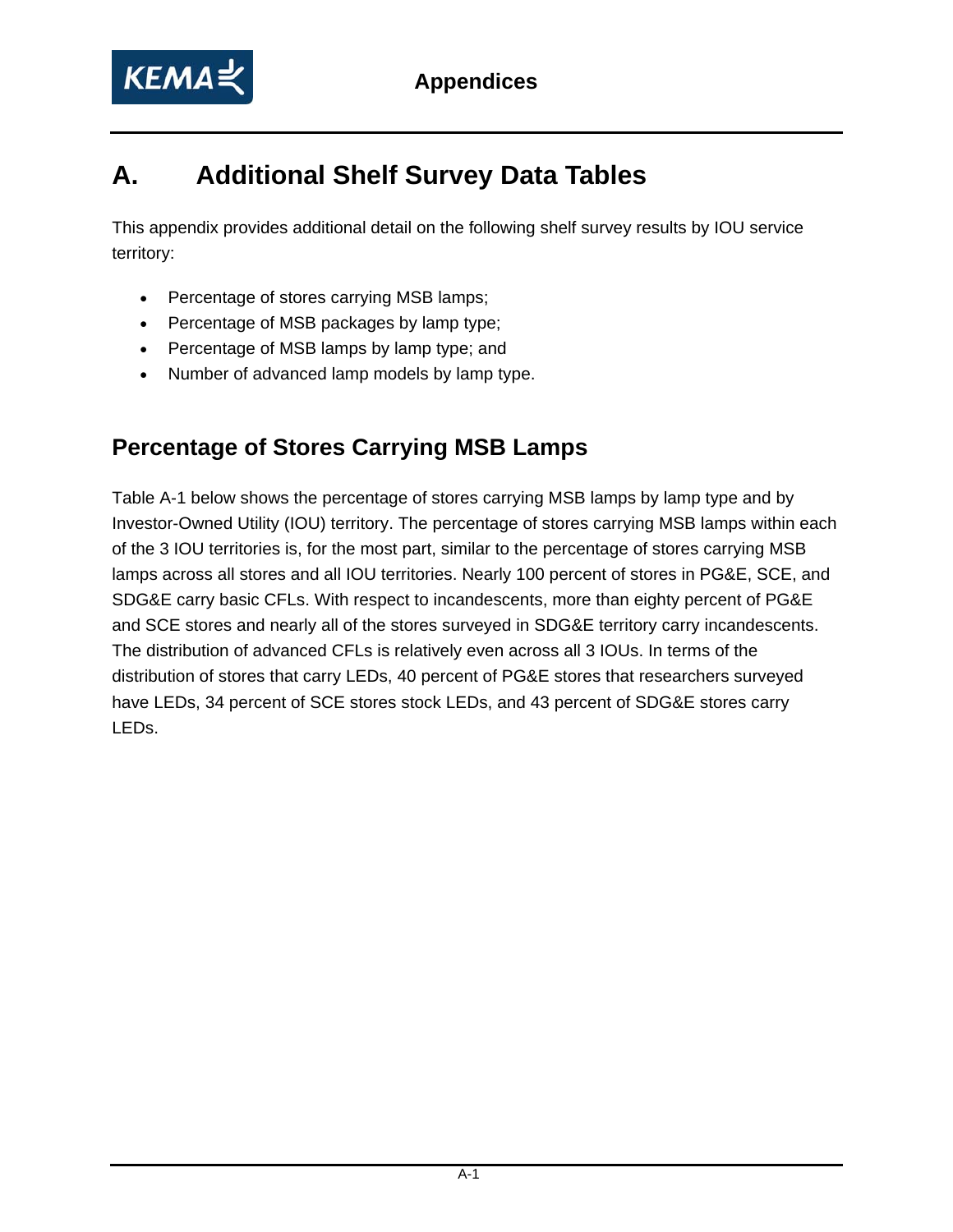# A. Additional Shelf Survey Data Tables

This appendix provides additional detail on the following shelf survey results by IOU service territory:

- Percentage of stores carrying MSB lamps;
- Percentage of MSB packages by lamp type;
- Percentage of MSB lamps by lamp type; and
- Number of advanced lamp models by lamp type.

## Percentage of Stores Carrying MSB Lamps

Table A-1 below shows the percentage of stores carrying MSB lamps by lamp type and by Investor-Owned Utility (IOU) territory. The percentage of stores carrying MSB lamps within each of the 3 IOU territories is, for the most part, similar to the percentage of stores carrying MSB lamps across all stores and all IOU territories. Nearly 100 percent of stores in PG&E, SCE, and SDG&E carry basic CFLs. With respect to incandescents, more than eighty percent of PG&E and SCE stores and nearly all of the stores surveyed in SDG&E territory carry incandescents. The distribution of advanced CFLs is relatively even across all 3 IOUs. In terms of the distribution of stores that carry LEDs, 40 percent of PG&E stores that researchers surveyed have LEDs, 34 percent of SCE stores stock LEDs, and 43 percent of SDG&E stores carry LEDs.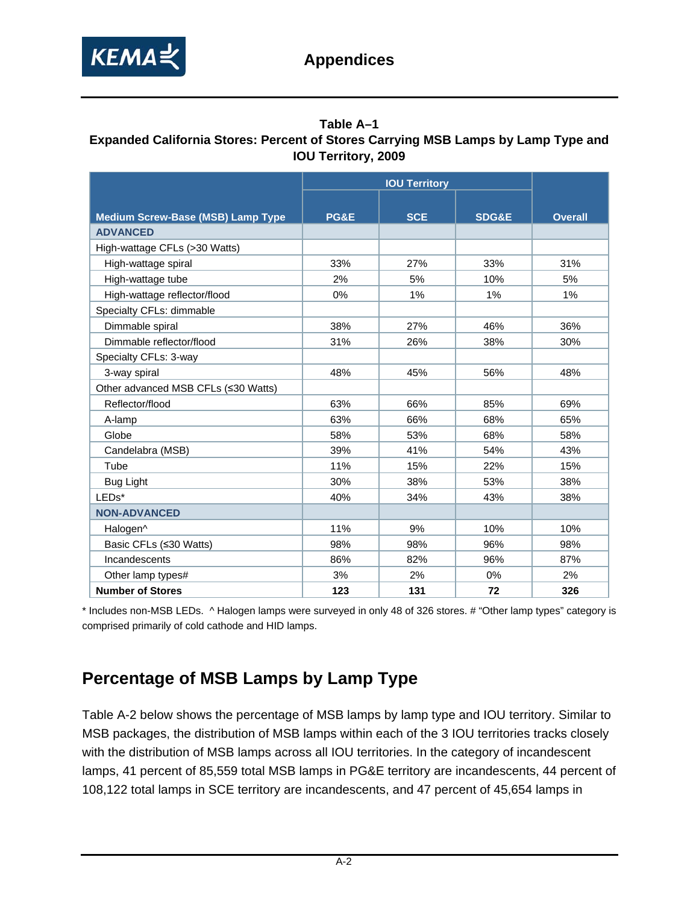**Table A–1**
**Expanded California Stores: Percent of Stores Carrying MSB Lamps by Lamp Type and IOU Territory, 2009**

| Medium Screw-Base (MSB) Lamp Type | IOU Territory | | | Overall |
|---|---|---|---|---|
| | PG&E | SCE | SDG&E | |
| **ADVANCED** | | | | |
| High-wattage CFLs (>30 Watts) | | | | |
| High-wattage spiral | 33% | 27% | 33% | 31% |
| High-wattage tube | 2% | 5% | 10% | 5% |
| High-wattage reflector/flood | 0% | 1% | 1% | 1% |
| Specialty CFLs: dimmable | | | | |
| Dimmable spiral | 38% | 27% | 46% | 36% |
| Dimmable reflector/flood | 31% | 26% | 38% | 30% |
| Specialty CFLs: 3-way | | | | |
| 3-way spiral | 48% | 45% | 56% | 48% |
| Other advanced MSB CFLs (≤30 Watts) | | | | |
| Reflector/flood | 63% | 66% | 85% | 69% |
| A-lamp | 63% | 66% | 68% | 65% |
| Globe | 58% | 53% | 68% | 58% |
| Candelabra (MSB) | 39% | 41% | 54% | 43% |
| Tube | 11% | 15% | 22% | 15% |
| Bug Light | 30% | 38% | 53% | 38% |
| LEDs* | 40% | 34% | 43% | 38% |
| **NON-ADVANCED** | | | | |
| Halogen^ | 11% | 9% | 10% | 10% |
| Basic CFLs (≤30 Watts) | 98% | 98% | 96% | 98% |
| Incandescents | 86% | 82% | 96% | 87% |
| Other lamp types# | 3% | 2% | 0% | 2% |
| **Number of Stores** | **123** | **131** | **72** | **326** |

* Includes non-MSB LEDs. ^ Halogen lamps were surveyed in only 48 of 326 stores. # "Other lamp types" category is comprised primarily of cold cathode and HID lamps.

## Percentage of MSB Lamps by Lamp Type

Table A-2 below shows the percentage of MSB lamps by lamp type and IOU territory. Similar to MSB packages, the distribution of MSB lamps within each of the 3 IOU territories tracks closely with the distribution of MSB lamps across all IOU territories. In the category of incandescent lamps, 41 percent of 85,559 total MSB lamps in PG&E territory are incandescents, 44 percent of 108,122 total lamps in SCE territory are incandescents, and 47 percent of 45,654 lamps in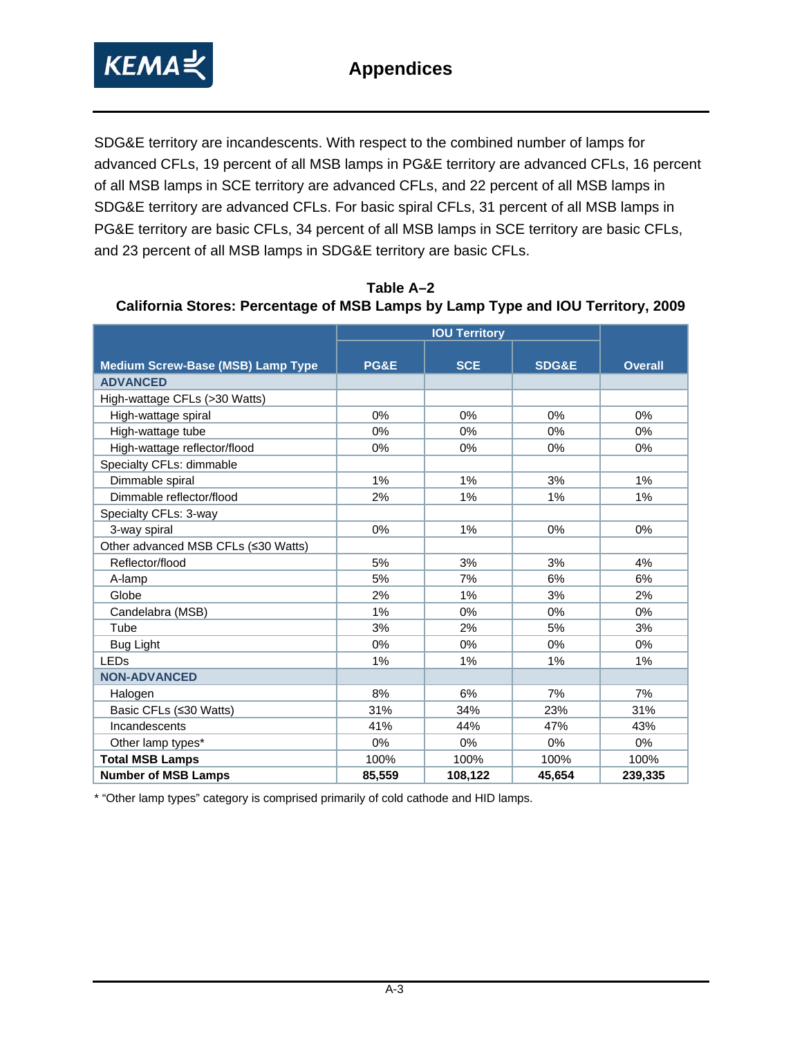SDG&E territory are incandescents. With respect to the combined number of lamps for advanced CFLs, 19 percent of all MSB lamps in PG&E territory are advanced CFLs, 16 percent of all MSB lamps in SCE territory are advanced CFLs, and 22 percent of all MSB lamps in SDG&E territory are advanced CFLs. For basic spiral CFLs, 31 percent of all MSB lamps in PG&E territory are basic CFLs, 34 percent of all MSB lamps in SCE territory are basic CFLs, and 23 percent of all MSB lamps in SDG&E territory are basic CFLs.

**Table A–2**
**California Stores: Percentage of MSB Lamps by Lamp Type and IOU Territory, 2009**

| Medium Screw-Base (MSB) Lamp Type | IOU Territory | | | Overall |
|---|---|---|---|---|
| | PG&E | SCE | SDG&E | |
| **ADVANCED** | | | | |
| High-wattage CFLs (>30 Watts) | | | | |
| High-wattage spiral | 0% | 0% | 0% | 0% |
| High-wattage tube | 0% | 0% | 0% | 0% |
| High-wattage reflector/flood | 0% | 0% | 0% | 0% |
| Specialty CFLs: dimmable | | | | |
| Dimmable spiral | 1% | 1% | 3% | 1% |
| Dimmable reflector/flood | 2% | 1% | 1% | 1% |
| Specialty CFLs: 3-way | | | | |
| 3-way spiral | 0% | 1% | 0% | 0% |
| Other advanced MSB CFLs (≤30 Watts) | | | | |
| Reflector/flood | 5% | 3% | 3% | 4% |
| A-lamp | 5% | 7% | 6% | 6% |
| Globe | 2% | 1% | 3% | 2% |
| Candelabra (MSB) | 1% | 0% | 0% | 0% |
| Tube | 3% | 2% | 5% | 3% |
| Bug Light | 0% | 0% | 0% | 0% |
| LEDs | 1% | 1% | 1% | 1% |
| **NON-ADVANCED** | | | | |
| Halogen | 8% | 6% | 7% | 7% |
| Basic CFLs (≤30 Watts) | 31% | 34% | 23% | 31% |
| Incandescents | 41% | 44% | 47% | 43% |
| Other lamp types* | 0% | 0% | 0% | 0% |
| **Total MSB Lamps** | 100% | 100% | 100% | 100% |
| **Number of MSB Lamps** | **85,559** | **108,122** | **45,654** | **239,335** |

* "Other lamp types" category is comprised primarily of cold cathode and HID lamps.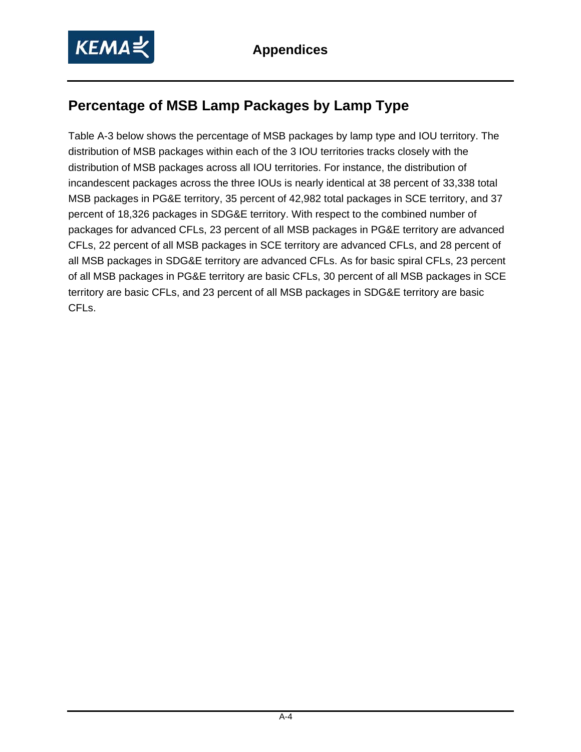## Percentage of MSB Lamp Packages by Lamp Type

Table A-3 below shows the percentage of MSB packages by lamp type and IOU territory. The distribution of MSB packages within each of the 3 IOU territories tracks closely with the distribution of MSB packages across all IOU territories. For instance, the distribution of incandescent packages across the three IOUs is nearly identical at 38 percent of 33,338 total MSB packages in PG&E territory, 35 percent of 42,982 total packages in SCE territory, and 37 percent of 18,326 packages in SDG&E territory. With respect to the combined number of packages for advanced CFLs, 23 percent of all MSB packages in PG&E territory are advanced CFLs, 22 percent of all MSB packages in SCE territory are advanced CFLs, and 28 percent of all MSB packages in SDG&E territory are advanced CFLs. As for basic spiral CFLs, 23 percent of all MSB packages in PG&E territory are basic CFLs, 30 percent of all MSB packages in SCE territory are basic CFLs, and 23 percent of all MSB packages in SDG&E territory are basic CFLs.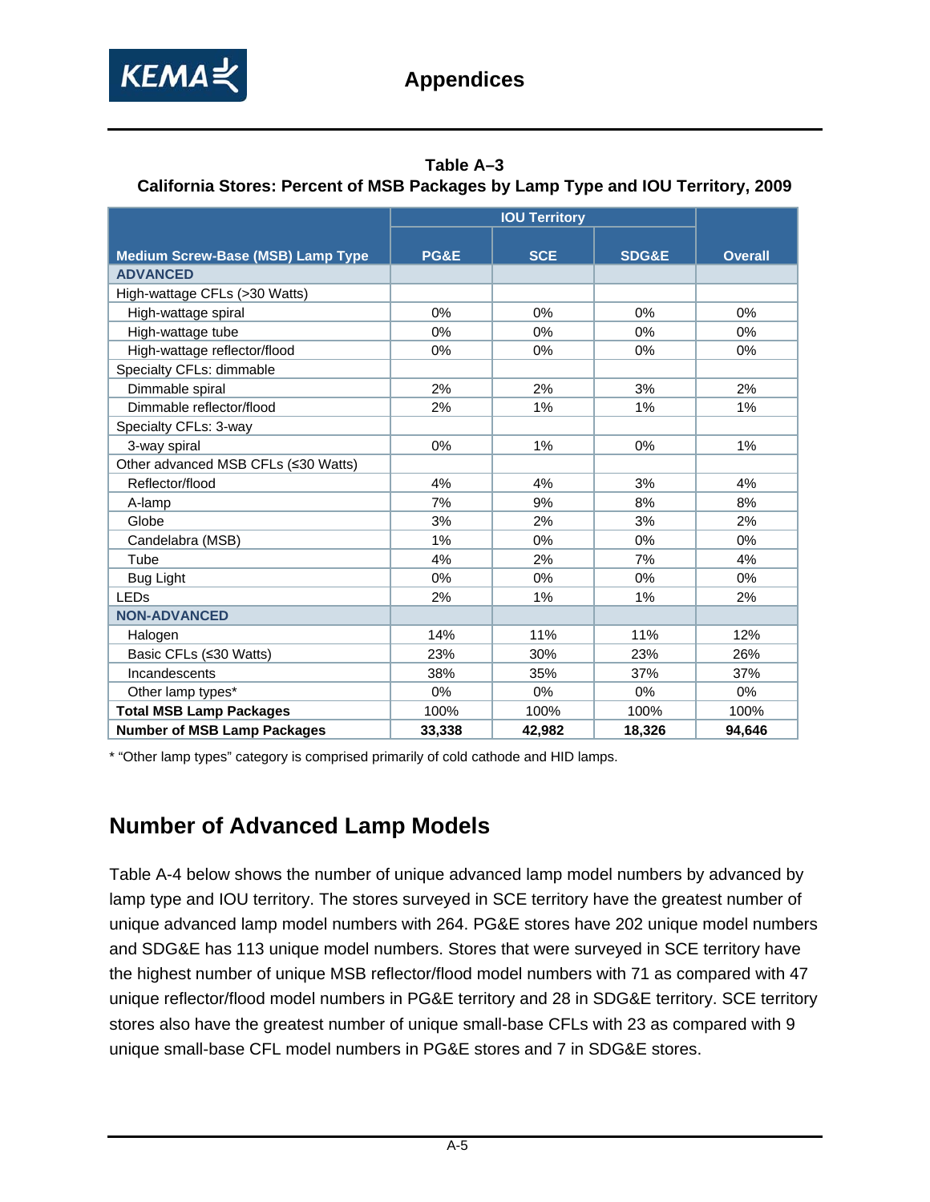**Table A–3**
**California Stores: Percent of MSB Packages by Lamp Type and IOU Territory, 2009**

| Medium Screw-Base (MSB) Lamp Type | IOU Territory | | | Overall |
|---|---|---|---|---|
| | PG&E | SCE | SDG&E | |
| **ADVANCED** | | | | |
| High-wattage CFLs (>30 Watts) | | | | |
| High-wattage spiral | 0% | 0% | 0% | 0% |
| High-wattage tube | 0% | 0% | 0% | 0% |
| High-wattage reflector/flood | 0% | 0% | 0% | 0% |
| Specialty CFLs: dimmable | | | | |
| Dimmable spiral | 2% | 2% | 3% | 2% |
| Dimmable reflector/flood | 2% | 1% | 1% | 1% |
| Specialty CFLs: 3-way | | | | |
| 3-way spiral | 0% | 1% | 0% | 1% |
| Other advanced MSB CFLs (≤30 Watts) | | | | |
| Reflector/flood | 4% | 4% | 3% | 4% |
| A-lamp | 7% | 9% | 8% | 8% |
| Globe | 3% | 2% | 3% | 2% |
| Candelabra (MSB) | 1% | 0% | 0% | 0% |
| Tube | 4% | 2% | 7% | 4% |
| Bug Light | 0% | 0% | 0% | 0% |
| LEDs | 2% | 1% | 1% | 2% |
| **NON-ADVANCED** | | | | |
| Halogen | 14% | 11% | 11% | 12% |
| Basic CFLs (≤30 Watts) | 23% | 30% | 23% | 26% |
| Incandescents | 38% | 35% | 37% | 37% |
| Other lamp types* | 0% | 0% | 0% | 0% |
| **Total MSB Lamp Packages** | 100% | 100% | 100% | 100% |
| **Number of MSB Lamp Packages** | **33,338** | **42,982** | **18,326** | **94,646** |

* "Other lamp types" category is comprised primarily of cold cathode and HID lamps.

## Number of Advanced Lamp Models

Table A-4 below shows the number of unique advanced lamp model numbers by advanced by lamp type and IOU territory. The stores surveyed in SCE territory have the greatest number of unique advanced lamp model numbers with 264. PG&E stores have 202 unique model numbers and SDG&E has 113 unique model numbers. Stores that were surveyed in SCE territory have the highest number of unique MSB reflector/flood model numbers with 71 as compared with 47 unique reflector/flood model numbers in PG&E territory and 28 in SDG&E territory. SCE territory stores also have the greatest number of unique small-base CFLs with 23 as compared with 9 unique small-base CFL model numbers in PG&E stores and 7 in SDG&E stores.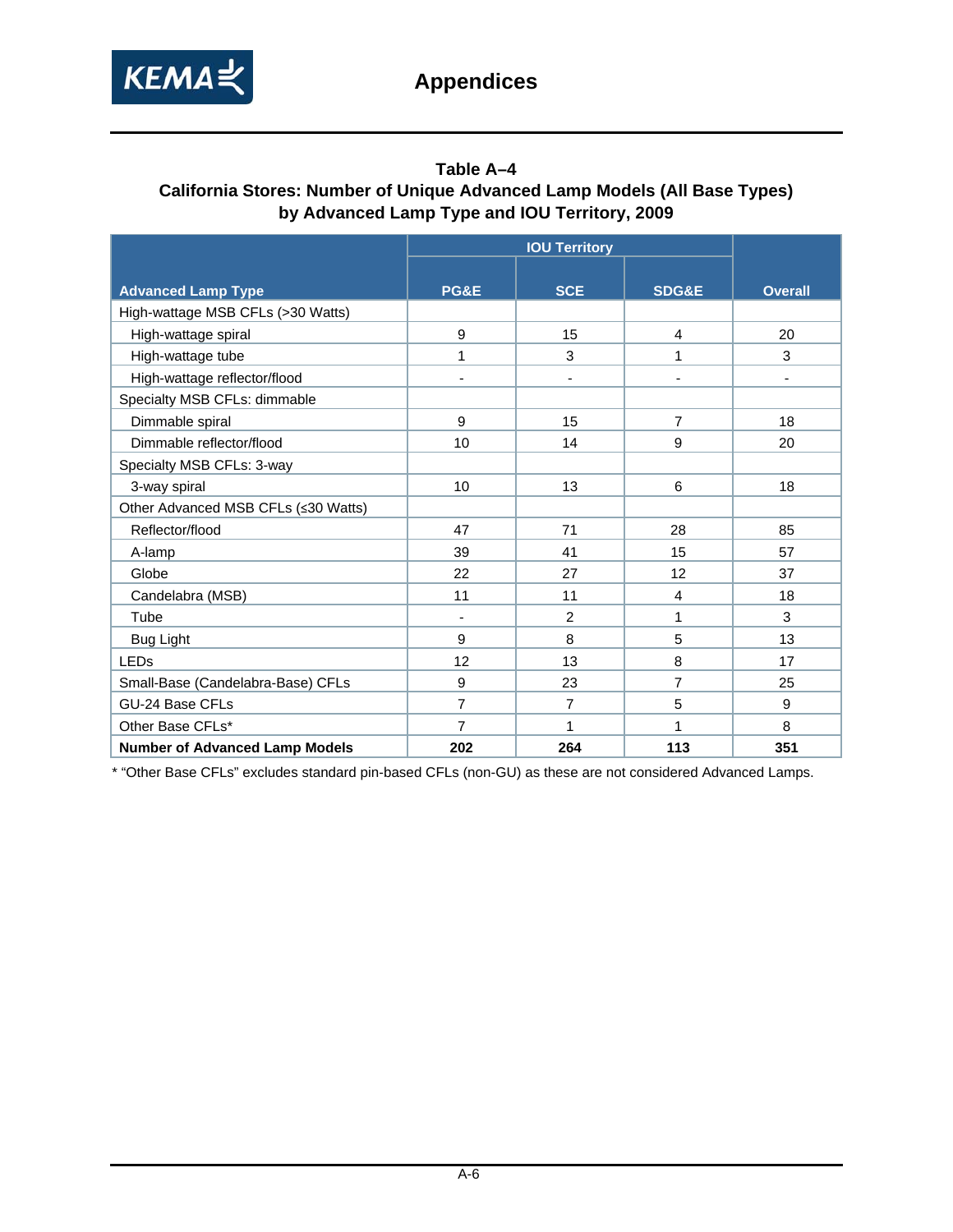**Table A–4**
**California Stores: Number of Unique Advanced Lamp Models (All Base Types) by Advanced Lamp Type and IOU Territory, 2009**

| Advanced Lamp Type | IOU Territory | | | Overall |
|---|---|---|---|---|
| | PG&E | SCE | SDG&E | |
| High-wattage MSB CFLs (>30 Watts) | | | | |
| High-wattage spiral | 9 | 15 | 4 | 20 |
| High-wattage tube | 1 | 3 | 1 | 3 |
| High-wattage reflector/flood | - | - | - | - |
| Specialty MSB CFLs: dimmable | | | | |
| Dimmable spiral | 9 | 15 | 7 | 18 |
| Dimmable reflector/flood | 10 | 14 | 9 | 20 |
| Specialty MSB CFLs: 3-way | | | | |
| 3-way spiral | 10 | 13 | 6 | 18 |
| Other Advanced MSB CFLs (≤30 Watts) | | | | |
| Reflector/flood | 47 | 71 | 28 | 85 |
| A-lamp | 39 | 41 | 15 | 57 |
| Globe | 22 | 27 | 12 | 37 |
| Candelabra (MSB) | 11 | 11 | 4 | 18 |
| Tube | - | 2 | 1 | 3 |
| Bug Light | 9 | 8 | 5 | 13 |
| LEDs | 12 | 13 | 8 | 17 |
| Small-Base (Candelabra-Base) CFLs | 9 | 23 | 7 | 25 |
| GU-24 Base CFLs | 7 | 7 | 5 | 9 |
| Other Base CFLs* | 7 | 1 | 1 | 8 |
| **Number of Advanced Lamp Models** | **202** | **264** | **113** | **351** |

* "Other Base CFLs" excludes standard pin-based CFLs (non-GU) as these are not considered Advanced Lamps.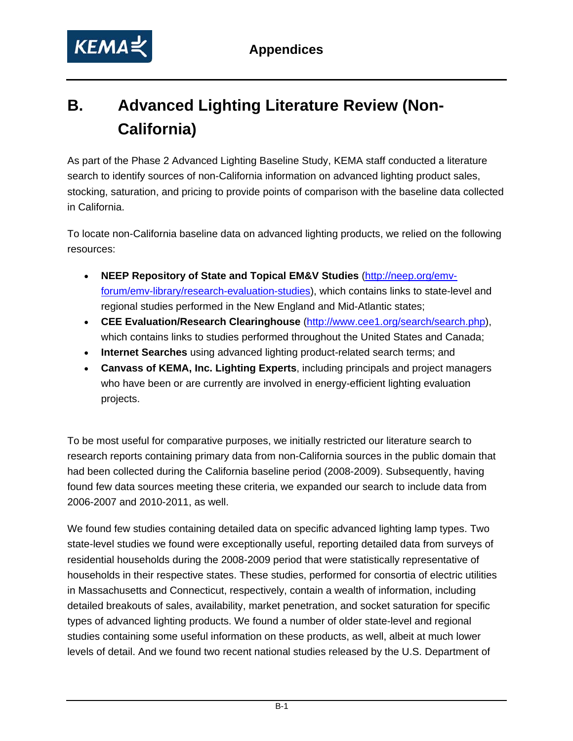# B. Advanced Lighting Literature Review (Non-California)

As part of the Phase 2 Advanced Lighting Baseline Study, KEMA staff conducted a literature search to identify sources of non-California information on advanced lighting product sales, stocking, saturation, and pricing to provide points of comparison with the baseline data collected in California.

To locate non-California baseline data on advanced lighting products, we relied on the following resources:

- **NEEP Repository of State and Topical EM&V Studies** (http://neep.org/emv-forum/emv-library/research-evaluation-studies), which contains links to state-level and regional studies performed in the New England and Mid-Atlantic states;
- **CEE Evaluation/Research Clearinghouse** (http://www.cee1.org/search/search.php), which contains links to studies performed throughout the United States and Canada;
- **Internet Searches** using advanced lighting product-related search terms; and
- **Canvass of KEMA, Inc. Lighting Experts**, including principals and project managers who have been or are currently are involved in energy-efficient lighting evaluation projects.

To be most useful for comparative purposes, we initially restricted our literature search to research reports containing primary data from non-California sources in the public domain that had been collected during the California baseline period (2008-2009). Subsequently, having found few data sources meeting these criteria, we expanded our search to include data from 2006-2007 and 2010-2011, as well.

We found few studies containing detailed data on specific advanced lighting lamp types. Two state-level studies we found were exceptionally useful, reporting detailed data from surveys of residential households during the 2008-2009 period that were statistically representative of households in their respective states. These studies, performed for consortia of electric utilities in Massachusetts and Connecticut, respectively, contain a wealth of information, including detailed breakouts of sales, availability, market penetration, and socket saturation for specific types of advanced lighting products. We found a number of older state-level and regional studies containing some useful information on these products, as well, albeit at much lower levels of detail. And we found two recent national studies released by the U.S. Department of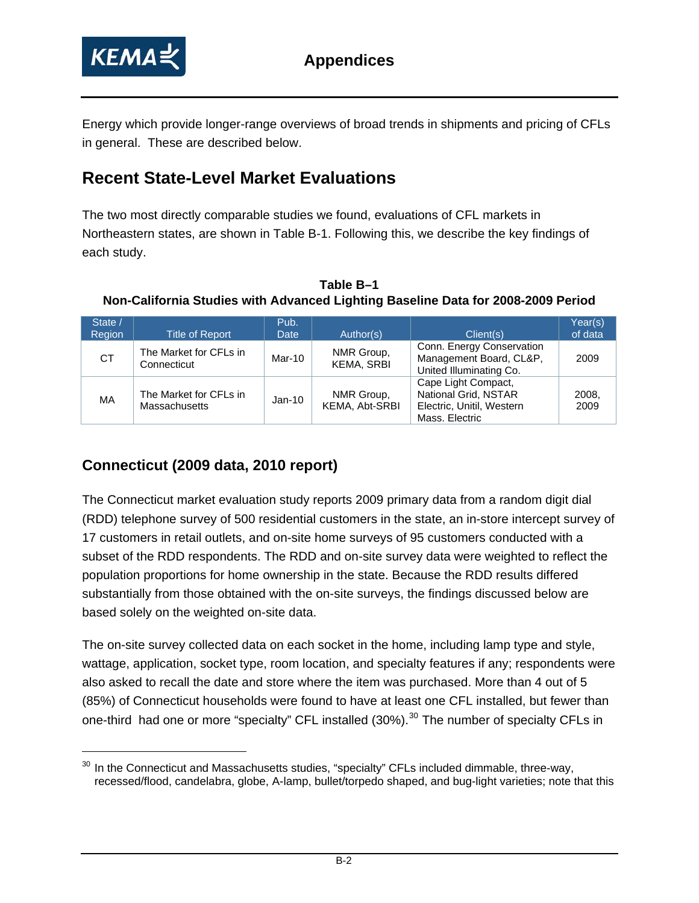Energy which provide longer-range overviews of broad trends in shipments and pricing of CFLs in general. These are described below.

## Recent State-Level Market Evaluations

The two most directly comparable studies we found, evaluations of CFL markets in Northeastern states, are shown in Table B-1. Following this, we describe the key findings of each study.

**Table B–1**
**Non-California Studies with Advanced Lighting Baseline Data for 2008-2009 Period**

| State / Region | Title of Report | Pub. Date | Author(s) | Client(s) | Year(s) of data |
|---|---|---|---|---|---|
| CT | The Market for CFLs in Connecticut | Mar-10 | NMR Group, KEMA, SRBI | Conn. Energy Conservation Management Board, CL&P, United Illuminating Co. | 2009 |
| MA | The Market for CFLs in Massachusetts | Jan-10 | NMR Group, KEMA, Abt-SRBI | Cape Light Compact, National Grid, NSTAR Electric, Unitil, Western Mass. Electric | 2008, 2009 |

### Connecticut (2009 data, 2010 report)

The Connecticut market evaluation study reports 2009 primary data from a random digit dial (RDD) telephone survey of 500 residential customers in the state, an in-store intercept survey of 17 customers in retail outlets, and on-site home surveys of 95 customers conducted with a subset of the RDD respondents. The RDD and on-site survey data were weighted to reflect the population proportions for home ownership in the state. Because the RDD results differed substantially from those obtained with the on-site surveys, the findings discussed below are based solely on the weighted on-site data.

The on-site survey collected data on each socket in the home, including lamp type and style, wattage, application, socket type, room location, and specialty features if any; respondents were also asked to recall the date and store where the item was purchased. More than 4 out of 5 (85%) of Connecticut households were found to have at least one CFL installed, but fewer than one-third had one or more "specialty" CFL installed (30%).[30] The number of specialty CFLs in

[30] In the Connecticut and Massachusetts studies, "specialty" CFLs included dimmable, three-way, recessed/flood, candelabra, globe, A-lamp, bullet/torpedo shaped, and bug-light varieties; note that this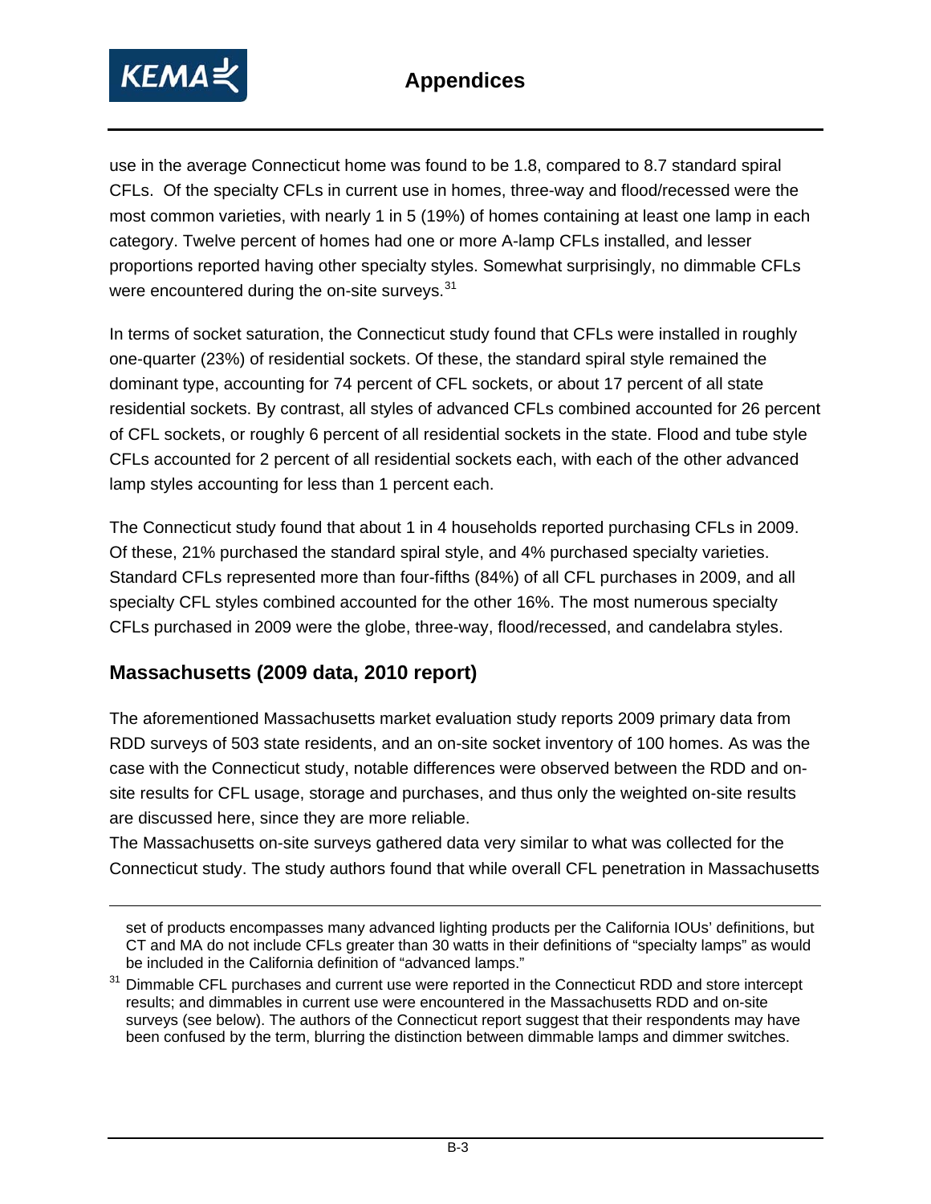use in the average Connecticut home was found to be 1.8, compared to 8.7 standard spiral CFLs. Of the specialty CFLs in current use in homes, three-way and flood/recessed were the most common varieties, with nearly 1 in 5 (19%) of homes containing at least one lamp in each category. Twelve percent of homes had one or more A-lamp CFLs installed, and lesser proportions reported having other specialty styles. Somewhat surprisingly, no dimmable CFLs were encountered during the on-site surveys.[31]

In terms of socket saturation, the Connecticut study found that CFLs were installed in roughly one-quarter (23%) of residential sockets. Of these, the standard spiral style remained the dominant type, accounting for 74 percent of CFL sockets, or about 17 percent of all state residential sockets. By contrast, all styles of advanced CFLs combined accounted for 26 percent of CFL sockets, or roughly 6 percent of all residential sockets in the state. Flood and tube style CFLs accounted for 2 percent of all residential sockets each, with each of the other advanced lamp styles accounting for less than 1 percent each.

The Connecticut study found that about 1 in 4 households reported purchasing CFLs in 2009. Of these, 21% purchased the standard spiral style, and 4% purchased specialty varieties. Standard CFLs represented more than four-fifths (84%) of all CFL purchases in 2009, and all specialty CFL styles combined accounted for the other 16%. The most numerous specialty CFLs purchased in 2009 were the globe, three-way, flood/recessed, and candelabra styles.

## Massachusetts (2009 data, 2010 report)

The aforementioned Massachusetts market evaluation study reports 2009 primary data from RDD surveys of 503 state residents, and an on-site socket inventory of 100 homes. As was the case with the Connecticut study, notable differences were observed between the RDD and on-site results for CFL usage, storage and purchases, and thus only the weighted on-site results are discussed here, since they are more reliable.

The Massachusetts on-site surveys gathered data very similar to what was collected for the Connecticut study. The study authors found that while overall CFL penetration in Massachusetts

---

set of products encompasses many advanced lighting products per the California IOUs' definitions, but CT and MA do not include CFLs greater than 30 watts in their definitions of "specialty lamps" as would be included in the California definition of "advanced lamps."

[31] Dimmable CFL purchases and current use were reported in the Connecticut RDD and store intercept results; and dimmables in current use were encountered in the Massachusetts RDD and on-site surveys (see below). The authors of the Connecticut report suggest that their respondents may have been confused by the term, blurring the distinction between dimmable lamps and dimmer switches.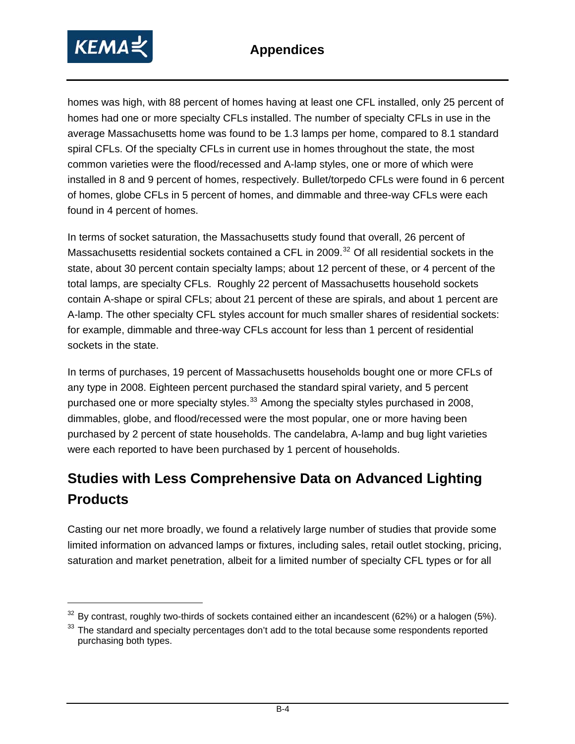homes was high, with 88 percent of homes having at least one CFL installed, only 25 percent of homes had one or more specialty CFLs installed. The number of specialty CFLs in use in the average Massachusetts home was found to be 1.3 lamps per home, compared to 8.1 standard spiral CFLs. Of the specialty CFLs in current use in homes throughout the state, the most common varieties were the flood/recessed and A-lamp styles, one or more of which were installed in 8 and 9 percent of homes, respectively. Bullet/torpedo CFLs were found in 6 percent of homes, globe CFLs in 5 percent of homes, and dimmable and three-way CFLs were each found in 4 percent of homes.

In terms of socket saturation, the Massachusetts study found that overall, 26 percent of Massachusetts residential sockets contained a CFL in 2009.[32] Of all residential sockets in the state, about 30 percent contain specialty lamps; about 12 percent of these, or 4 percent of the total lamps, are specialty CFLs. Roughly 22 percent of Massachusetts household sockets contain A-shape or spiral CFLs; about 21 percent of these are spirals, and about 1 percent are A-lamp. The other specialty CFL styles account for much smaller shares of residential sockets: for example, dimmable and three-way CFLs account for less than 1 percent of residential sockets in the state.

In terms of purchases, 19 percent of Massachusetts households bought one or more CFLs of any type in 2008. Eighteen percent purchased the standard spiral variety, and 5 percent purchased one or more specialty styles.[33] Among the specialty styles purchased in 2008, dimmables, globe, and flood/recessed were the most popular, one or more having been purchased by 2 percent of state households. The candelabra, A-lamp and bug light varieties were each reported to have been purchased by 1 percent of households.

## Studies with Less Comprehensive Data on Advanced Lighting Products

Casting our net more broadly, we found a relatively large number of studies that provide some limited information on advanced lamps or fixtures, including sales, retail outlet stocking, pricing, saturation and market penetration, albeit for a limited number of specialty CFL types or for all

---

[32] By contrast, roughly two-thirds of sockets contained either an incandescent (62%) or a halogen (5%).

[33] The standard and specialty percentages don't add to the total because some respondents reported purchasing both types.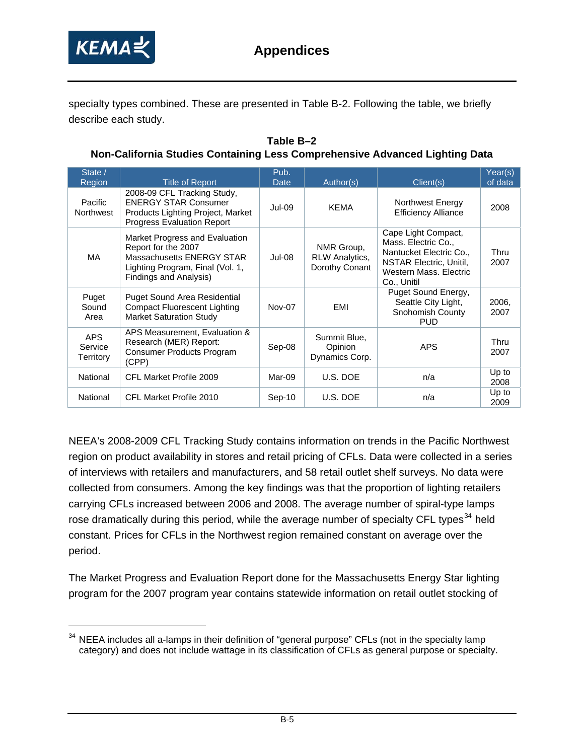specialty types combined. These are presented in Table B-2. Following the table, we briefly describe each study.

**Table B–2**
**Non-California Studies Containing Less Comprehensive Advanced Lighting Data**

| State / Region | Title of Report | Pub. Date | Author(s) | Client(s) | Year(s) of data |
|---|---|---|---|---|---|
| Pacific Northwest | 2008-09 CFL Tracking Study, ENERGY STAR Consumer Products Lighting Project, Market Progress Evaluation Report | Jul-09 | KEMA | Northwest Energy Efficiency Alliance | 2008 |
| MA | Market Progress and Evaluation Report for the 2007 Massachusetts ENERGY STAR Lighting Program, Final (Vol. 1, Findings and Analysis) | Jul-08 | NMR Group, RLW Analytics, Dorothy Conant | Cape Light Compact, Mass. Electric Co., Nantucket Electric Co., NSTAR Electric, Unitil, Western Mass. Electric Co., Unitil | Thru 2007 |
| Puget Sound Area | Puget Sound Area Residential Compact Fluorescent Lighting Market Saturation Study | Nov-07 | EMI | Puget Sound Energy, Seattle City Light, Snohomish County PUD | 2006, 2007 |
| APS Service Territory | APS Measurement, Evaluation & Research (MER) Report: Consumer Products Program (CPP) | Sep-08 | Summit Blue, Opinion Dynamics Corp. | APS | Thru 2007 |
| National | CFL Market Profile 2009 | Mar-09 | U.S. DOE | n/a | Up to 2008 |
| National | CFL Market Profile 2010 | Sep-10 | U.S. DOE | n/a | Up to 2009 |

NEEA's 2008-2009 CFL Tracking Study contains information on trends in the Pacific Northwest region on product availability in stores and retail pricing of CFLs. Data were collected in a series of interviews with retailers and manufacturers, and 58 retail outlet shelf surveys. No data were collected from consumers. Among the key findings was that the proportion of lighting retailers carrying CFLs increased between 2006 and 2008. The average number of spiral-type lamps rose dramatically during this period, while the average number of specialty CFL types[34] held constant. Prices for CFLs in the Northwest region remained constant on average over the period.

The Market Progress and Evaluation Report done for the Massachusetts Energy Star lighting program for the 2007 program year contains statewide information on retail outlet stocking of

[34] NEEA includes all a-lamps in their definition of "general purpose" CFLs (not in the specialty lamp category) and does not include wattage in its classification of CFLs as general purpose or specialty.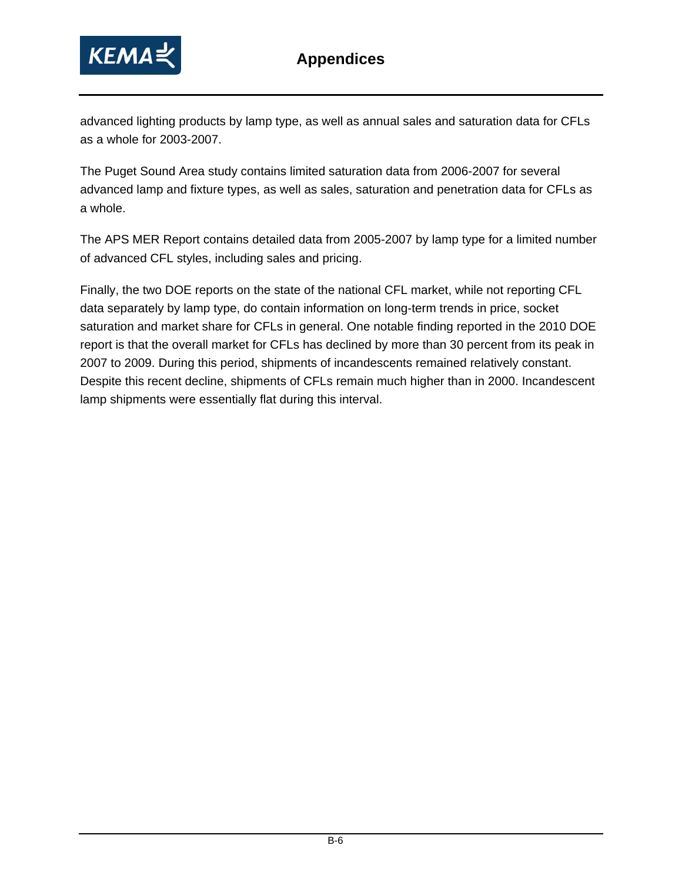advanced lighting products by lamp type, as well as annual sales and saturation data for CFLs as a whole for 2003-2007.

The Puget Sound Area study contains limited saturation data from 2006-2007 for several advanced lamp and fixture types, as well as sales, saturation and penetration data for CFLs as a whole.

The APS MER Report contains detailed data from 2005-2007 by lamp type for a limited number of advanced CFL styles, including sales and pricing.

Finally, the two DOE reports on the state of the national CFL market, while not reporting CFL data separately by lamp type, do contain information on long-term trends in price, socket saturation and market share for CFLs in general. One notable finding reported in the 2010 DOE report is that the overall market for CFLs has declined by more than 30 percent from its peak in 2007 to 2009. During this period, shipments of incandescents remained relatively constant. Despite this recent decline, shipments of CFLs remain much higher than in 2000. Incandescent lamp shipments were essentially flat during this interval.